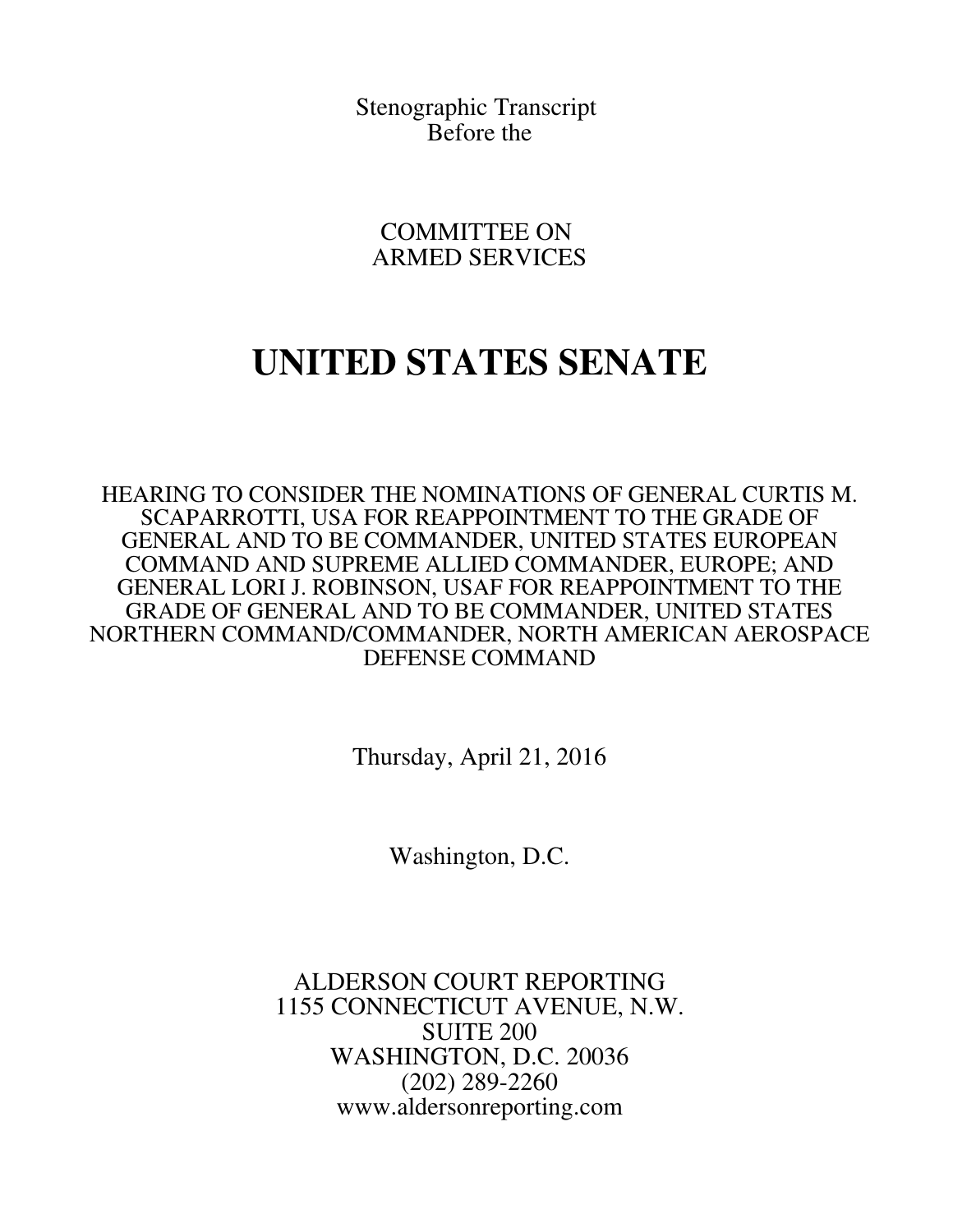Stenographic Transcript
Before the

COMMITTEE ON
ARMED SERVICES

# UNITED STATES SENATE

HEARING TO CONSIDER THE NOMINATIONS OF GENERAL CURTIS M. SCAPARROTTI, USA FOR REAPPOINTMENT TO THE GRADE OF GENERAL AND TO BE COMMANDER, UNITED STATES EUROPEAN COMMAND AND SUPREME ALLIED COMMANDER, EUROPE; AND GENERAL LORI J. ROBINSON, USAF FOR REAPPOINTMENT TO THE GRADE OF GENERAL AND TO BE COMMANDER, UNITED STATES NORTHERN COMMAND/COMMANDER, NORTH AMERICAN AEROSPACE DEFENSE COMMAND

Thursday, April 21, 2016

Washington, D.C.

ALDERSON COURT REPORTING
1155 CONNECTICUT AVENUE, N.W.
SUITE 200
WASHINGTON, D.C. 20036
(202) 289-2260
www.aldersonreporting.com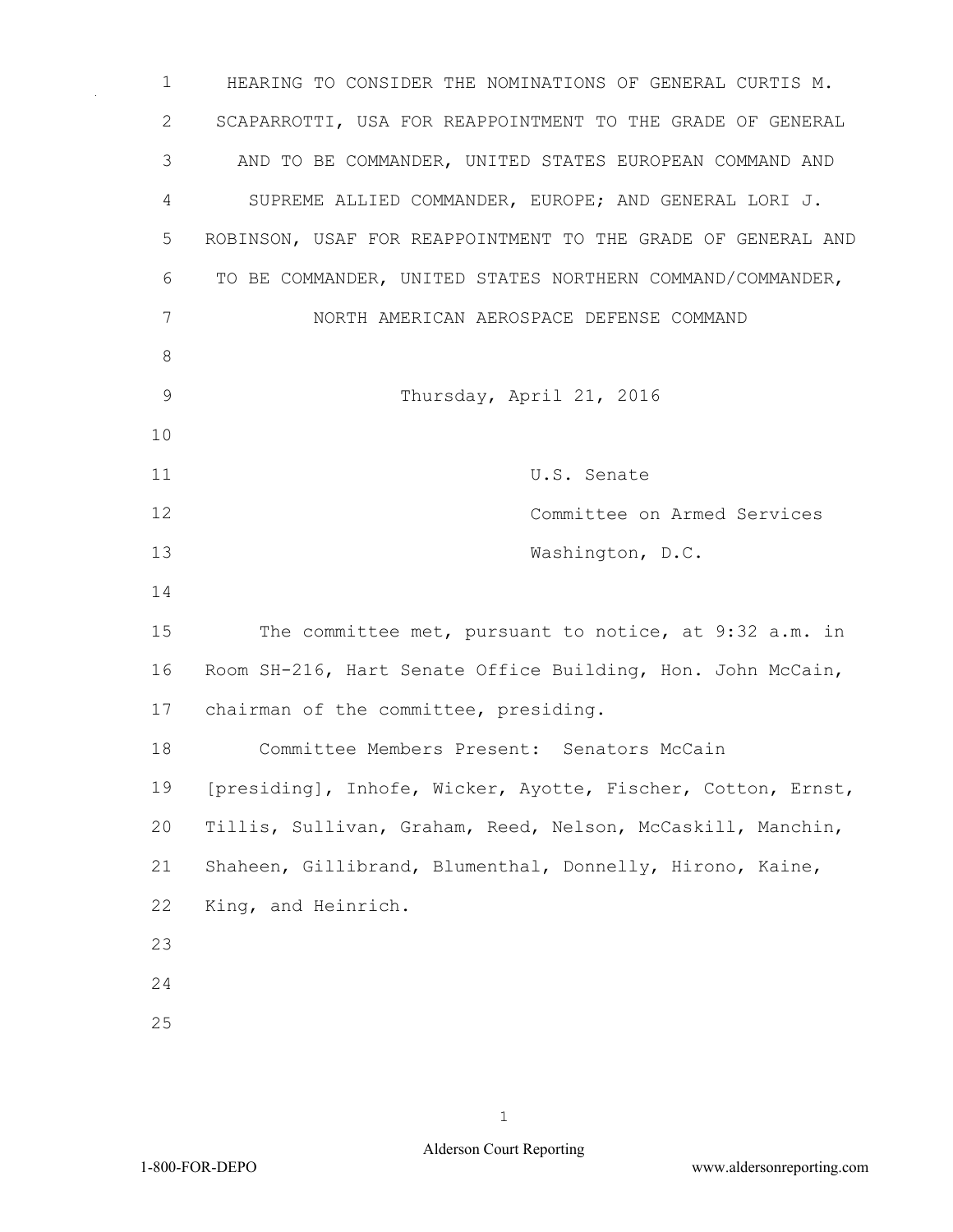# HEARING TO CONSIDER THE NOMINATIONS OF GENERAL CURTIS M. SCAPARROTTI, USA FOR REAPPOINTMENT TO THE GRADE OF GENERAL AND TO BE COMMANDER, UNITED STATES EUROPEAN COMMAND AND SUPREME ALLIED COMMANDER, EUROPE; AND GENERAL LORI J. ROBINSON, USAF FOR REAPPOINTMENT TO THE GRADE OF GENERAL AND TO BE COMMANDER, UNITED STATES NORTHERN COMMAND/COMMANDER, NORTH AMERICAN AEROSPACE DEFENSE COMMAND

Thursday, April 21, 2016

U.S. Senate
Committee on Armed Services
Washington, D.C.

The committee met, pursuant to notice, at 9:32 a.m. in Room SH-216, Hart Senate Office Building, Hon. John McCain, chairman of the committee, presiding.

Committee Members Present: Senators McCain [presiding], Inhofe, Wicker, Ayotte, Fischer, Cotton, Ernst, Tillis, Sullivan, Graham, Reed, Nelson, McCaskill, Manchin, Shaheen, Gillibrand, Blumenthal, Donnelly, Hirono, Kaine, King, and Heinrich.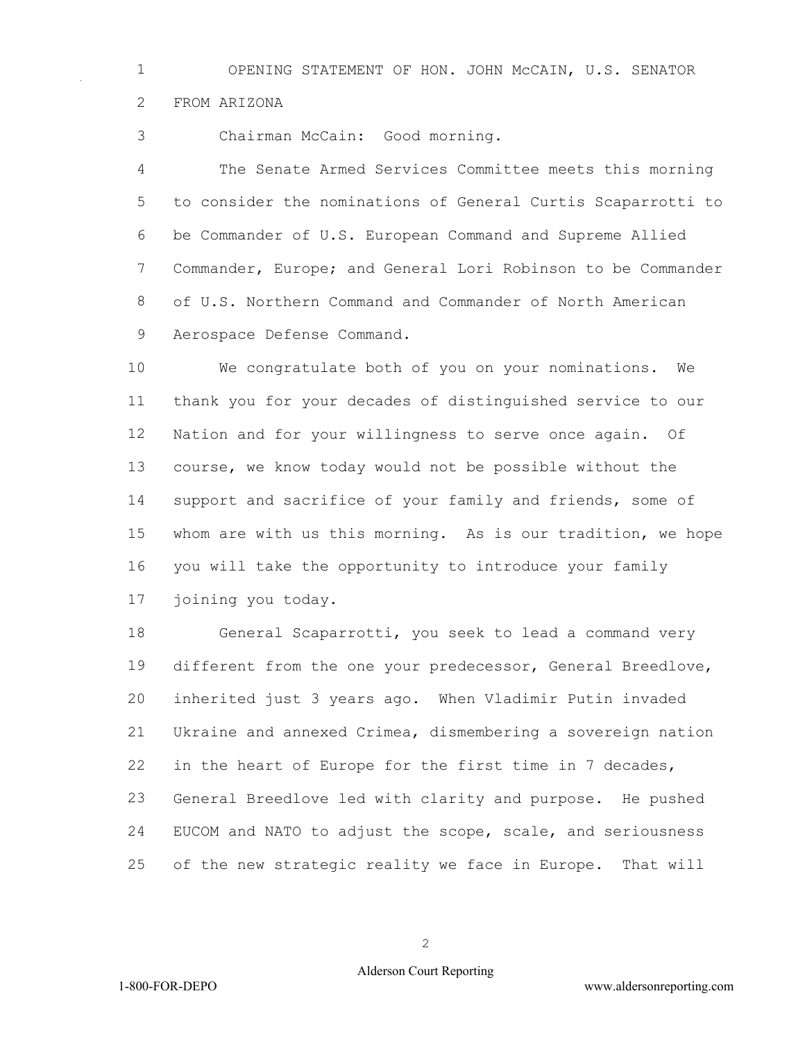## OPENING STATEMENT OF HON. JOHN McCAIN, U.S. SENATOR FROM ARIZONA

Chairman McCain: Good morning.

The Senate Armed Services Committee meets this morning to consider the nominations of General Curtis Scaparrotti to be Commander of U.S. European Command and Supreme Allied Commander, Europe; and General Lori Robinson to be Commander of U.S. Northern Command and Commander of North American Aerospace Defense Command.

We congratulate both of you on your nominations. We thank you for your decades of distinguished service to our Nation and for your willingness to serve once again. Of course, we know today would not be possible without the support and sacrifice of your family and friends, some of whom are with us this morning. As is our tradition, we hope you will take the opportunity to introduce your family joining you today.

General Scaparrotti, you seek to lead a command very different from the one your predecessor, General Breedlove, inherited just 3 years ago. When Vladimir Putin invaded Ukraine and annexed Crimea, dismembering a sovereign nation in the heart of Europe for the first time in 7 decades, General Breedlove led with clarity and purpose. He pushed EUCOM and NATO to adjust the scope, scale, and seriousness of the new strategic reality we face in Europe. That will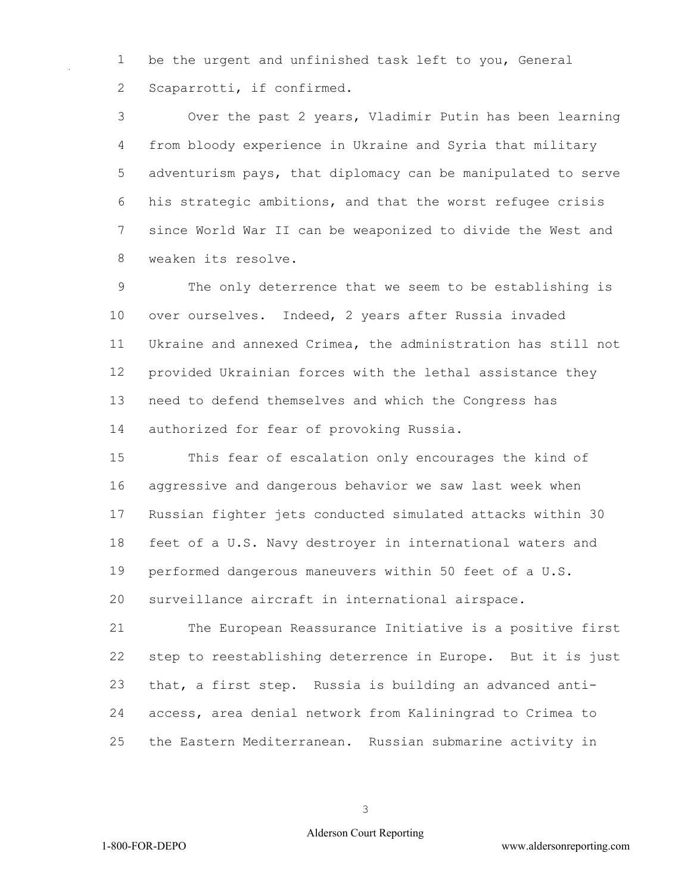be the urgent and unfinished task left to you, General Scaparrotti, if confirmed.

Over the past 2 years, Vladimir Putin has been learning from bloody experience in Ukraine and Syria that military adventurism pays, that diplomacy can be manipulated to serve his strategic ambitions, and that the worst refugee crisis since World War II can be weaponized to divide the West and weaken its resolve.

The only deterrence that we seem to be establishing is over ourselves. Indeed, 2 years after Russia invaded Ukraine and annexed Crimea, the administration has still not provided Ukrainian forces with the lethal assistance they need to defend themselves and which the Congress has authorized for fear of provoking Russia.

This fear of escalation only encourages the kind of aggressive and dangerous behavior we saw last week when Russian fighter jets conducted simulated attacks within 30 feet of a U.S. Navy destroyer in international waters and performed dangerous maneuvers within 50 feet of a U.S. surveillance aircraft in international airspace.

The European Reassurance Initiative is a positive first step to reestablishing deterrence in Europe. But it is just that, a first step. Russia is building an advanced anti-access, area denial network from Kaliningrad to Crimea to the Eastern Mediterranean. Russian submarine activity in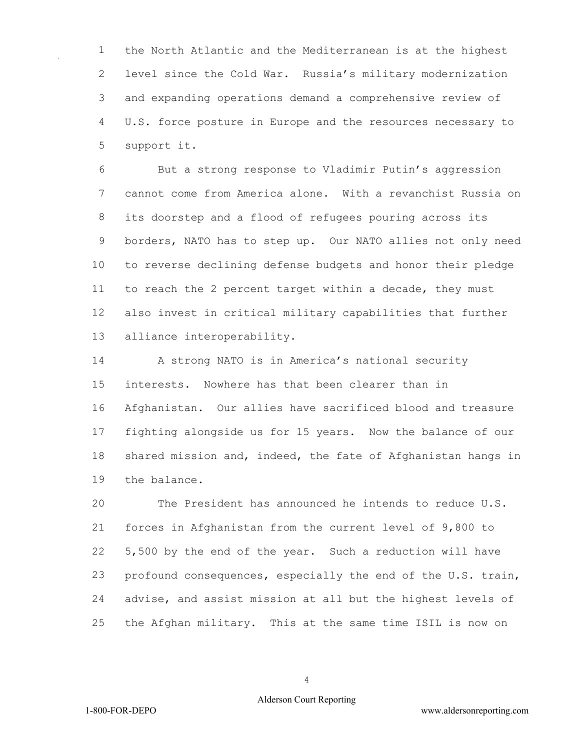the North Atlantic and the Mediterranean is at the highest level since the Cold War. Russia's military modernization and expanding operations demand a comprehensive review of U.S. force posture in Europe and the resources necessary to support it.

But a strong response to Vladimir Putin's aggression cannot come from America alone. With a revanchist Russia on its doorstep and a flood of refugees pouring across its borders, NATO has to step up. Our NATO allies not only need to reverse declining defense budgets and honor their pledge to reach the 2 percent target within a decade, they must also invest in critical military capabilities that further alliance interoperability.

A strong NATO is in America's national security interests. Nowhere has that been clearer than in Afghanistan. Our allies have sacrificed blood and treasure fighting alongside us for 15 years. Now the balance of our shared mission and, indeed, the fate of Afghanistan hangs in the balance.

The President has announced he intends to reduce U.S. forces in Afghanistan from the current level of 9,800 to 5,500 by the end of the year. Such a reduction will have profound consequences, especially the end of the U.S. train, advise, and assist mission at all but the highest levels of the Afghan military. This at the same time ISIL is now on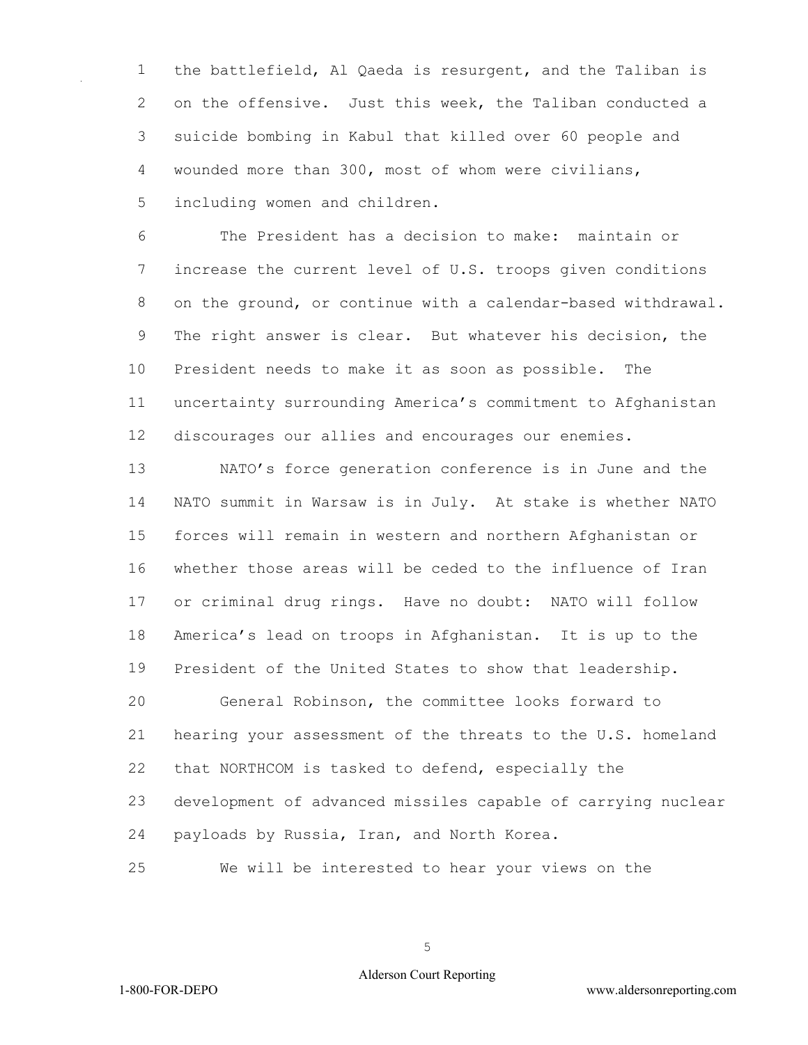the battlefield, Al Qaeda is resurgent, and the Taliban is on the offensive. Just this week, the Taliban conducted a suicide bombing in Kabul that killed over 60 people and wounded more than 300, most of whom were civilians, including women and children.

The President has a decision to make: maintain or increase the current level of U.S. troops given conditions on the ground, or continue with a calendar-based withdrawal. The right answer is clear. But whatever his decision, the President needs to make it as soon as possible. The uncertainty surrounding America's commitment to Afghanistan discourages our allies and encourages our enemies.

NATO's force generation conference is in June and the NATO summit in Warsaw is in July. At stake is whether NATO forces will remain in western and northern Afghanistan or whether those areas will be ceded to the influence of Iran or criminal drug rings. Have no doubt: NATO will follow America's lead on troops in Afghanistan. It is up to the President of the United States to show that leadership.

General Robinson, the committee looks forward to hearing your assessment of the threats to the U.S. homeland that NORTHCOM is tasked to defend, especially the development of advanced missiles capable of carrying nuclear payloads by Russia, Iran, and North Korea.

We will be interested to hear your views on the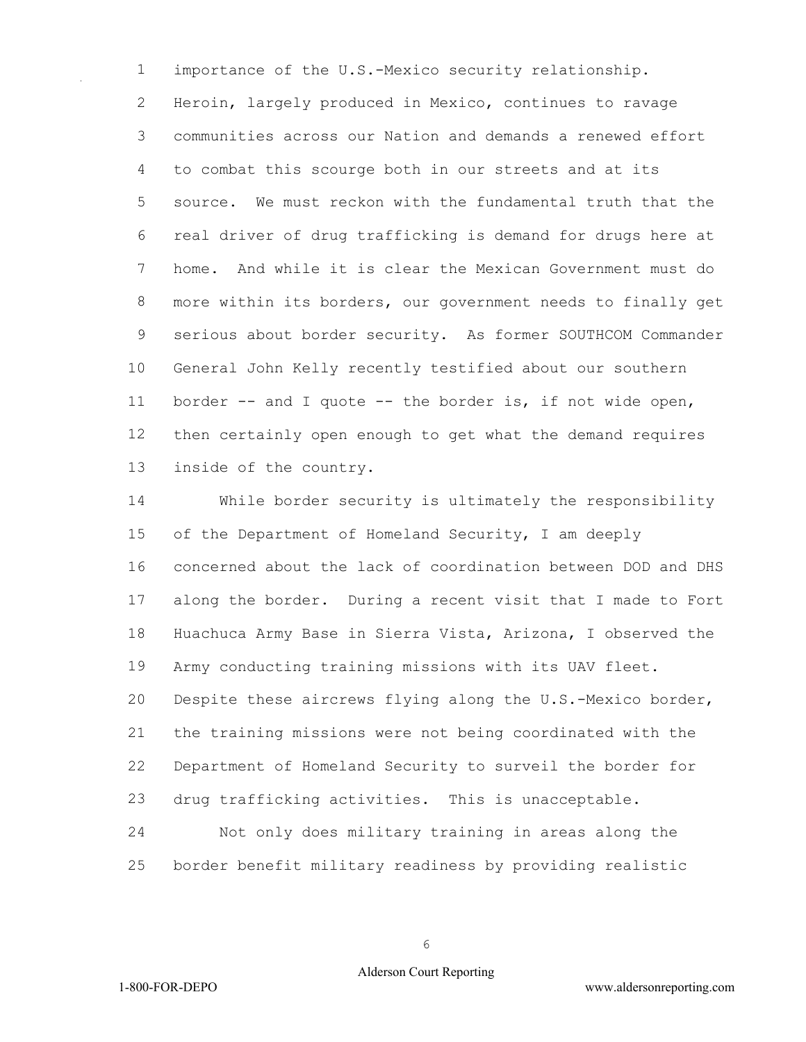importance of the U.S.-Mexico security relationship. Heroin, largely produced in Mexico, continues to ravage communities across our Nation and demands a renewed effort to combat this scourge both in our streets and at its source. We must reckon with the fundamental truth that the real driver of drug trafficking is demand for drugs here at home. And while it is clear the Mexican Government must do more within its borders, our government needs to finally get serious about border security. As former SOUTHCOM Commander General John Kelly recently testified about our southern border -- and I quote -- the border is, if not wide open, then certainly open enough to get what the demand requires inside of the country.

While border security is ultimately the responsibility of the Department of Homeland Security, I am deeply concerned about the lack of coordination between DOD and DHS along the border. During a recent visit that I made to Fort Huachuca Army Base in Sierra Vista, Arizona, I observed the Army conducting training missions with its UAV fleet. Despite these aircrews flying along the U.S.-Mexico border, the training missions were not being coordinated with the Department of Homeland Security to surveil the border for drug trafficking activities. This is unacceptable.

Not only does military training in areas along the border benefit military readiness by providing realistic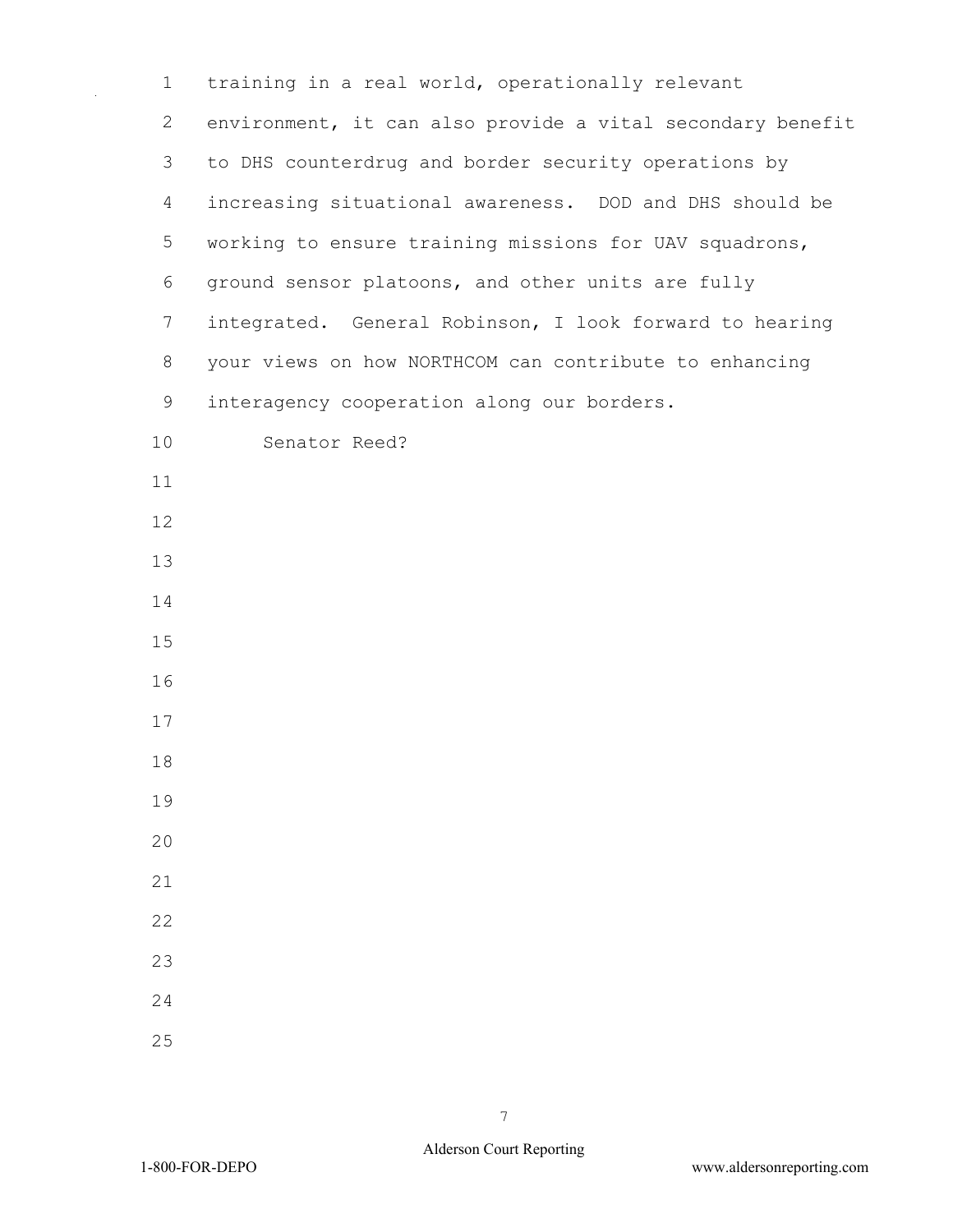training in a real world, operationally relevant environment, it can also provide a vital secondary benefit to DHS counterdrug and border security operations by increasing situational awareness. DOD and DHS should be working to ensure training missions for UAV squadrons, ground sensor platoons, and other units are fully integrated. General Robinson, I look forward to hearing your views on how NORTHCOM can contribute to enhancing interagency cooperation along our borders.

Senator Reed?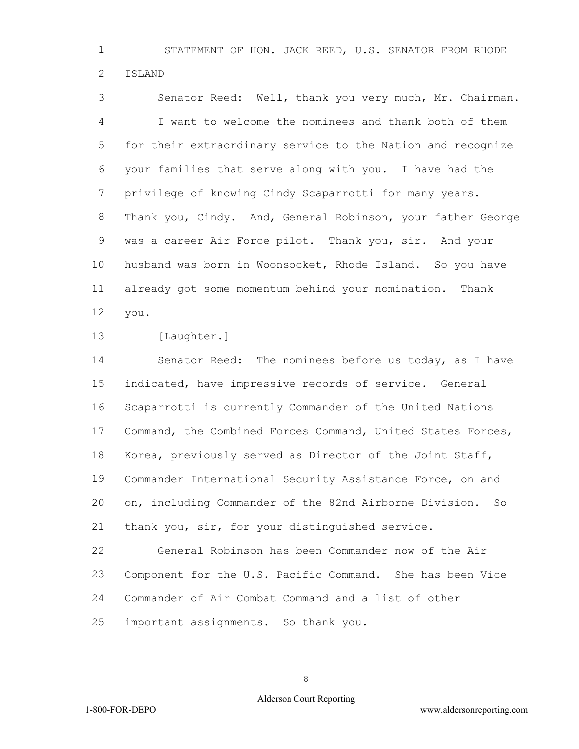STATEMENT OF HON. JACK REED, U.S. SENATOR FROM RHODE ISLAND

Senator Reed: Well, thank you very much, Mr. Chairman.

I want to welcome the nominees and thank both of them for their extraordinary service to the Nation and recognize your families that serve along with you. I have had the privilege of knowing Cindy Scaparrotti for many years. Thank you, Cindy. And, General Robinson, your father George was a career Air Force pilot. Thank you, sir. And your husband was born in Woonsocket, Rhode Island. So you have already got some momentum behind your nomination. Thank you.

[Laughter.]

Senator Reed: The nominees before us today, as I have indicated, have impressive records of service. General Scaparrotti is currently Commander of the United Nations Command, the Combined Forces Command, United States Forces, Korea, previously served as Director of the Joint Staff, Commander International Security Assistance Force, on and on, including Commander of the 82nd Airborne Division. So thank you, sir, for your distinguished service.

General Robinson has been Commander now of the Air Component for the U.S. Pacific Command. She has been Vice Commander of Air Combat Command and a list of other important assignments. So thank you.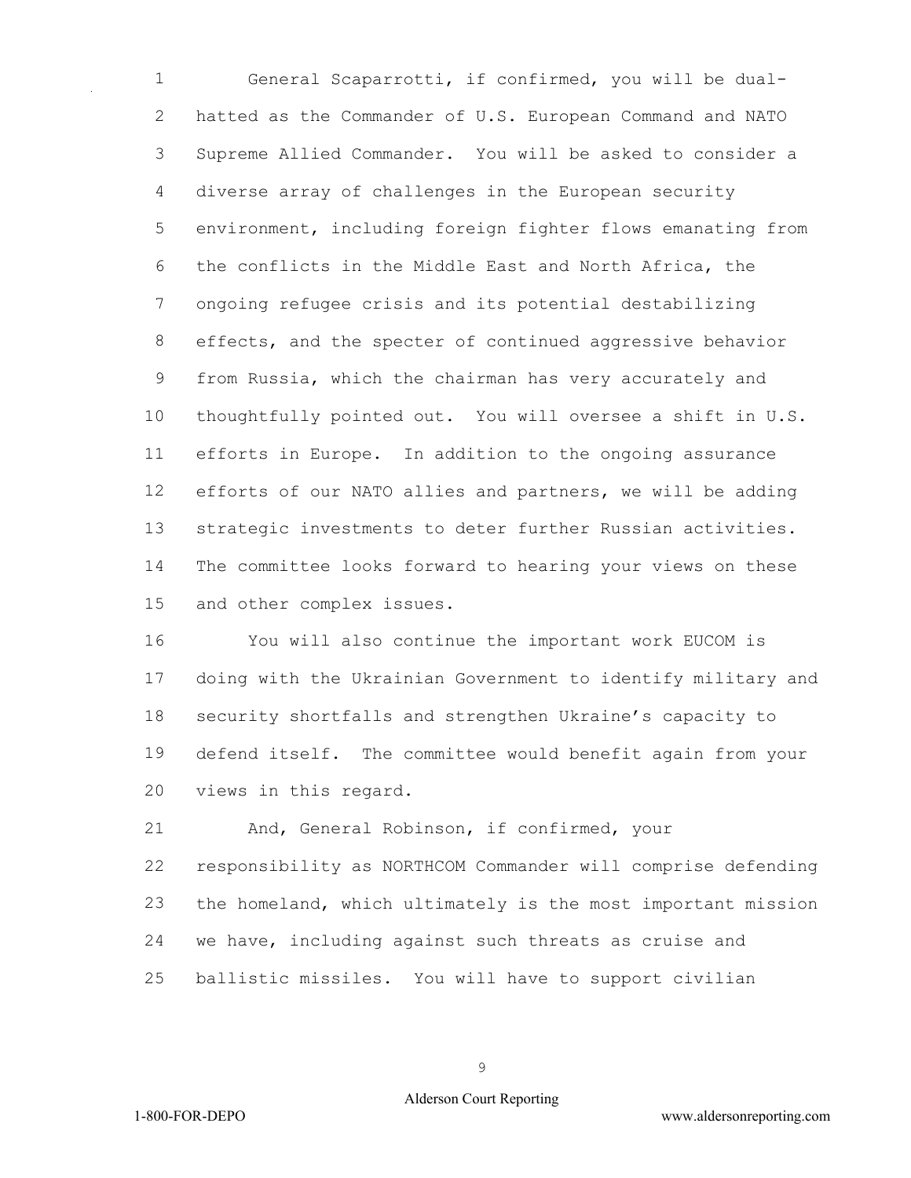General Scaparrotti, if confirmed, you will be dual-hatted as the Commander of U.S. European Command and NATO Supreme Allied Commander. You will be asked to consider a diverse array of challenges in the European security environment, including foreign fighter flows emanating from the conflicts in the Middle East and North Africa, the ongoing refugee crisis and its potential destabilizing effects, and the specter of continued aggressive behavior from Russia, which the chairman has very accurately and thoughtfully pointed out. You will oversee a shift in U.S. efforts in Europe. In addition to the ongoing assurance efforts of our NATO allies and partners, we will be adding strategic investments to deter further Russian activities. The committee looks forward to hearing your views on these and other complex issues.

You will also continue the important work EUCOM is doing with the Ukrainian Government to identify military and security shortfalls and strengthen Ukraine's capacity to defend itself. The committee would benefit again from your views in this regard.

And, General Robinson, if confirmed, your responsibility as NORTHCOM Commander will comprise defending the homeland, which ultimately is the most important mission we have, including against such threats as cruise and ballistic missiles. You will have to support civilian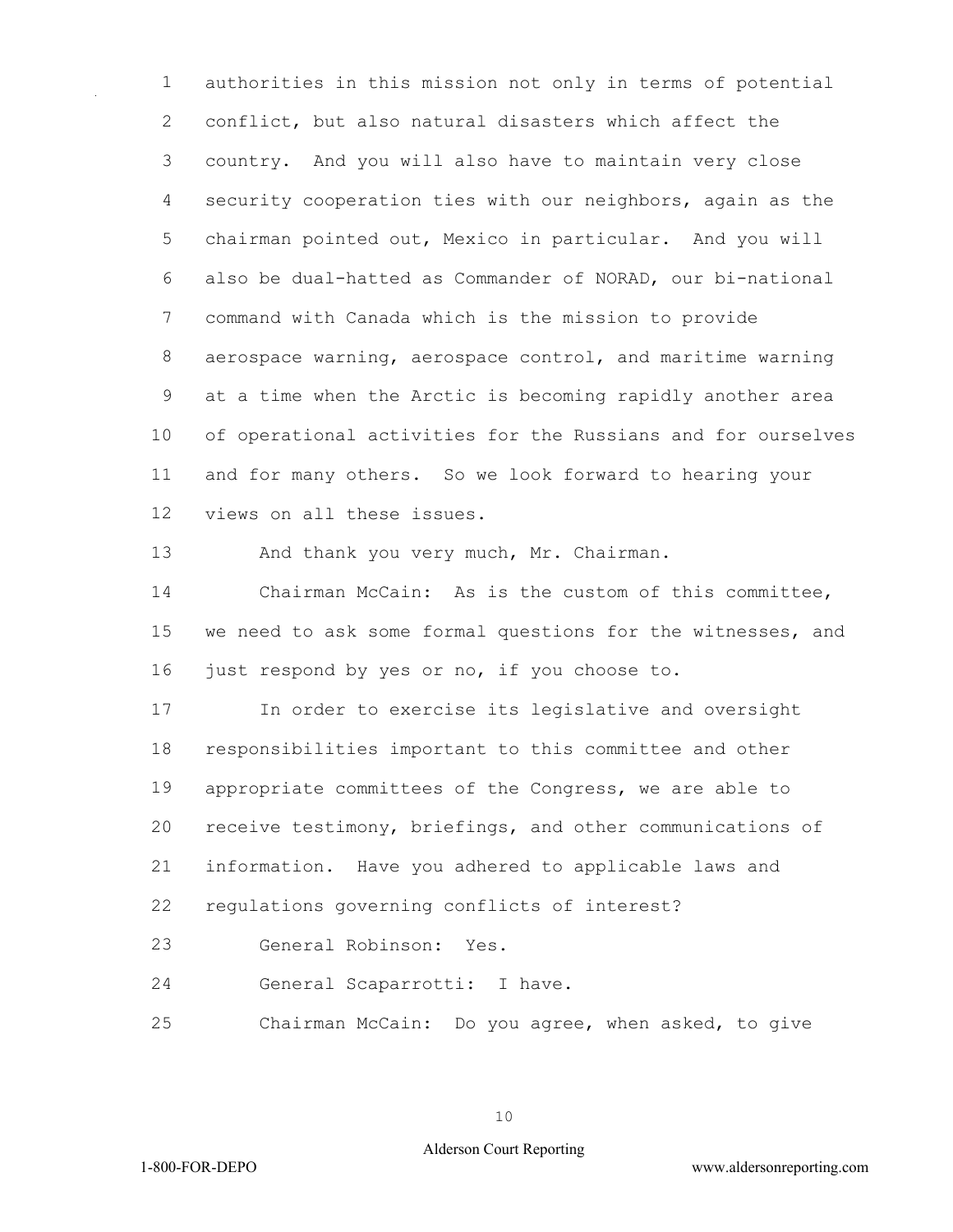authorities in this mission not only in terms of potential conflict, but also natural disasters which affect the country. And you will also have to maintain very close security cooperation ties with our neighbors, again as the chairman pointed out, Mexico in particular. And you will also be dual-hatted as Commander of NORAD, our bi-national command with Canada which is the mission to provide aerospace warning, aerospace control, and maritime warning at a time when the Arctic is becoming rapidly another area of operational activities for the Russians and for ourselves and for many others. So we look forward to hearing your views on all these issues.

And thank you very much, Mr. Chairman.

Chairman McCain: As is the custom of this committee, we need to ask some formal questions for the witnesses, and just respond by yes or no, if you choose to.

In order to exercise its legislative and oversight responsibilities important to this committee and other appropriate committees of the Congress, we are able to receive testimony, briefings, and other communications of information. Have you adhered to applicable laws and regulations governing conflicts of interest?

General Robinson: Yes.

General Scaparrotti: I have.

Chairman McCain: Do you agree, when asked, to give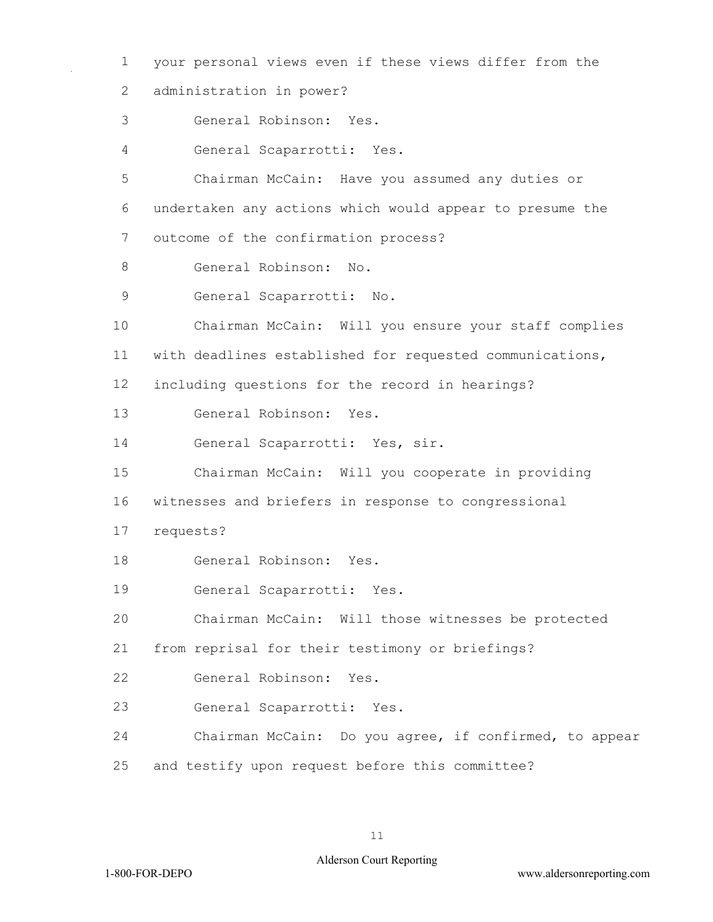your personal views even if these views differ from the administration in power?

General Robinson: Yes.

General Scaparrotti: Yes.

Chairman McCain: Have you assumed any duties or undertaken any actions which would appear to presume the outcome of the confirmation process?

General Robinson: No.

General Scaparrotti: No.

Chairman McCain: Will you ensure your staff complies with deadlines established for requested communications, including questions for the record in hearings?

General Robinson: Yes.

General Scaparrotti: Yes, sir.

Chairman McCain: Will you cooperate in providing witnesses and briefers in response to congressional requests?

General Robinson: Yes.

General Scaparrotti: Yes.

Chairman McCain: Will those witnesses be protected from reprisal for their testimony or briefings?

General Robinson: Yes.

General Scaparrotti: Yes.

Chairman McCain: Do you agree, if confirmed, to appear and testify upon request before this committee?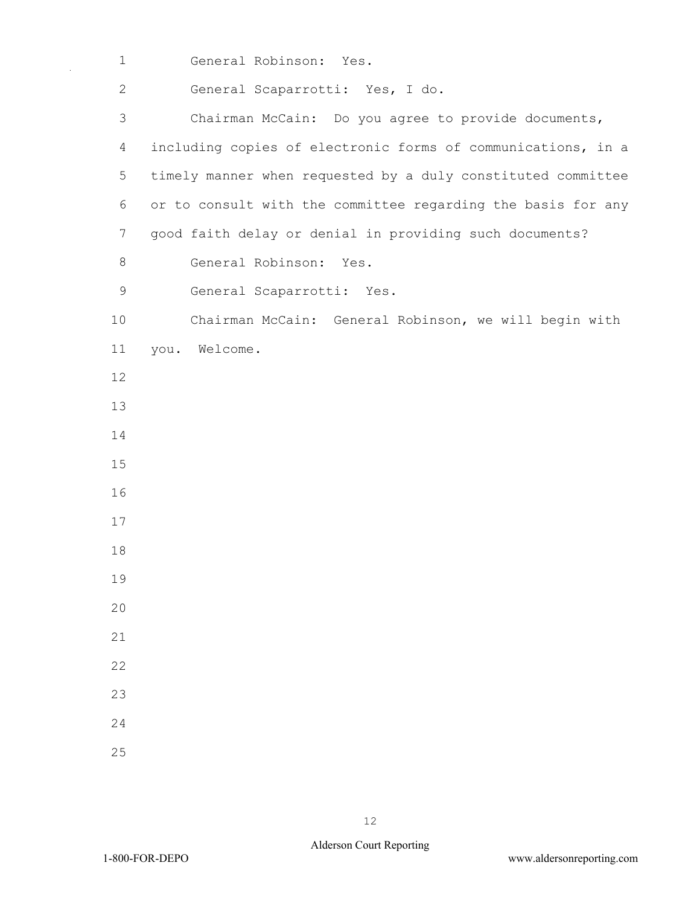General Robinson: Yes.

General Scaparrotti: Yes, I do.

Chairman McCain: Do you agree to provide documents, including copies of electronic forms of communications, in a timely manner when requested by a duly constituted committee or to consult with the committee regarding the basis for any good faith delay or denial in providing such documents?

General Robinson: Yes.

General Scaparrotti: Yes.

Chairman McCain: General Robinson, we will begin with you. Welcome.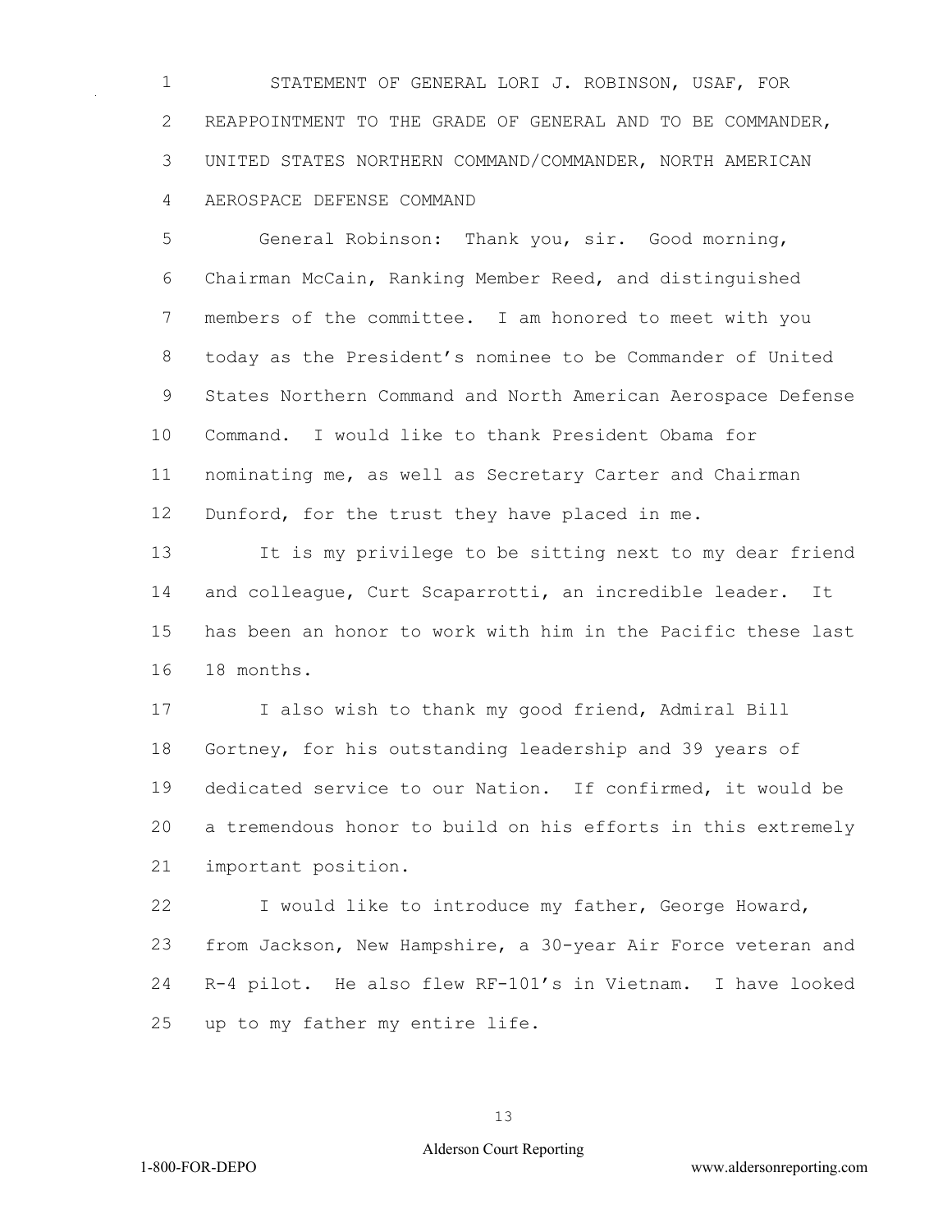STATEMENT OF GENERAL LORI J. ROBINSON, USAF, FOR REAPPOINTMENT TO THE GRADE OF GENERAL AND TO BE COMMANDER, UNITED STATES NORTHERN COMMAND/COMMANDER, NORTH AMERICAN AEROSPACE DEFENSE COMMAND

General Robinson: Thank you, sir. Good morning, Chairman McCain, Ranking Member Reed, and distinguished members of the committee. I am honored to meet with you today as the President's nominee to be Commander of United States Northern Command and North American Aerospace Defense Command. I would like to thank President Obama for nominating me, as well as Secretary Carter and Chairman Dunford, for the trust they have placed in me.

It is my privilege to be sitting next to my dear friend and colleague, Curt Scaparrotti, an incredible leader. It has been an honor to work with him in the Pacific these last 18 months.

I also wish to thank my good friend, Admiral Bill Gortney, for his outstanding leadership and 39 years of dedicated service to our Nation. If confirmed, it would be a tremendous honor to build on his efforts in this extremely important position.

I would like to introduce my father, George Howard, from Jackson, New Hampshire, a 30-year Air Force veteran and R-4 pilot. He also flew RF-101's in Vietnam. I have looked up to my father my entire life.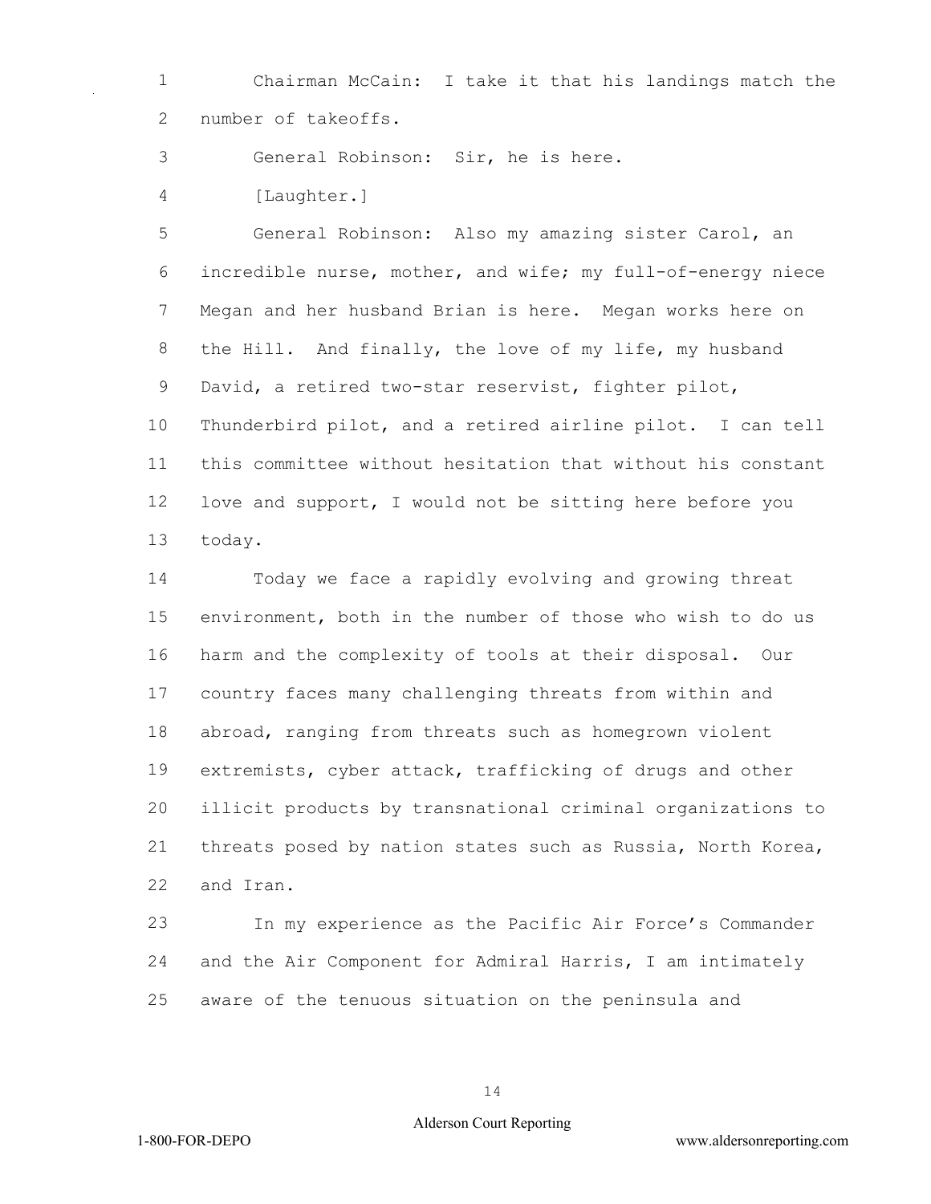Chairman McCain: I take it that his landings match the number of takeoffs.

General Robinson: Sir, he is here.

[Laughter.]

General Robinson: Also my amazing sister Carol, an incredible nurse, mother, and wife; my full-of-energy niece Megan and her husband Brian is here. Megan works here on the Hill. And finally, the love of my life, my husband David, a retired two-star reservist, fighter pilot, Thunderbird pilot, and a retired airline pilot. I can tell this committee without hesitation that without his constant love and support, I would not be sitting here before you today.

Today we face a rapidly evolving and growing threat environment, both in the number of those who wish to do us harm and the complexity of tools at their disposal. Our country faces many challenging threats from within and abroad, ranging from threats such as homegrown violent extremists, cyber attack, trafficking of drugs and other illicit products by transnational criminal organizations to threats posed by nation states such as Russia, North Korea, and Iran.

In my experience as the Pacific Air Force's Commander and the Air Component for Admiral Harris, I am intimately aware of the tenuous situation on the peninsula and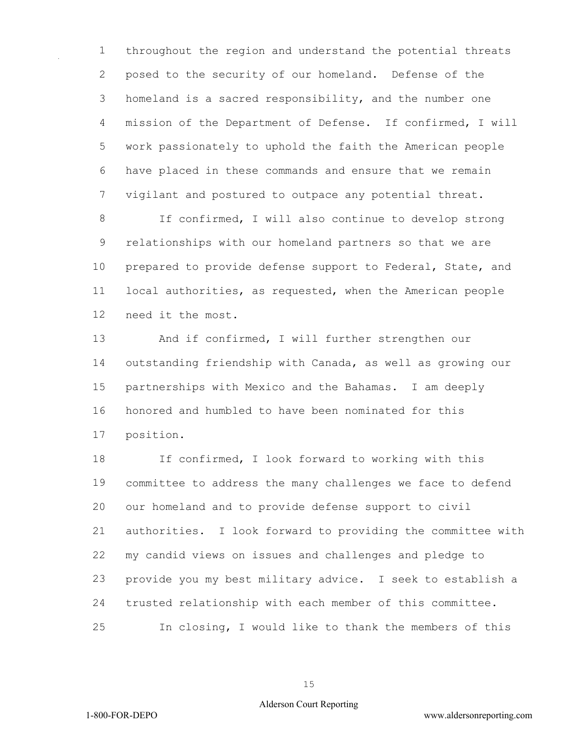throughout the region and understand the potential threats posed to the security of our homeland. Defense of the homeland is a sacred responsibility, and the number one mission of the Department of Defense. If confirmed, I will work passionately to uphold the faith the American people have placed in these commands and ensure that we remain vigilant and postured to outpace any potential threat.

If confirmed, I will also continue to develop strong relationships with our homeland partners so that we are prepared to provide defense support to Federal, State, and local authorities, as requested, when the American people need it the most.

And if confirmed, I will further strengthen our outstanding friendship with Canada, as well as growing our partnerships with Mexico and the Bahamas. I am deeply honored and humbled to have been nominated for this position.

If confirmed, I look forward to working with this committee to address the many challenges we face to defend our homeland and to provide defense support to civil authorities. I look forward to providing the committee with my candid views on issues and challenges and pledge to provide you my best military advice. I seek to establish a trusted relationship with each member of this committee.

In closing, I would like to thank the members of this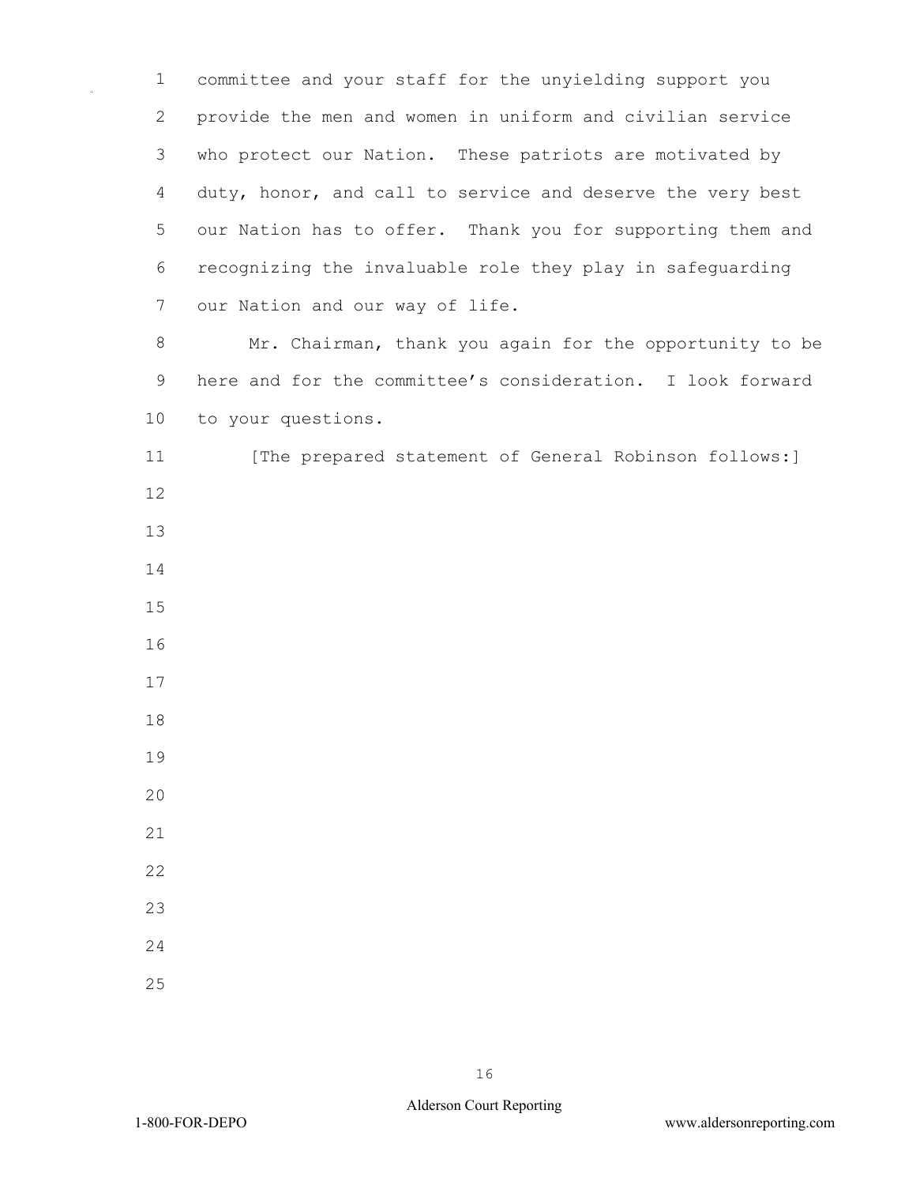committee and your staff for the unyielding support you provide the men and women in uniform and civilian service who protect our Nation. These patriots are motivated by duty, honor, and call to service and deserve the very best our Nation has to offer. Thank you for supporting them and recognizing the invaluable role they play in safeguarding our Nation and our way of life.

Mr. Chairman, thank you again for the opportunity to be here and for the committee's consideration. I look forward to your questions.

[The prepared statement of General Robinson follows:]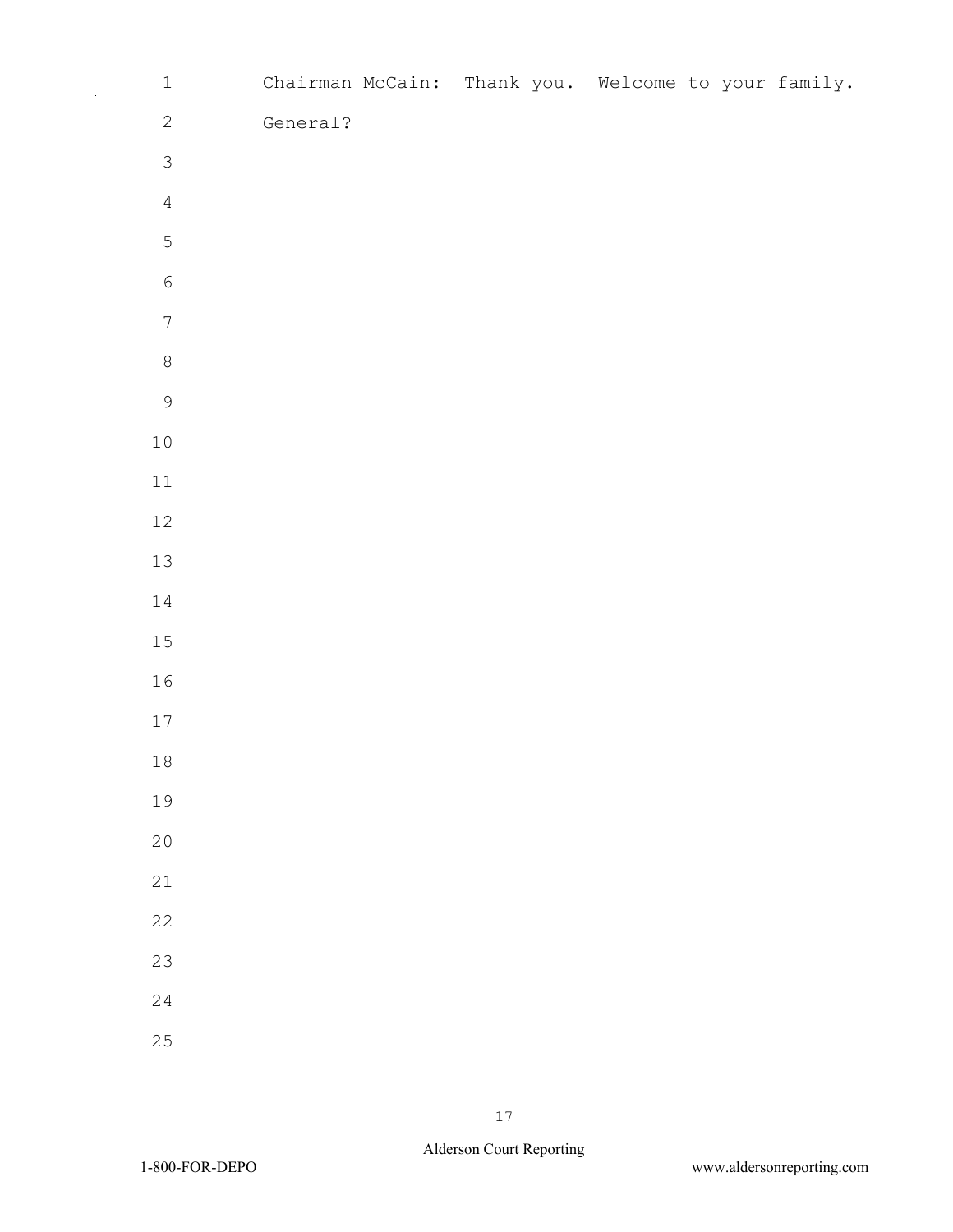Chairman McCain: Thank you. Welcome to your family.

General?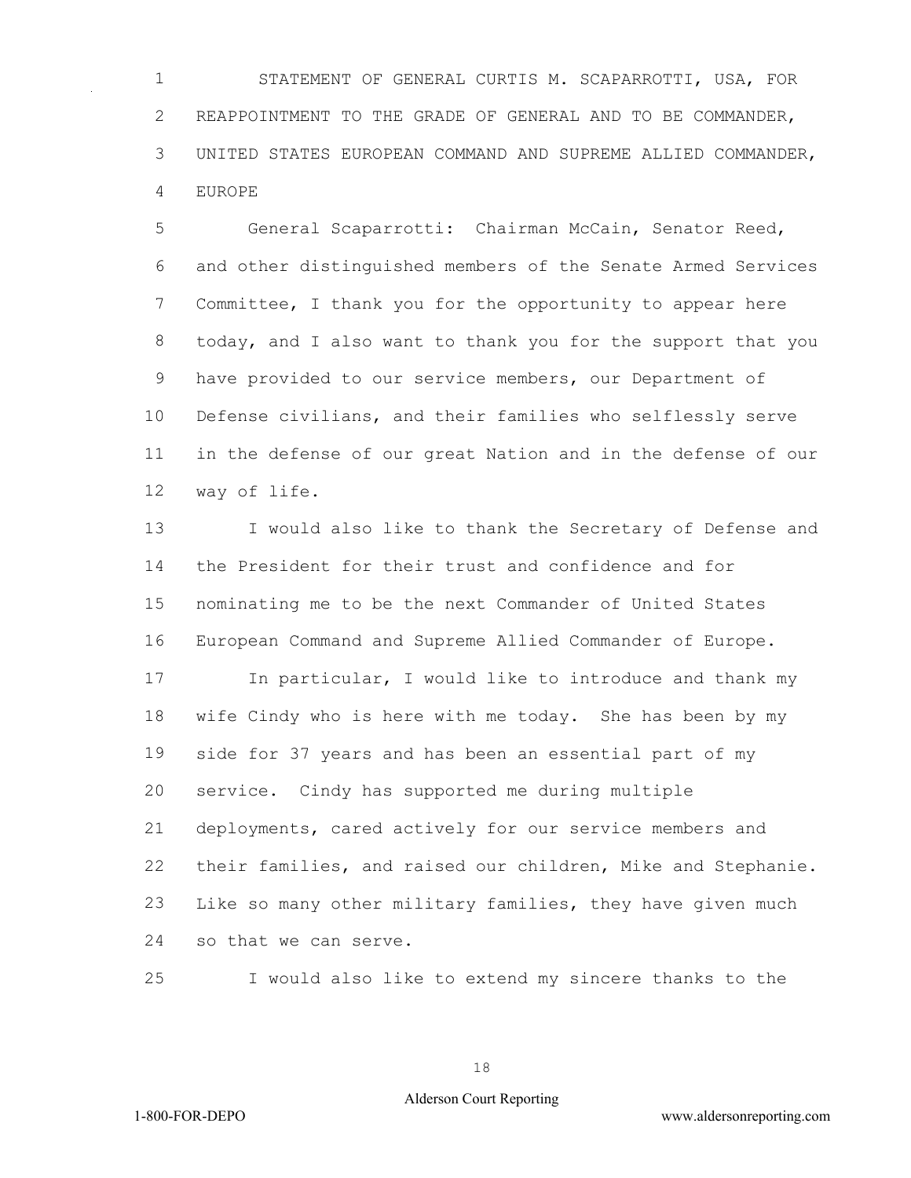STATEMENT OF GENERAL CURTIS M. SCAPARROTTI, USA, FOR REAPPOINTMENT TO THE GRADE OF GENERAL AND TO BE COMMANDER, UNITED STATES EUROPEAN COMMAND AND SUPREME ALLIED COMMANDER, EUROPE

General Scaparrotti: Chairman McCain, Senator Reed, and other distinguished members of the Senate Armed Services Committee, I thank you for the opportunity to appear here today, and I also want to thank you for the support that you have provided to our service members, our Department of Defense civilians, and their families who selflessly serve in the defense of our great Nation and in the defense of our way of life.

I would also like to thank the Secretary of Defense and the President for their trust and confidence and for nominating me to be the next Commander of United States European Command and Supreme Allied Commander of Europe.

In particular, I would like to introduce and thank my wife Cindy who is here with me today. She has been by my side for 37 years and has been an essential part of my service. Cindy has supported me during multiple deployments, cared actively for our service members and their families, and raised our children, Mike and Stephanie. Like so many other military families, they have given much so that we can serve.

I would also like to extend my sincere thanks to the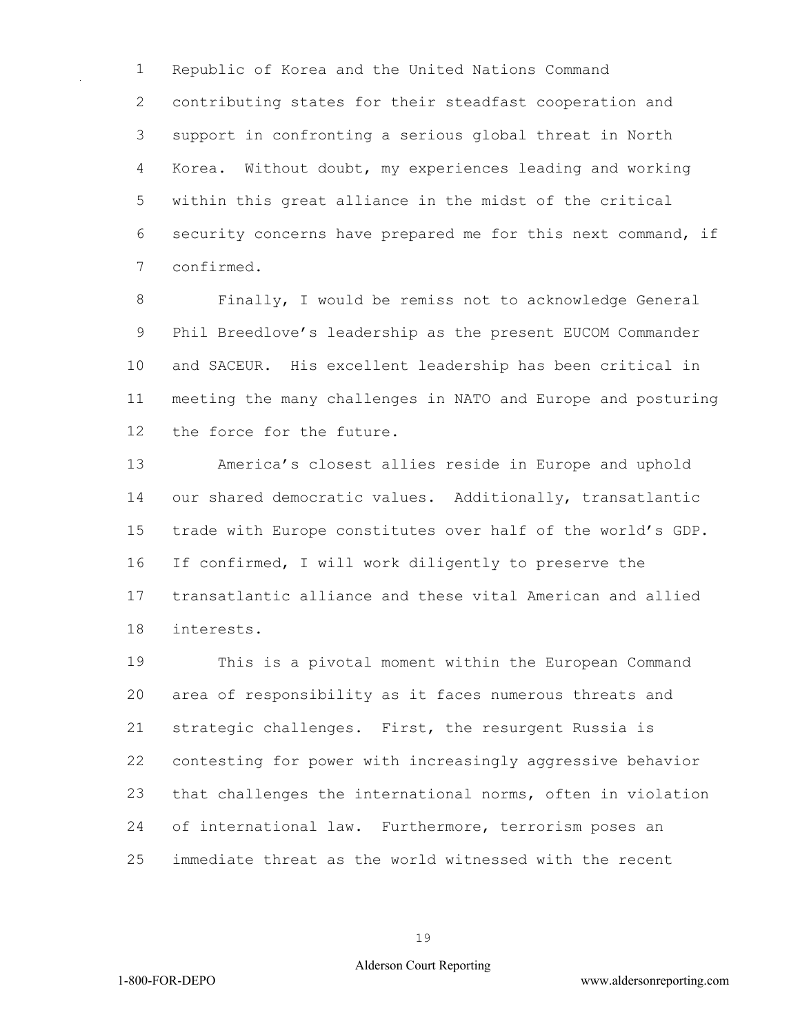Republic of Korea and the United Nations Command contributing states for their steadfast cooperation and support in confronting a serious global threat in North Korea. Without doubt, my experiences leading and working within this great alliance in the midst of the critical security concerns have prepared me for this next command, if confirmed.

Finally, I would be remiss not to acknowledge General Phil Breedlove's leadership as the present EUCOM Commander and SACEUR. His excellent leadership has been critical in meeting the many challenges in NATO and Europe and posturing the force for the future.

America's closest allies reside in Europe and uphold our shared democratic values. Additionally, transatlantic trade with Europe constitutes over half of the world's GDP. If confirmed, I will work diligently to preserve the transatlantic alliance and these vital American and allied interests.

This is a pivotal moment within the European Command area of responsibility as it faces numerous threats and strategic challenges. First, the resurgent Russia is contesting for power with increasingly aggressive behavior that challenges the international norms, often in violation of international law. Furthermore, terrorism poses an immediate threat as the world witnessed with the recent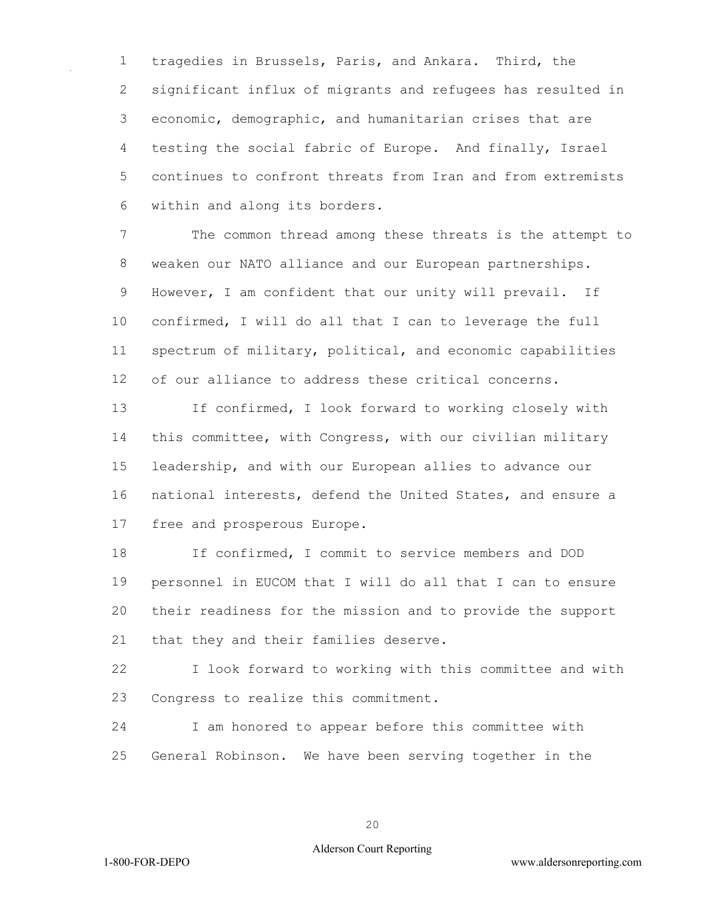tragedies in Brussels, Paris, and Ankara. Third, the significant influx of migrants and refugees has resulted in economic, demographic, and humanitarian crises that are testing the social fabric of Europe. And finally, Israel continues to confront threats from Iran and from extremists within and along its borders.

The common thread among these threats is the attempt to weaken our NATO alliance and our European partnerships. However, I am confident that our unity will prevail. If confirmed, I will do all that I can to leverage the full spectrum of military, political, and economic capabilities of our alliance to address these critical concerns.

If confirmed, I look forward to working closely with this committee, with Congress, with our civilian military leadership, and with our European allies to advance our national interests, defend the United States, and ensure a free and prosperous Europe.

If confirmed, I commit to service members and DOD personnel in EUCOM that I will do all that I can to ensure their readiness for the mission and to provide the support that they and their families deserve.

I look forward to working with this committee and with Congress to realize this commitment.

I am honored to appear before this committee with General Robinson. We have been serving together in the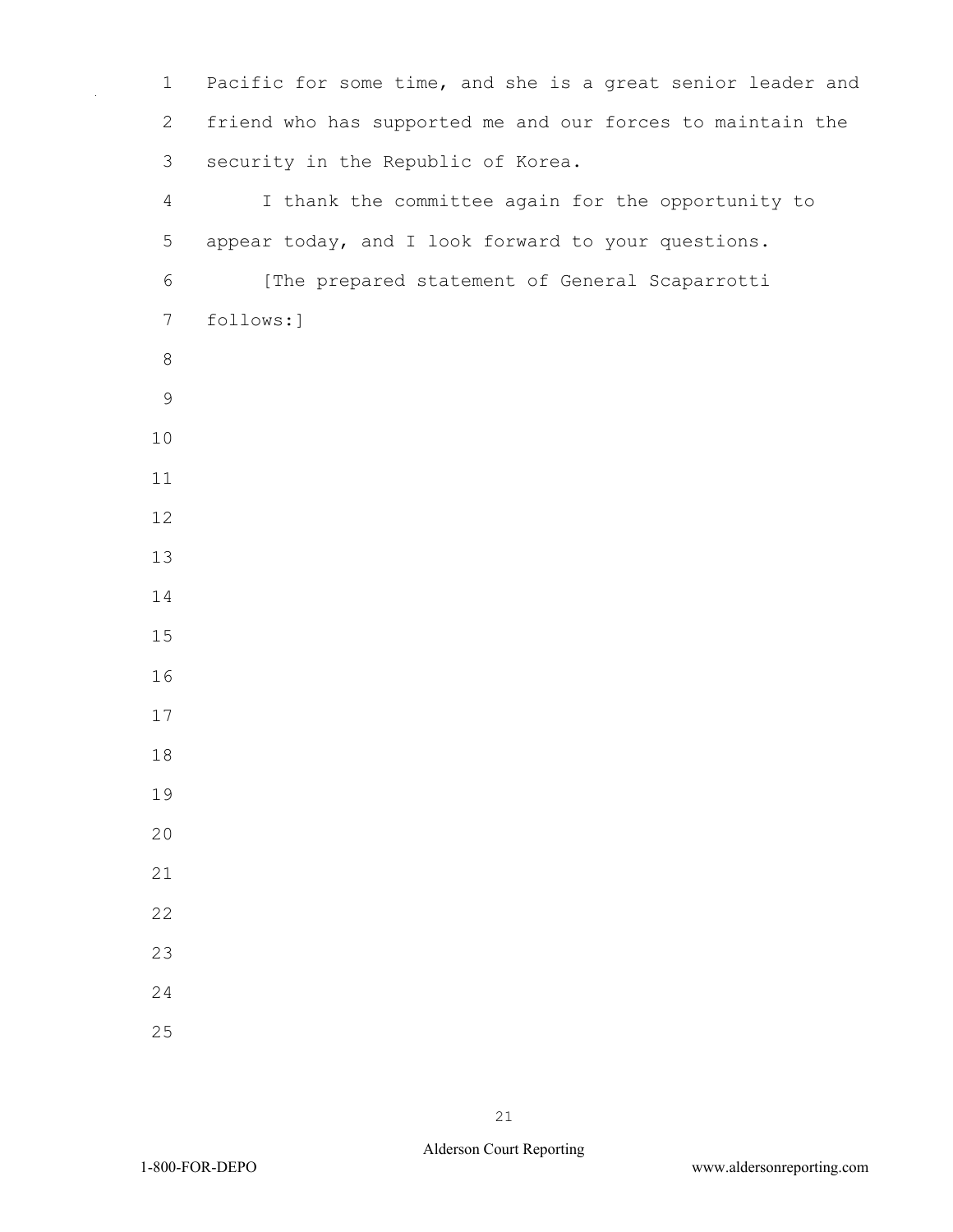Pacific for some time, and she is a great senior leader and friend who has supported me and our forces to maintain the security in the Republic of Korea.

I thank the committee again for the opportunity to appear today, and I look forward to your questions.

[The prepared statement of General Scaparrotti follows:]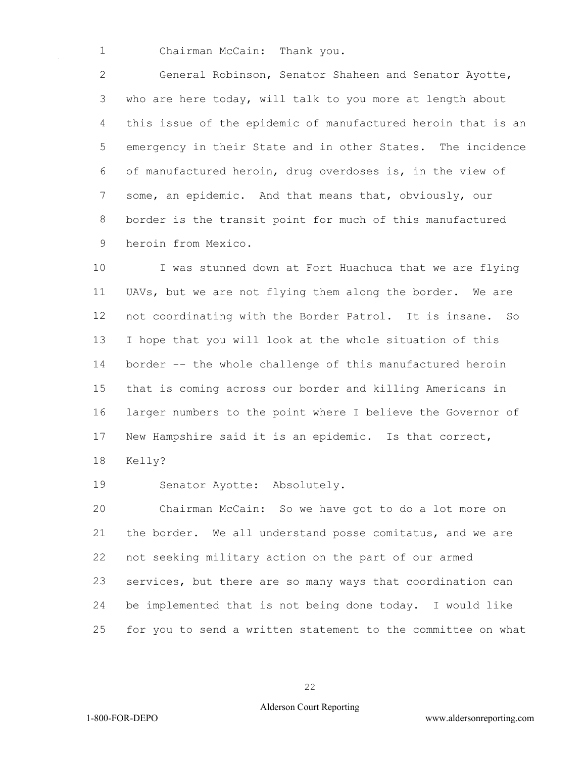Chairman McCain: Thank you.

General Robinson, Senator Shaheen and Senator Ayotte, who are here today, will talk to you more at length about this issue of the epidemic of manufactured heroin that is an emergency in their State and in other States. The incidence of manufactured heroin, drug overdoses is, in the view of some, an epidemic. And that means that, obviously, our border is the transit point for much of this manufactured heroin from Mexico.

I was stunned down at Fort Huachuca that we are flying UAVs, but we are not flying them along the border. We are not coordinating with the Border Patrol. It is insane. So I hope that you will look at the whole situation of this border -- the whole challenge of this manufactured heroin that is coming across our border and killing Americans in larger numbers to the point where I believe the Governor of New Hampshire said it is an epidemic. Is that correct, Kelly?

Senator Ayotte: Absolutely.

Chairman McCain: So we have got to do a lot more on the border. We all understand posse comitatus, and we are not seeking military action on the part of our armed services, but there are so many ways that coordination can be implemented that is not being done today. I would like for you to send a written statement to the committee on what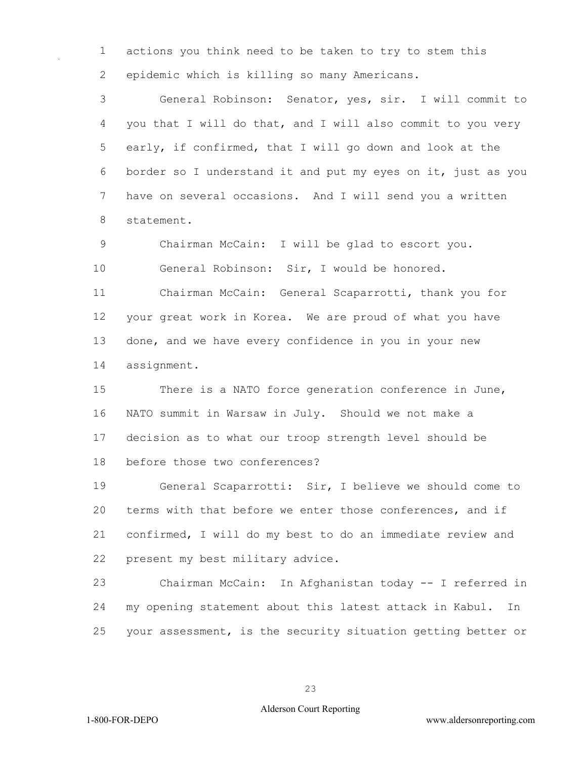actions you think need to be taken to try to stem this epidemic which is killing so many Americans.

General Robinson: Senator, yes, sir. I will commit to you that I will do that, and I will also commit to you very early, if confirmed, that I will go down and look at the border so I understand it and put my eyes on it, just as you have on several occasions. And I will send you a written statement.

Chairman McCain: I will be glad to escort you.

General Robinson: Sir, I would be honored.

Chairman McCain: General Scaparrotti, thank you for your great work in Korea. We are proud of what you have done, and we have every confidence in you in your new assignment.

There is a NATO force generation conference in June, NATO summit in Warsaw in July. Should we not make a decision as to what our troop strength level should be before those two conferences?

General Scaparrotti: Sir, I believe we should come to terms with that before we enter those conferences, and if confirmed, I will do my best to do an immediate review and present my best military advice.

Chairman McCain: In Afghanistan today -- I referred in my opening statement about this latest attack in Kabul. In your assessment, is the security situation getting better or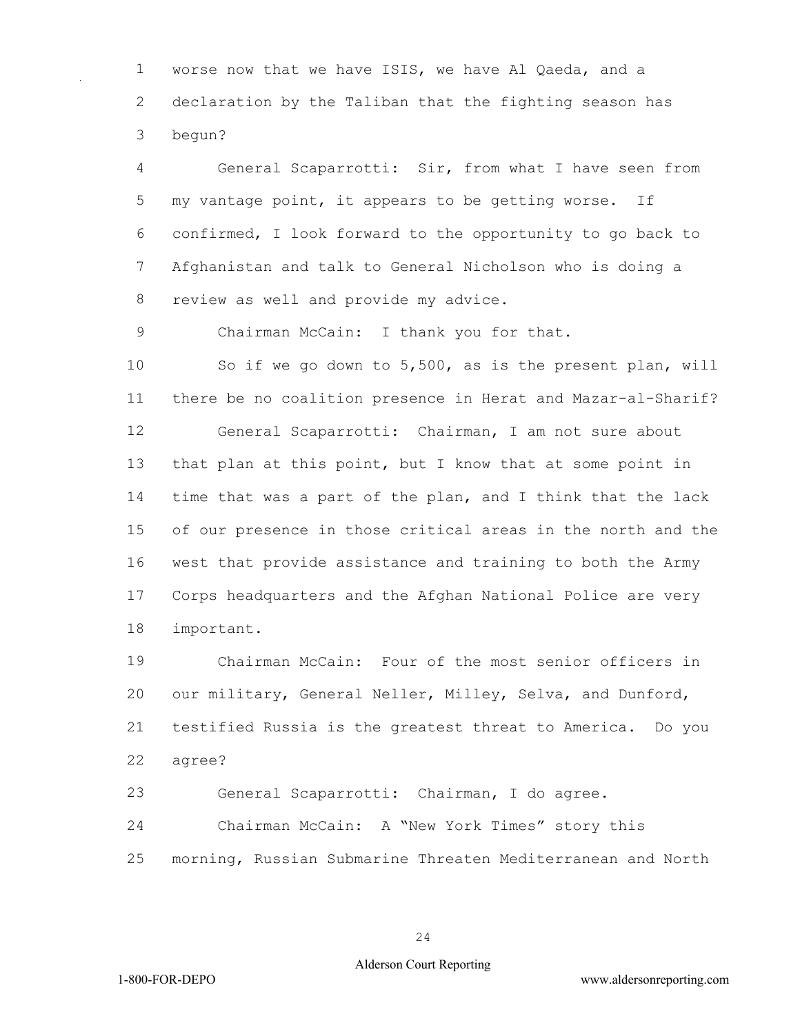worse now that we have ISIS, we have Al Qaeda, and a declaration by the Taliban that the fighting season has begun?

General Scaparrotti: Sir, from what I have seen from my vantage point, it appears to be getting worse. If confirmed, I look forward to the opportunity to go back to Afghanistan and talk to General Nicholson who is doing a review as well and provide my advice.

Chairman McCain: I thank you for that.

So if we go down to 5,500, as is the present plan, will there be no coalition presence in Herat and Mazar-al-Sharif?

General Scaparrotti: Chairman, I am not sure about that plan at this point, but I know that at some point in time that was a part of the plan, and I think that the lack of our presence in those critical areas in the north and the west that provide assistance and training to both the Army Corps headquarters and the Afghan National Police are very important.

Chairman McCain: Four of the most senior officers in our military, General Neller, Milley, Selva, and Dunford, testified Russia is the greatest threat to America. Do you agree?

General Scaparrotti: Chairman, I do agree.

Chairman McCain: A "New York Times" story this morning, Russian Submarine Threaten Mediterranean and North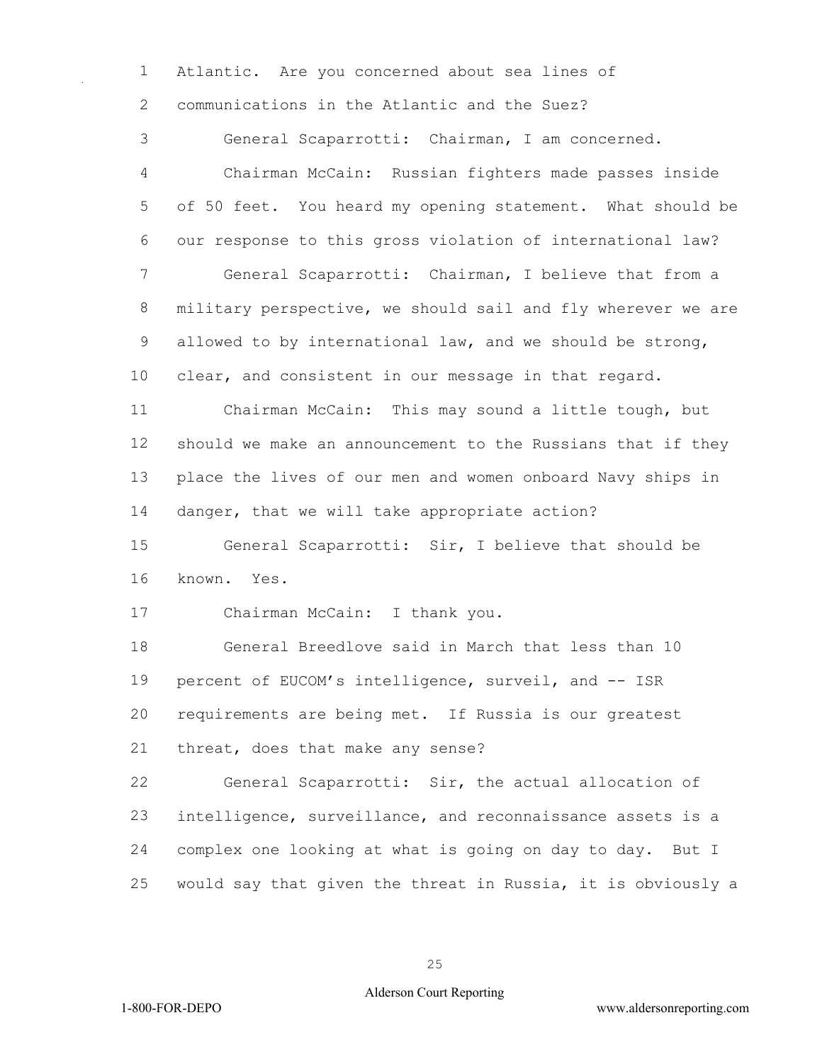Atlantic. Are you concerned about sea lines of communications in the Atlantic and the Suez?

General Scaparrotti: Chairman, I am concerned.

Chairman McCain: Russian fighters made passes inside of 50 feet. You heard my opening statement. What should be our response to this gross violation of international law?

General Scaparrotti: Chairman, I believe that from a military perspective, we should sail and fly wherever we are allowed to by international law, and we should be strong, clear, and consistent in our message in that regard.

Chairman McCain: This may sound a little tough, but should we make an announcement to the Russians that if they place the lives of our men and women onboard Navy ships in danger, that we will take appropriate action?

General Scaparrotti: Sir, I believe that should be known. Yes.

Chairman McCain: I thank you.

General Breedlove said in March that less than 10 percent of EUCOM's intelligence, surveil, and -- ISR requirements are being met. If Russia is our greatest threat, does that make any sense?

General Scaparrotti: Sir, the actual allocation of intelligence, surveillance, and reconnaissance assets is a complex one looking at what is going on day to day. But I would say that given the threat in Russia, it is obviously a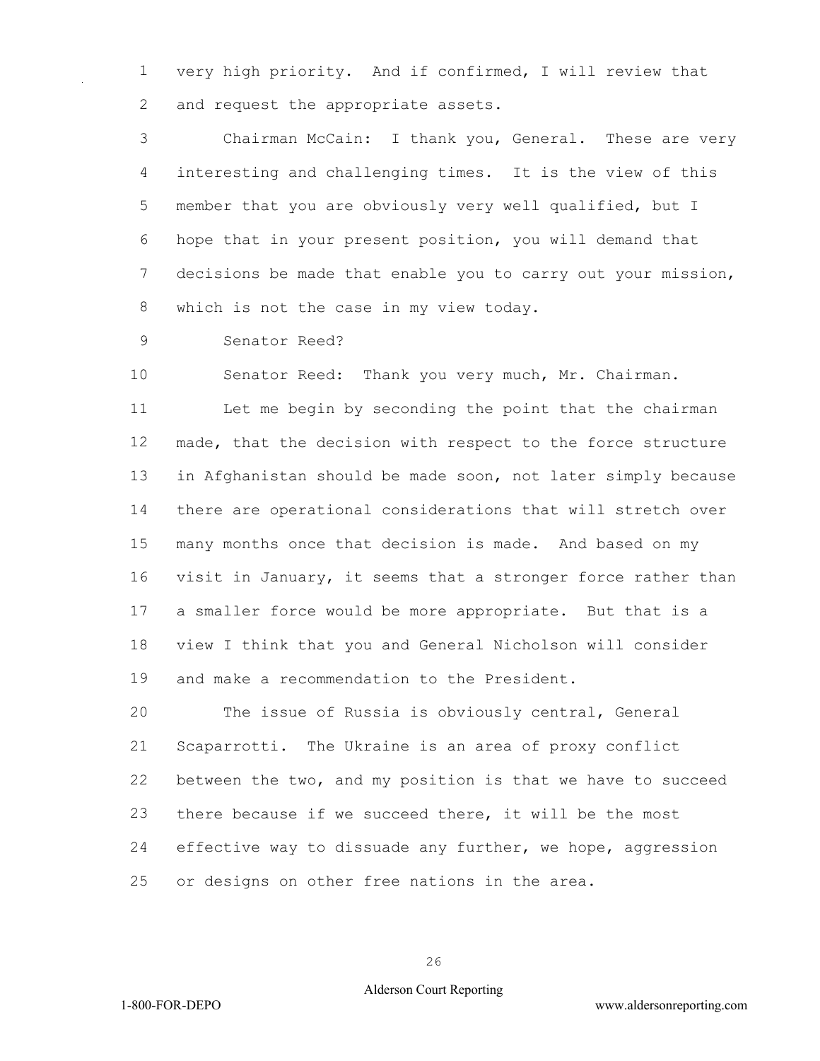very high priority. And if confirmed, I will review that and request the appropriate assets.

Chairman McCain: I thank you, General. These are very interesting and challenging times. It is the view of this member that you are obviously very well qualified, but I hope that in your present position, you will demand that decisions be made that enable you to carry out your mission, which is not the case in my view today.

Senator Reed?

Senator Reed: Thank you very much, Mr. Chairman.

Let me begin by seconding the point that the chairman made, that the decision with respect to the force structure in Afghanistan should be made soon, not later simply because there are operational considerations that will stretch over many months once that decision is made. And based on my visit in January, it seems that a stronger force rather than a smaller force would be more appropriate. But that is a view I think that you and General Nicholson will consider and make a recommendation to the President.

The issue of Russia is obviously central, General Scaparrotti. The Ukraine is an area of proxy conflict between the two, and my position is that we have to succeed there because if we succeed there, it will be the most effective way to dissuade any further, we hope, aggression or designs on other free nations in the area.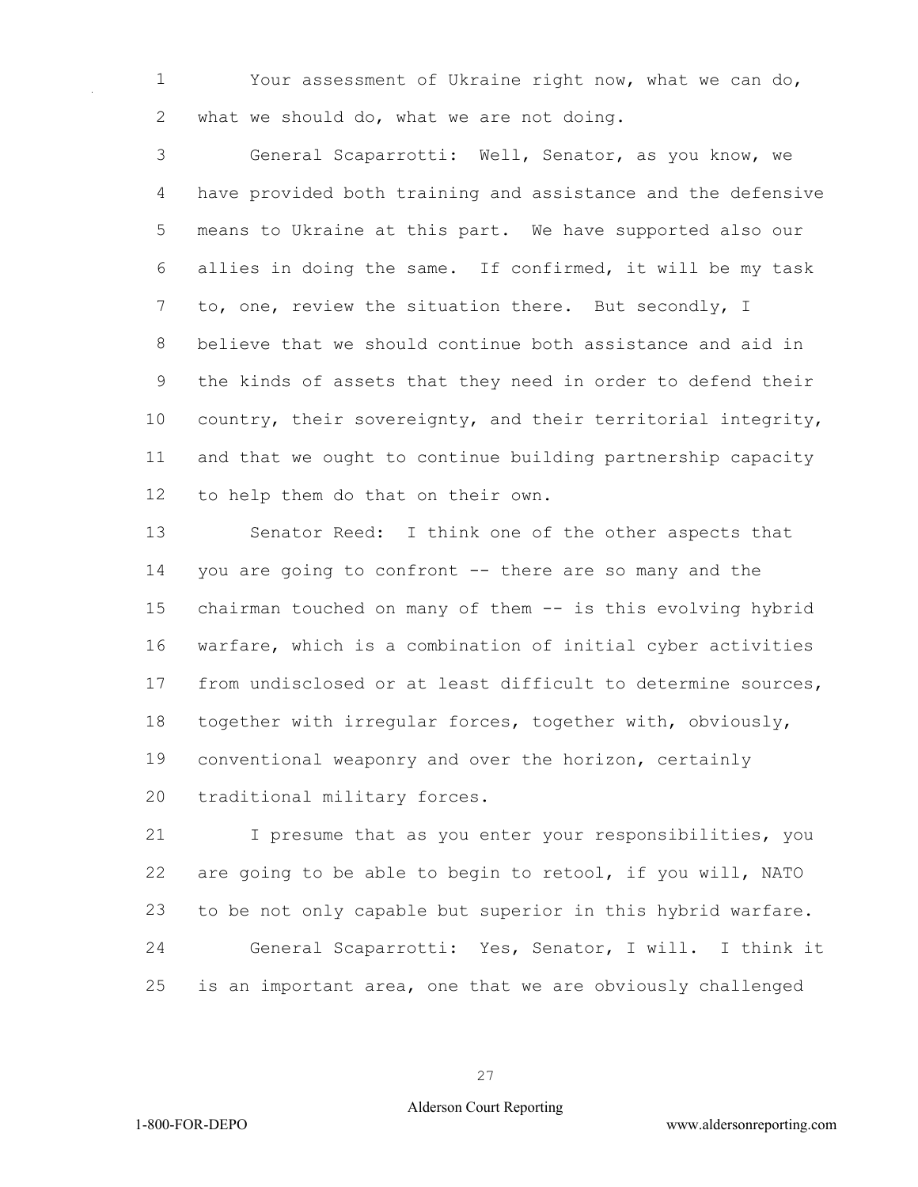Your assessment of Ukraine right now, what we can do, what we should do, what we are not doing.

General Scaparrotti: Well, Senator, as you know, we have provided both training and assistance and the defensive means to Ukraine at this part. We have supported also our allies in doing the same. If confirmed, it will be my task to, one, review the situation there. But secondly, I believe that we should continue both assistance and aid in the kinds of assets that they need in order to defend their country, their sovereignty, and their territorial integrity, and that we ought to continue building partnership capacity to help them do that on their own.

Senator Reed: I think one of the other aspects that you are going to confront -- there are so many and the chairman touched on many of them -- is this evolving hybrid warfare, which is a combination of initial cyber activities from undisclosed or at least difficult to determine sources, together with irregular forces, together with, obviously, conventional weaponry and over the horizon, certainly traditional military forces.

I presume that as you enter your responsibilities, you are going to be able to begin to retool, if you will, NATO to be not only capable but superior in this hybrid warfare.

General Scaparrotti: Yes, Senator, I will. I think it is an important area, one that we are obviously challenged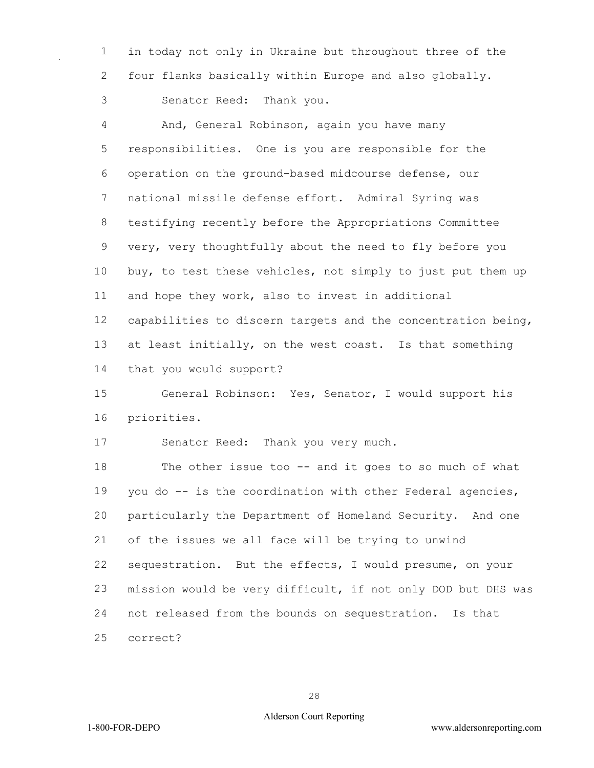in today not only in Ukraine but throughout three of the four flanks basically within Europe and also globally.

Senator Reed: Thank you.

And, General Robinson, again you have many responsibilities. One is you are responsible for the operation on the ground-based midcourse defense, our national missile defense effort. Admiral Syring was testifying recently before the Appropriations Committee very, very thoughtfully about the need to fly before you buy, to test these vehicles, not simply to just put them up and hope they work, also to invest in additional capabilities to discern targets and the concentration being, at least initially, on the west coast. Is that something that you would support?

General Robinson: Yes, Senator, I would support his priorities.

Senator Reed: Thank you very much.

The other issue too -- and it goes to so much of what you do -- is the coordination with other Federal agencies, particularly the Department of Homeland Security. And one of the issues we all face will be trying to unwind sequestration. But the effects, I would presume, on your mission would be very difficult, if not only DOD but DHS was not released from the bounds on sequestration. Is that correct?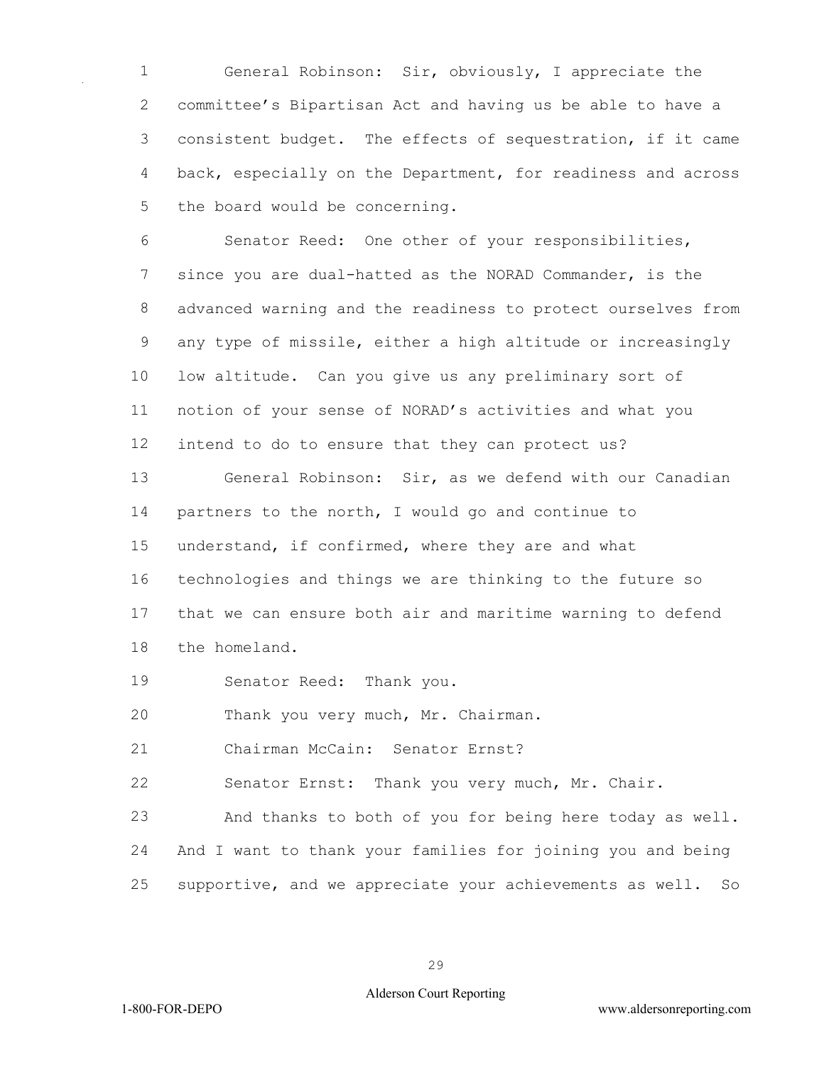General Robinson: Sir, obviously, I appreciate the committee's Bipartisan Act and having us be able to have a consistent budget. The effects of sequestration, if it came back, especially on the Department, for readiness and across the board would be concerning.

Senator Reed: One other of your responsibilities, since you are dual-hatted as the NORAD Commander, is the advanced warning and the readiness to protect ourselves from any type of missile, either a high altitude or increasingly low altitude. Can you give us any preliminary sort of notion of your sense of NORAD's activities and what you intend to do to ensure that they can protect us?

General Robinson: Sir, as we defend with our Canadian partners to the north, I would go and continue to understand, if confirmed, where they are and what technologies and things we are thinking to the future so that we can ensure both air and maritime warning to defend the homeland.

Senator Reed: Thank you.

Thank you very much, Mr. Chairman.

Chairman McCain: Senator Ernst?

Senator Ernst: Thank you very much, Mr. Chair.

And thanks to both of you for being here today as well. And I want to thank your families for joining you and being supportive, and we appreciate your achievements as well. So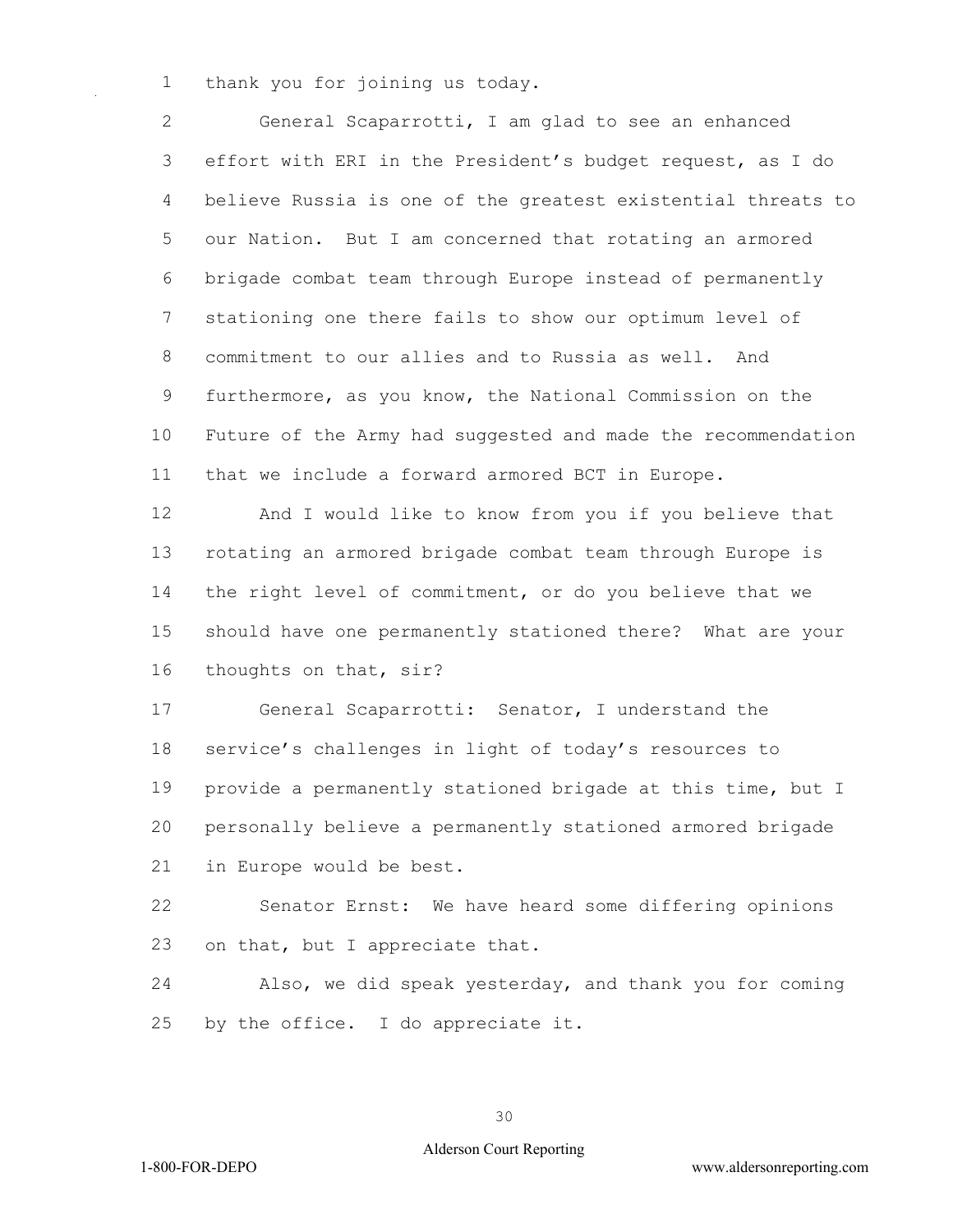thank you for joining us today.

General Scaparrotti, I am glad to see an enhanced effort with ERI in the President's budget request, as I do believe Russia is one of the greatest existential threats to our Nation. But I am concerned that rotating an armored brigade combat team through Europe instead of permanently stationing one there fails to show our optimum level of commitment to our allies and to Russia as well. And furthermore, as you know, the National Commission on the Future of the Army had suggested and made the recommendation that we include a forward armored BCT in Europe.

And I would like to know from you if you believe that rotating an armored brigade combat team through Europe is the right level of commitment, or do you believe that we should have one permanently stationed there? What are your thoughts on that, sir?

General Scaparrotti: Senator, I understand the service's challenges in light of today's resources to provide a permanently stationed brigade at this time, but I personally believe a permanently stationed armored brigade in Europe would be best.

Senator Ernst: We have heard some differing opinions on that, but I appreciate that.

Also, we did speak yesterday, and thank you for coming by the office. I do appreciate it.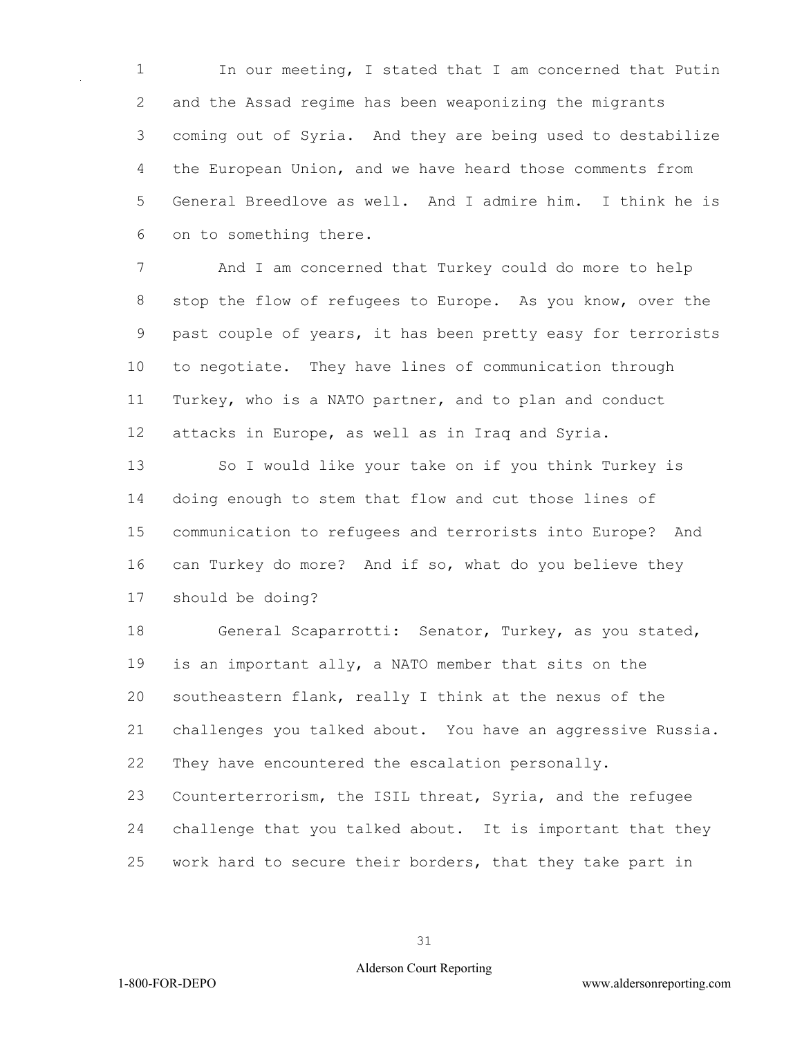In our meeting, I stated that I am concerned that Putin and the Assad regime has been weaponizing the migrants coming out of Syria. And they are being used to destabilize the European Union, and we have heard those comments from General Breedlove as well. And I admire him. I think he is on to something there.

And I am concerned that Turkey could do more to help stop the flow of refugees to Europe. As you know, over the past couple of years, it has been pretty easy for terrorists to negotiate. They have lines of communication through Turkey, who is a NATO partner, and to plan and conduct attacks in Europe, as well as in Iraq and Syria.

So I would like your take on if you think Turkey is doing enough to stem that flow and cut those lines of communication to refugees and terrorists into Europe? And can Turkey do more? And if so, what do you believe they should be doing?

General Scaparrotti: Senator, Turkey, as you stated, is an important ally, a NATO member that sits on the southeastern flank, really I think at the nexus of the challenges you talked about. You have an aggressive Russia. They have encountered the escalation personally. Counterterrorism, the ISIL threat, Syria, and the refugee challenge that you talked about. It is important that they work hard to secure their borders, that they take part in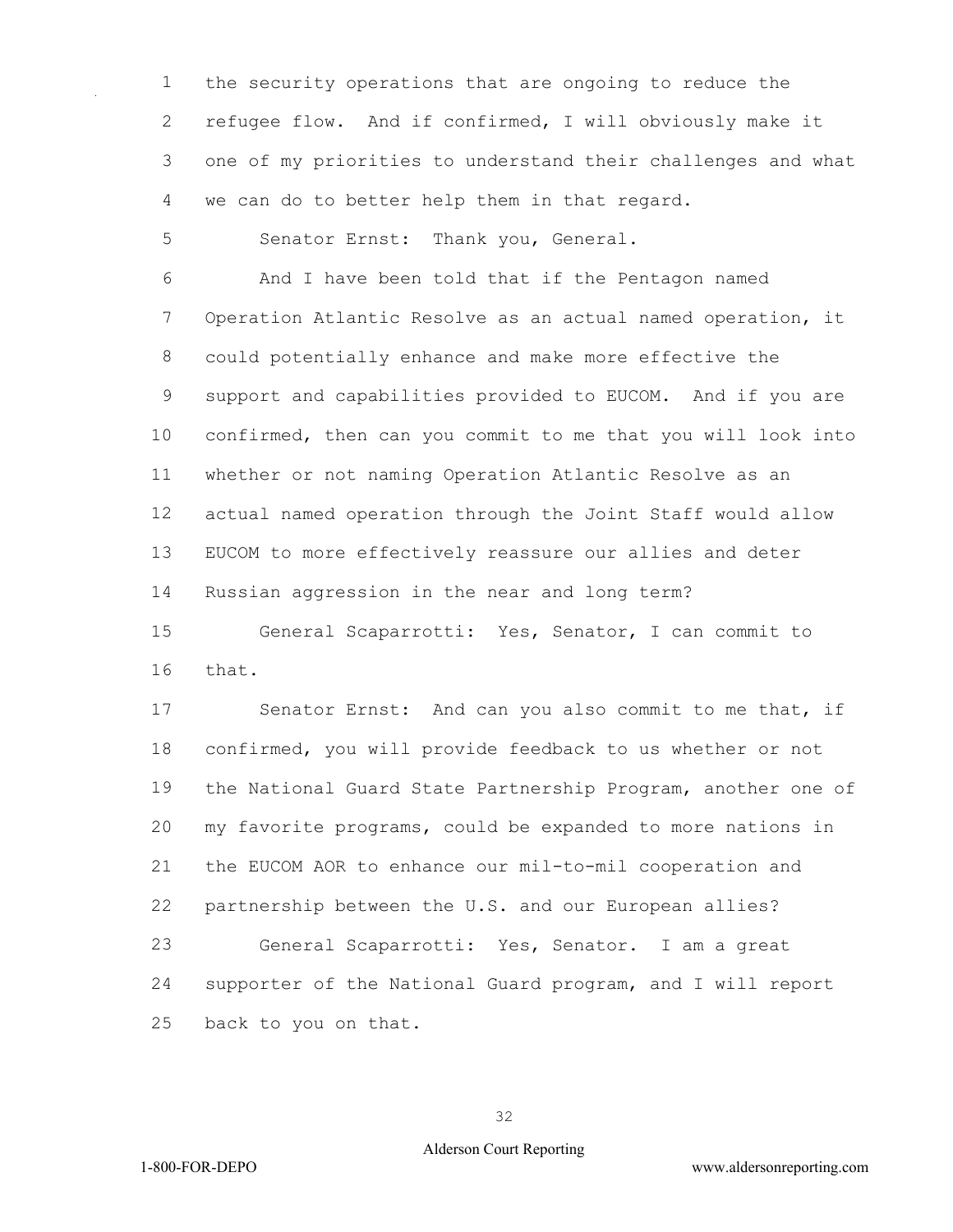the security operations that are ongoing to reduce the refugee flow. And if confirmed, I will obviously make it one of my priorities to understand their challenges and what we can do to better help them in that regard.

Senator Ernst: Thank you, General.

And I have been told that if the Pentagon named Operation Atlantic Resolve as an actual named operation, it could potentially enhance and make more effective the support and capabilities provided to EUCOM. And if you are confirmed, then can you commit to me that you will look into whether or not naming Operation Atlantic Resolve as an actual named operation through the Joint Staff would allow EUCOM to more effectively reassure our allies and deter Russian aggression in the near and long term?

General Scaparrotti: Yes, Senator, I can commit to that.

Senator Ernst: And can you also commit to me that, if confirmed, you will provide feedback to us whether or not the National Guard State Partnership Program, another one of my favorite programs, could be expanded to more nations in the EUCOM AOR to enhance our mil-to-mil cooperation and partnership between the U.S. and our European allies?

General Scaparrotti: Yes, Senator. I am a great supporter of the National Guard program, and I will report back to you on that.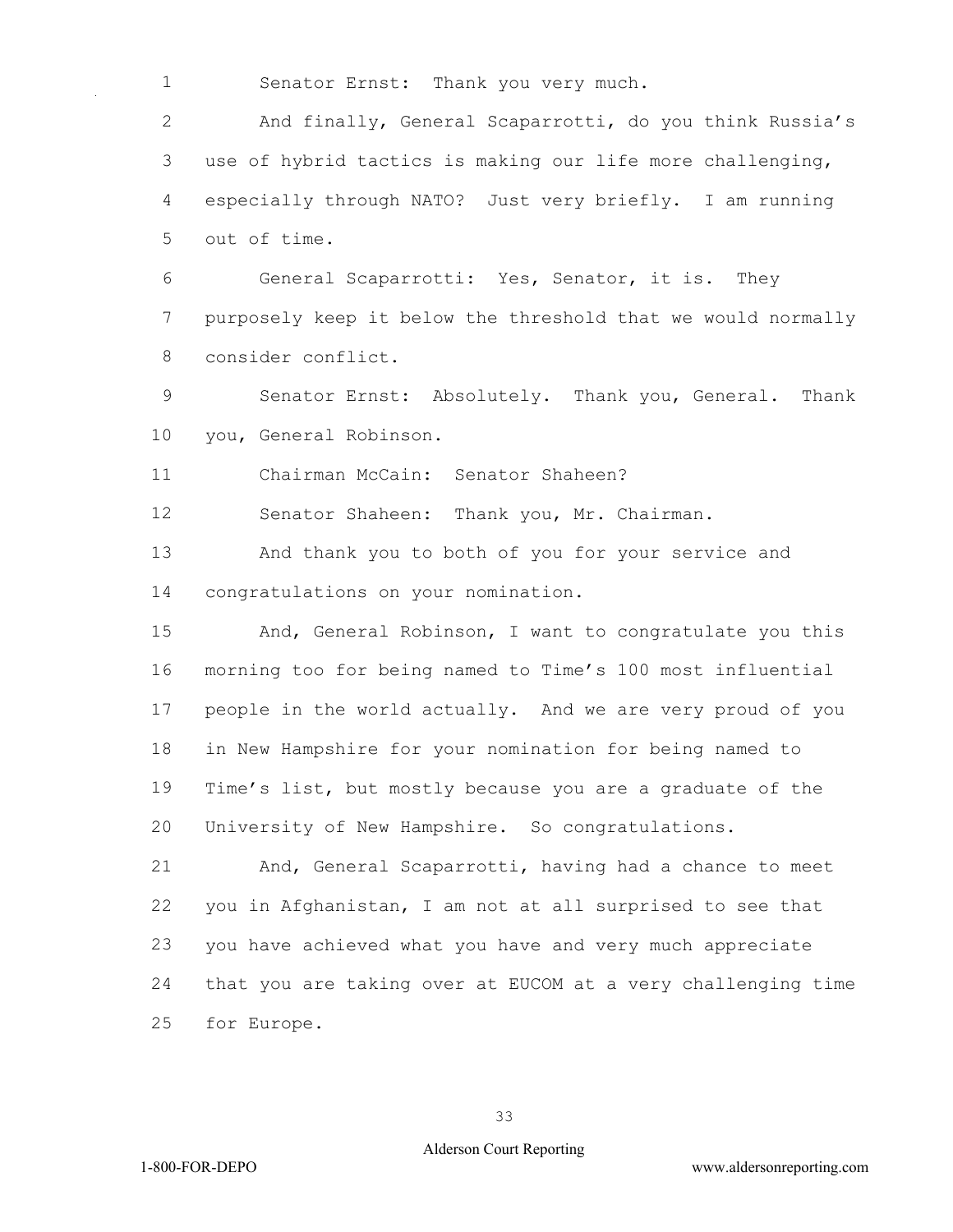Senator Ernst: Thank you very much.

And finally, General Scaparrotti, do you think Russia's use of hybrid tactics is making our life more challenging, especially through NATO? Just very briefly. I am running out of time.

General Scaparrotti: Yes, Senator, it is. They purposely keep it below the threshold that we would normally consider conflict.

Senator Ernst: Absolutely. Thank you, General. Thank you, General Robinson.

Chairman McCain: Senator Shaheen?

Senator Shaheen: Thank you, Mr. Chairman.

And thank you to both of you for your service and congratulations on your nomination.

And, General Robinson, I want to congratulate you this morning too for being named to Time's 100 most influential people in the world actually. And we are very proud of you in New Hampshire for your nomination for being named to Time's list, but mostly because you are a graduate of the University of New Hampshire. So congratulations.

And, General Scaparrotti, having had a chance to meet you in Afghanistan, I am not at all surprised to see that you have achieved what you have and very much appreciate that you are taking over at EUCOM at a very challenging time for Europe.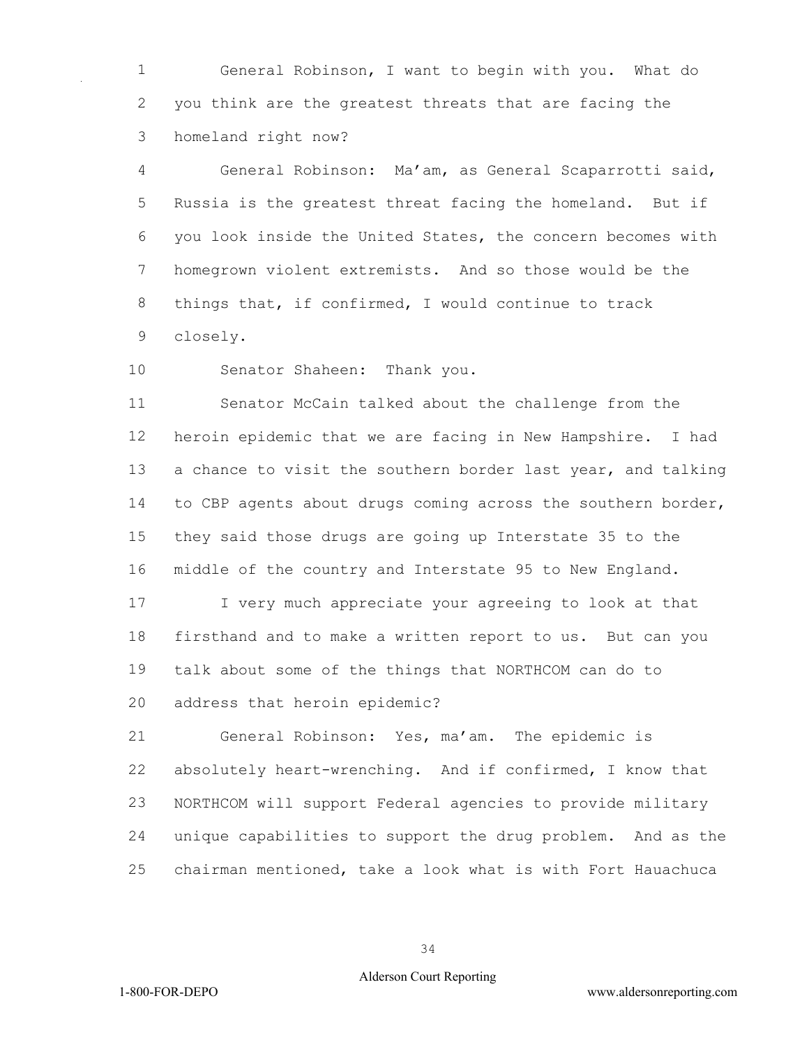General Robinson, I want to begin with you. What do you think are the greatest threats that are facing the homeland right now?

General Robinson: Ma'am, as General Scaparrotti said, Russia is the greatest threat facing the homeland. But if you look inside the United States, the concern becomes with homegrown violent extremists. And so those would be the things that, if confirmed, I would continue to track closely.

Senator Shaheen: Thank you.

Senator McCain talked about the challenge from the heroin epidemic that we are facing in New Hampshire. I had a chance to visit the southern border last year, and talking to CBP agents about drugs coming across the southern border, they said those drugs are going up Interstate 35 to the middle of the country and Interstate 95 to New England.

I very much appreciate your agreeing to look at that firsthand and to make a written report to us. But can you talk about some of the things that NORTHCOM can do to address that heroin epidemic?

General Robinson: Yes, ma'am. The epidemic is absolutely heart-wrenching. And if confirmed, I know that NORTHCOM will support Federal agencies to provide military unique capabilities to support the drug problem. And as the chairman mentioned, take a look what is with Fort Hauachuca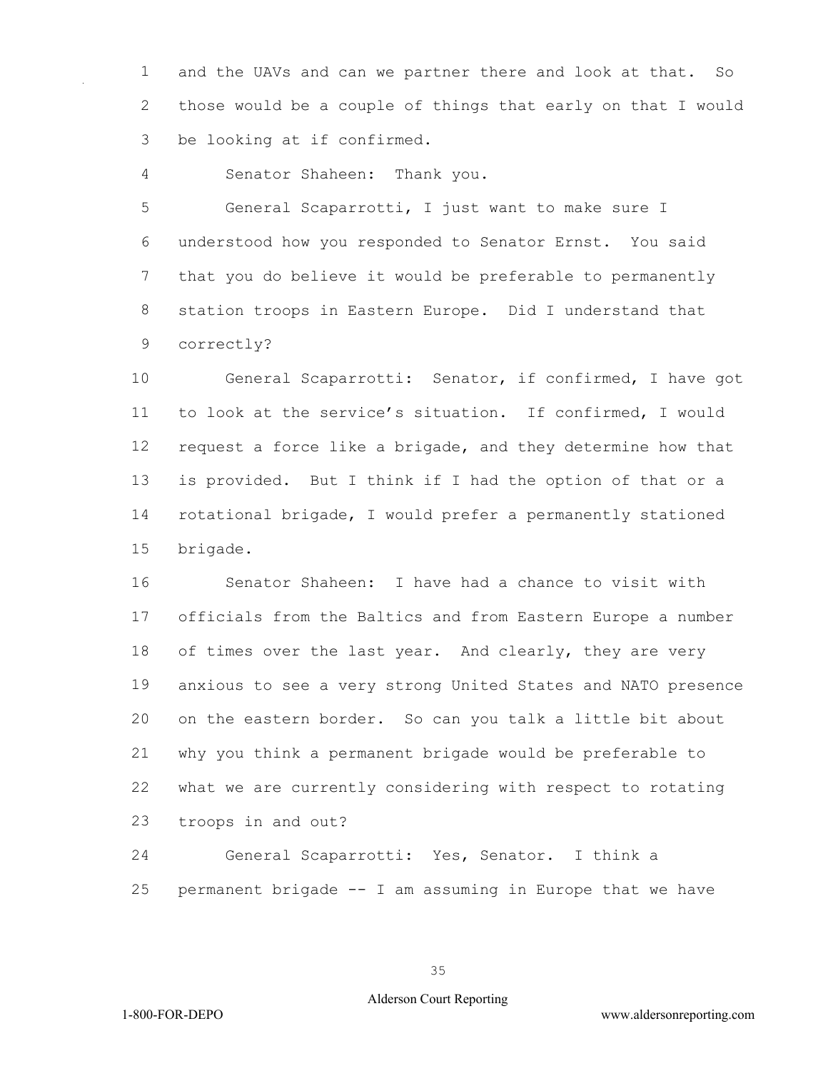and the UAVs and can we partner there and look at that. So those would be a couple of things that early on that I would be looking at if confirmed.

Senator Shaheen: Thank you.

General Scaparrotti, I just want to make sure I understood how you responded to Senator Ernst. You said that you do believe it would be preferable to permanently station troops in Eastern Europe. Did I understand that correctly?

General Scaparrotti: Senator, if confirmed, I have got to look at the service's situation. If confirmed, I would request a force like a brigade, and they determine how that is provided. But I think if I had the option of that or a rotational brigade, I would prefer a permanently stationed brigade.

Senator Shaheen: I have had a chance to visit with officials from the Baltics and from Eastern Europe a number of times over the last year. And clearly, they are very anxious to see a very strong United States and NATO presence on the eastern border. So can you talk a little bit about why you think a permanent brigade would be preferable to what we are currently considering with respect to rotating troops in and out?

General Scaparrotti: Yes, Senator. I think a permanent brigade -- I am assuming in Europe that we have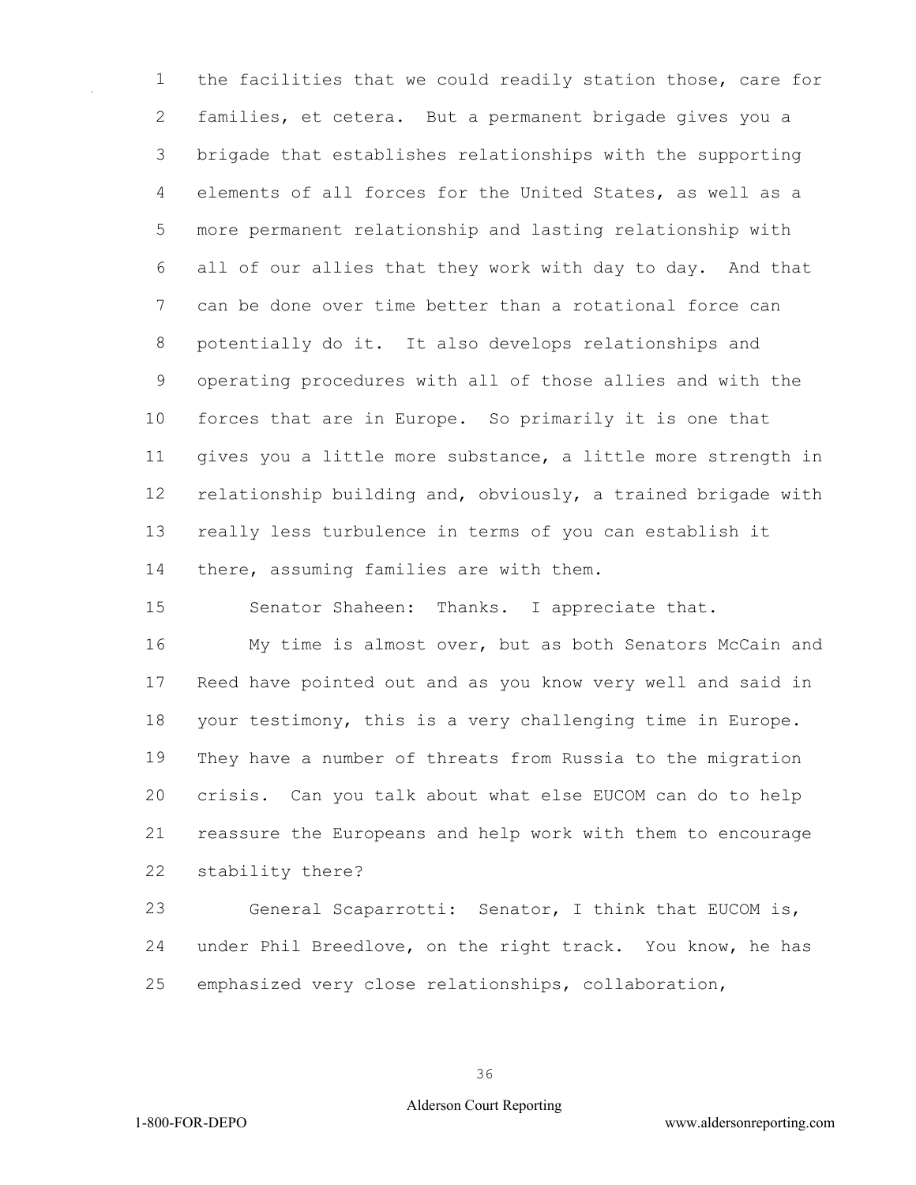the facilities that we could readily station those, care for families, et cetera. But a permanent brigade gives you a brigade that establishes relationships with the supporting elements of all forces for the United States, as well as a more permanent relationship and lasting relationship with all of our allies that they work with day to day. And that can be done over time better than a rotational force can potentially do it. It also develops relationships and operating procedures with all of those allies and with the forces that are in Europe. So primarily it is one that gives you a little more substance, a little more strength in relationship building and, obviously, a trained brigade with really less turbulence in terms of you can establish it there, assuming families are with them.

Senator Shaheen: Thanks. I appreciate that.

My time is almost over, but as both Senators McCain and Reed have pointed out and as you know very well and said in your testimony, this is a very challenging time in Europe. They have a number of threats from Russia to the migration crisis. Can you talk about what else EUCOM can do to help reassure the Europeans and help work with them to encourage stability there?

General Scaparrotti: Senator, I think that EUCOM is, under Phil Breedlove, on the right track. You know, he has emphasized very close relationships, collaboration,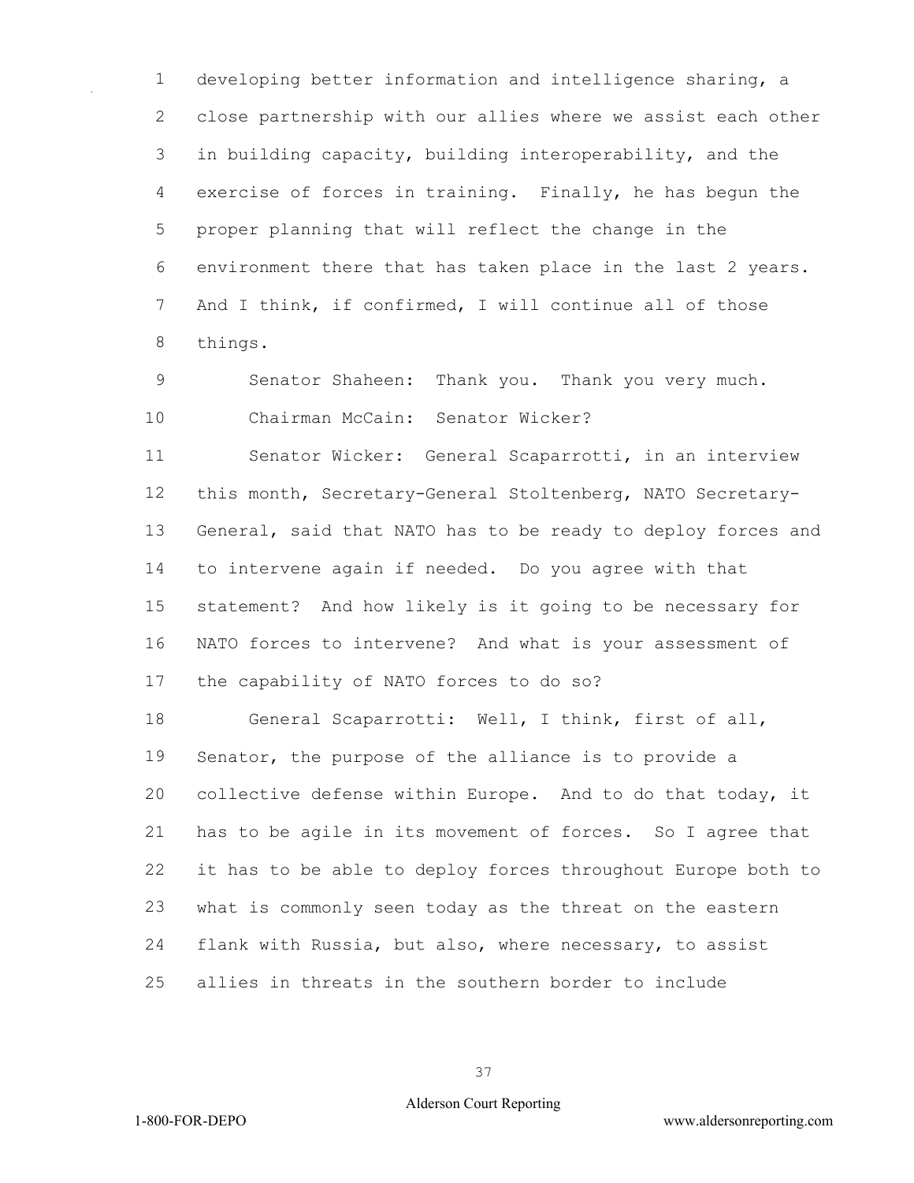developing better information and intelligence sharing, a close partnership with our allies where we assist each other in building capacity, building interoperability, and the exercise of forces in training. Finally, he has begun the proper planning that will reflect the change in the environment there that has taken place in the last 2 years. And I think, if confirmed, I will continue all of those things.

Senator Shaheen: Thank you. Thank you very much.

Chairman McCain: Senator Wicker?

Senator Wicker: General Scaparrotti, in an interview this month, Secretary-General Stoltenberg, NATO Secretary-General, said that NATO has to be ready to deploy forces and to intervene again if needed. Do you agree with that statement? And how likely is it going to be necessary for NATO forces to intervene? And what is your assessment of the capability of NATO forces to do so?

General Scaparrotti: Well, I think, first of all, Senator, the purpose of the alliance is to provide a collective defense within Europe. And to do that today, it has to be agile in its movement of forces. So I agree that it has to be able to deploy forces throughout Europe both to what is commonly seen today as the threat on the eastern flank with Russia, but also, where necessary, to assist allies in threats in the southern border to include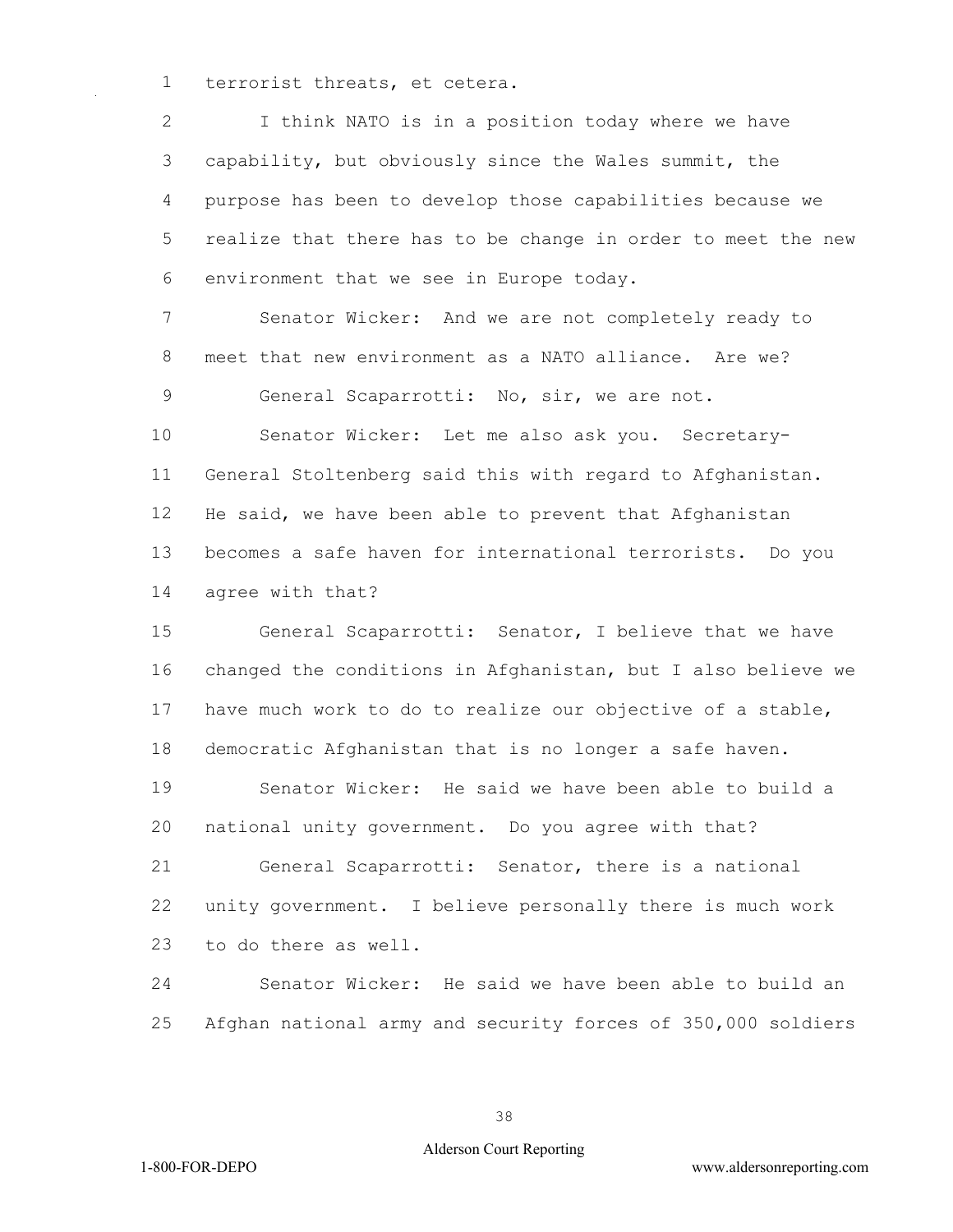terrorist threats, et cetera.

I think NATO is in a position today where we have capability, but obviously since the Wales summit, the purpose has been to develop those capabilities because we realize that there has to be change in order to meet the new environment that we see in Europe today.

Senator Wicker: And we are not completely ready to meet that new environment as a NATO alliance. Are we?

General Scaparrotti: No, sir, we are not.

Senator Wicker: Let me also ask you. Secretary-General Stoltenberg said this with regard to Afghanistan. He said, we have been able to prevent that Afghanistan becomes a safe haven for international terrorists. Do you agree with that?

General Scaparrotti: Senator, I believe that we have changed the conditions in Afghanistan, but I also believe we have much work to do to realize our objective of a stable, democratic Afghanistan that is no longer a safe haven.

Senator Wicker: He said we have been able to build a national unity government. Do you agree with that?

General Scaparrotti: Senator, there is a national unity government. I believe personally there is much work to do there as well.

Senator Wicker: He said we have been able to build an Afghan national army and security forces of 350,000 soldiers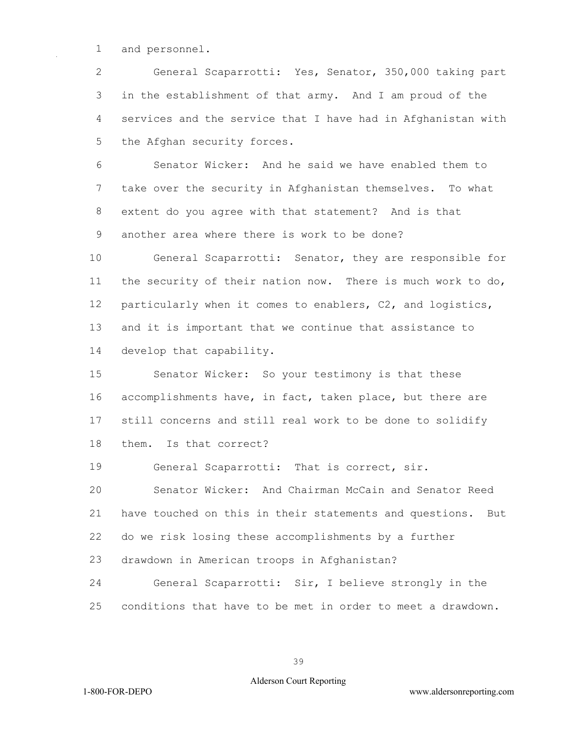and personnel.

General Scaparrotti: Yes, Senator, 350,000 taking part in the establishment of that army. And I am proud of the services and the service that I have had in Afghanistan with the Afghan security forces.

Senator Wicker: And he said we have enabled them to take over the security in Afghanistan themselves. To what extent do you agree with that statement? And is that another area where there is work to be done?

General Scaparrotti: Senator, they are responsible for the security of their nation now. There is much work to do, particularly when it comes to enablers, C2, and logistics, and it is important that we continue that assistance to develop that capability.

Senator Wicker: So your testimony is that these accomplishments have, in fact, taken place, but there are still concerns and still real work to be done to solidify them. Is that correct?

General Scaparrotti: That is correct, sir.

Senator Wicker: And Chairman McCain and Senator Reed have touched on this in their statements and questions. But do we risk losing these accomplishments by a further drawdown in American troops in Afghanistan?

General Scaparrotti: Sir, I believe strongly in the conditions that have to be met in order to meet a drawdown.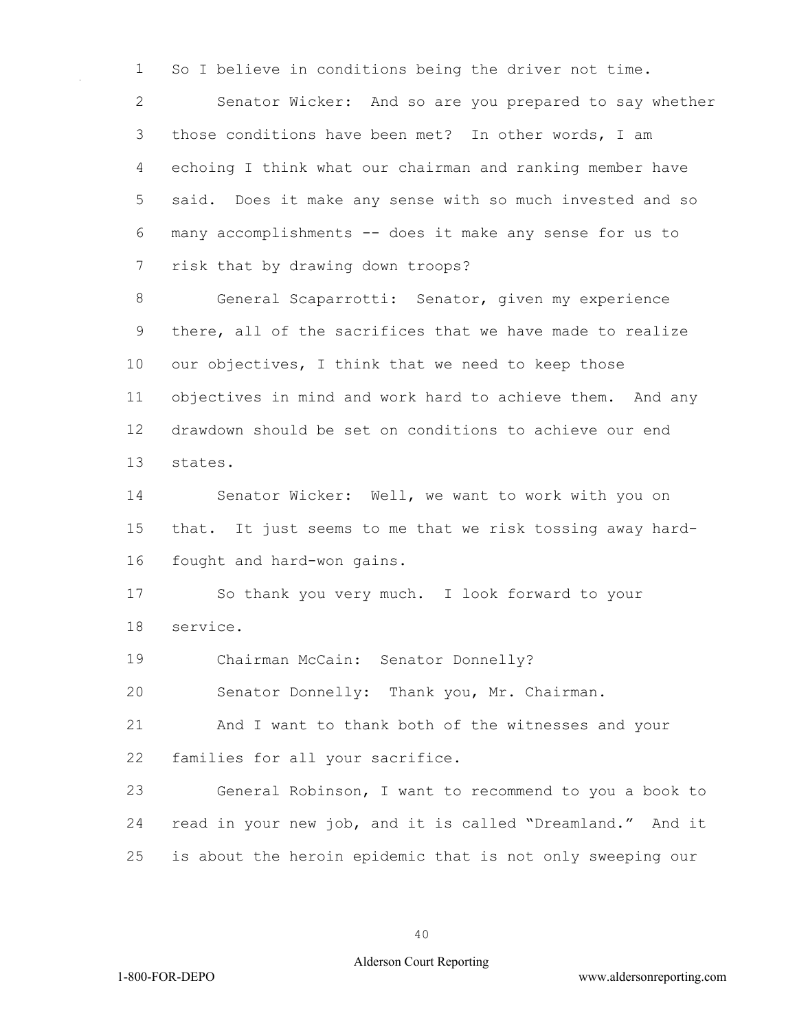So I believe in conditions being the driver not time.

Senator Wicker: And so are you prepared to say whether those conditions have been met? In other words, I am echoing I think what our chairman and ranking member have said. Does it make any sense with so much invested and so many accomplishments -- does it make any sense for us to risk that by drawing down troops?

General Scaparrotti: Senator, given my experience there, all of the sacrifices that we have made to realize our objectives, I think that we need to keep those objectives in mind and work hard to achieve them. And any drawdown should be set on conditions to achieve our end states.

Senator Wicker: Well, we want to work with you on that. It just seems to me that we risk tossing away hard-fought and hard-won gains.

So thank you very much. I look forward to your service.

Chairman McCain: Senator Donnelly?

Senator Donnelly: Thank you, Mr. Chairman.

And I want to thank both of the witnesses and your families for all your sacrifice.

General Robinson, I want to recommend to you a book to read in your new job, and it is called "Dreamland." And it is about the heroin epidemic that is not only sweeping our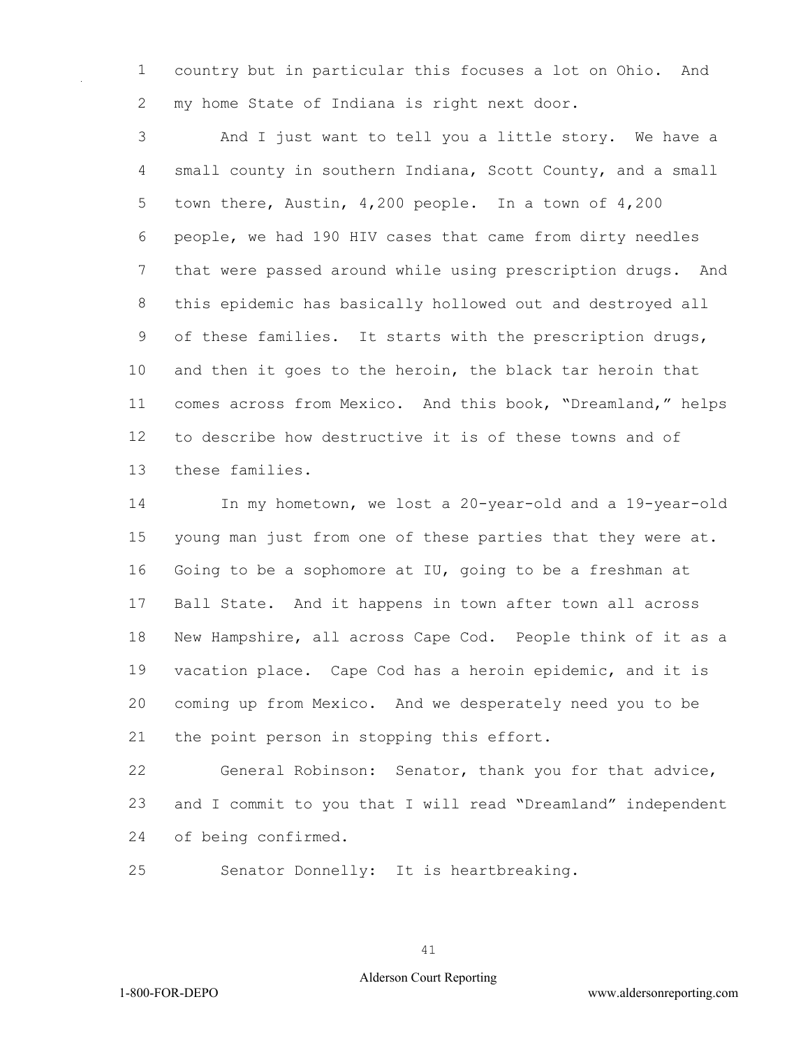country but in particular this focuses a lot on Ohio. And my home State of Indiana is right next door.

And I just want to tell you a little story. We have a small county in southern Indiana, Scott County, and a small town there, Austin, 4,200 people. In a town of 4,200 people, we had 190 HIV cases that came from dirty needles that were passed around while using prescription drugs. And this epidemic has basically hollowed out and destroyed all of these families. It starts with the prescription drugs, and then it goes to the heroin, the black tar heroin that comes across from Mexico. And this book, "Dreamland," helps to describe how destructive it is of these towns and of these families.

In my hometown, we lost a 20-year-old and a 19-year-old young man just from one of these parties that they were at. Going to be a sophomore at IU, going to be a freshman at Ball State. And it happens in town after town all across New Hampshire, all across Cape Cod. People think of it as a vacation place. Cape Cod has a heroin epidemic, and it is coming up from Mexico. And we desperately need you to be the point person in stopping this effort.

General Robinson: Senator, thank you for that advice, and I commit to you that I will read "Dreamland" independent of being confirmed.

Senator Donnelly: It is heartbreaking.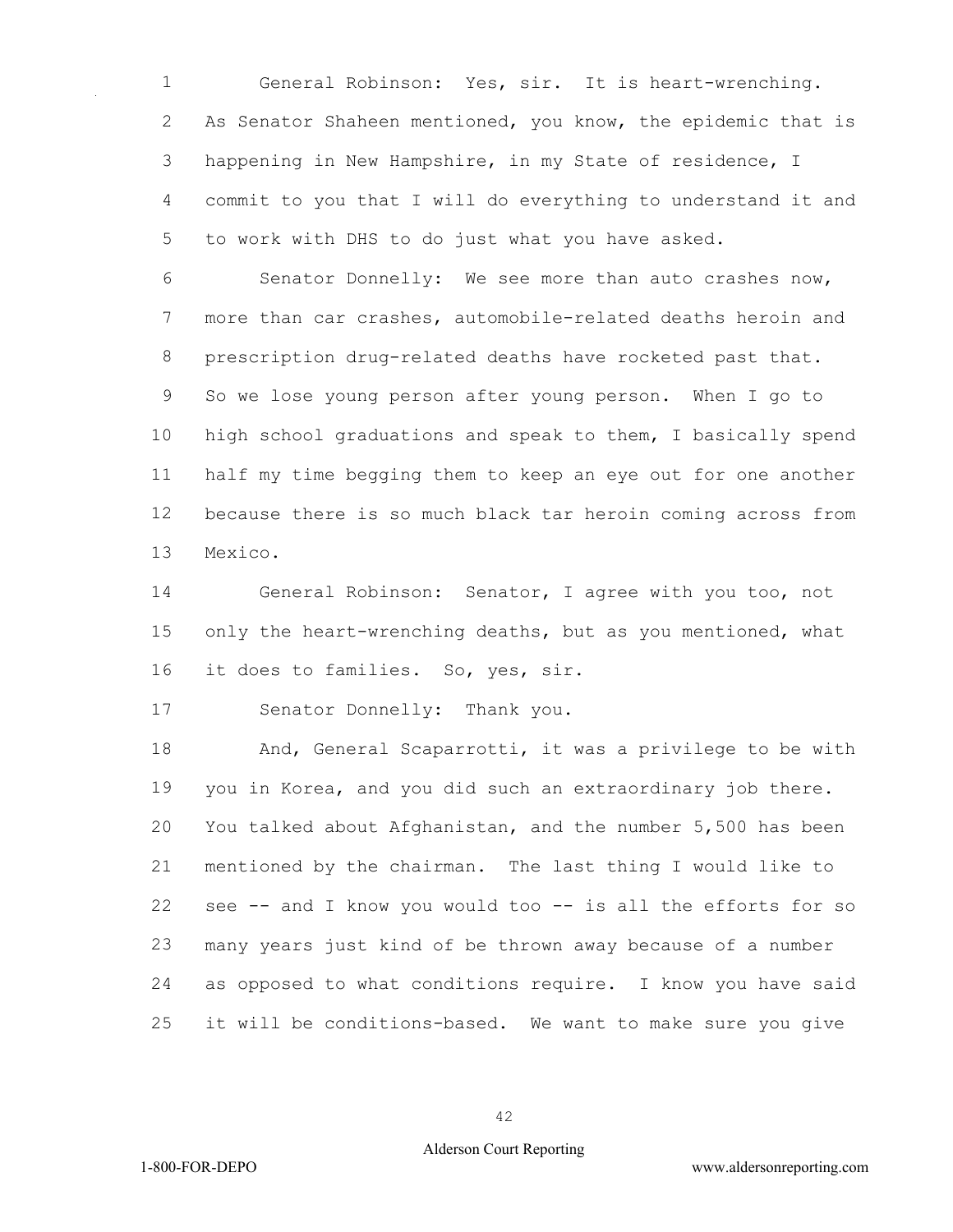General Robinson: Yes, sir. It is heart-wrenching. As Senator Shaheen mentioned, you know, the epidemic that is happening in New Hampshire, in my State of residence, I commit to you that I will do everything to understand it and to work with DHS to do just what you have asked.

Senator Donnelly: We see more than auto crashes now, more than car crashes, automobile-related deaths heroin and prescription drug-related deaths have rocketed past that. So we lose young person after young person. When I go to high school graduations and speak to them, I basically spend half my time begging them to keep an eye out for one another because there is so much black tar heroin coming across from Mexico.

General Robinson: Senator, I agree with you too, not only the heart-wrenching deaths, but as you mentioned, what it does to families. So, yes, sir.

Senator Donnelly: Thank you.

And, General Scaparrotti, it was a privilege to be with you in Korea, and you did such an extraordinary job there. You talked about Afghanistan, and the number 5,500 has been mentioned by the chairman. The last thing I would like to see -- and I know you would too -- is all the efforts for so many years just kind of be thrown away because of a number as opposed to what conditions require. I know you have said it will be conditions-based. We want to make sure you give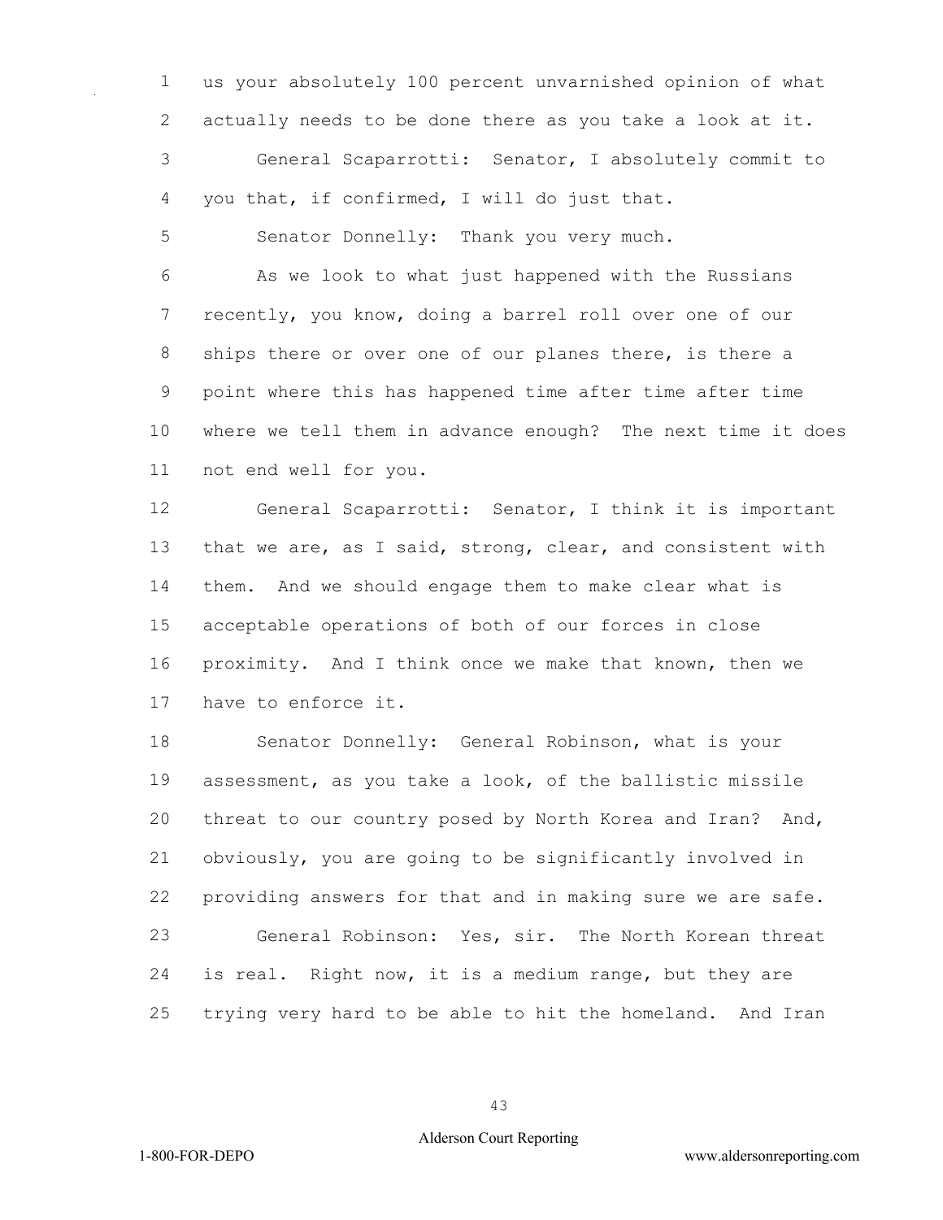us your absolutely 100 percent unvarnished opinion of what actually needs to be done there as you take a look at it.

General Scaparrotti: Senator, I absolutely commit to you that, if confirmed, I will do just that.

Senator Donnelly: Thank you very much.

As we look to what just happened with the Russians recently, you know, doing a barrel roll over one of our ships there or over one of our planes there, is there a point where this has happened time after time after time where we tell them in advance enough? The next time it does not end well for you.

General Scaparrotti: Senator, I think it is important that we are, as I said, strong, clear, and consistent with them. And we should engage them to make clear what is acceptable operations of both of our forces in close proximity. And I think once we make that known, then we have to enforce it.

Senator Donnelly: General Robinson, what is your assessment, as you take a look, of the ballistic missile threat to our country posed by North Korea and Iran? And, obviously, you are going to be significantly involved in providing answers for that and in making sure we are safe.

General Robinson: Yes, sir. The North Korean threat is real. Right now, it is a medium range, but they are trying very hard to be able to hit the homeland. And Iran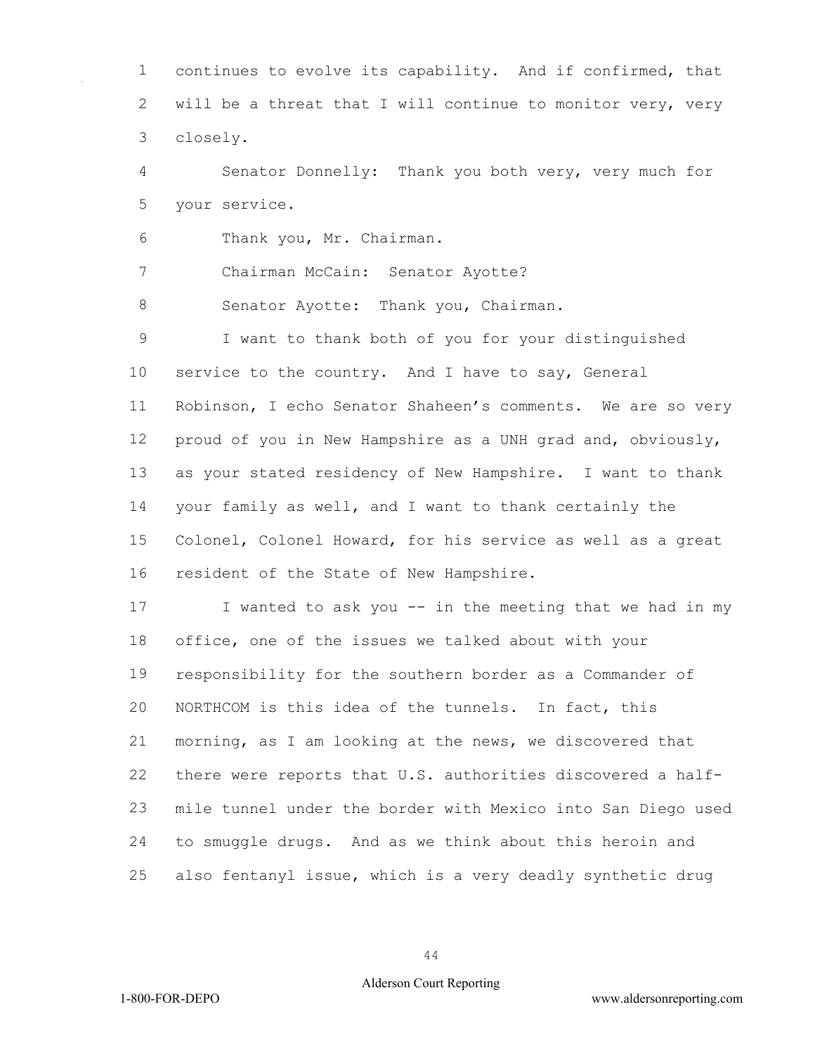continues to evolve its capability. And if confirmed, that will be a threat that I will continue to monitor very, very closely.

Senator Donnelly: Thank you both very, very much for your service.

Thank you, Mr. Chairman.

Chairman McCain: Senator Ayotte?

Senator Ayotte: Thank you, Chairman.

I want to thank both of you for your distinguished service to the country. And I have to say, General Robinson, I echo Senator Shaheen's comments. We are so very proud of you in New Hampshire as a UNH grad and, obviously, as your stated residency of New Hampshire. I want to thank your family as well, and I want to thank certainly the Colonel, Colonel Howard, for his service as well as a great resident of the State of New Hampshire.

I wanted to ask you -- in the meeting that we had in my office, one of the issues we talked about with your responsibility for the southern border as a Commander of NORTHCOM is this idea of the tunnels. In fact, this morning, as I am looking at the news, we discovered that there were reports that U.S. authorities discovered a half-mile tunnel under the border with Mexico into San Diego used to smuggle drugs. And as we think about this heroin and also fentanyl issue, which is a very deadly synthetic drug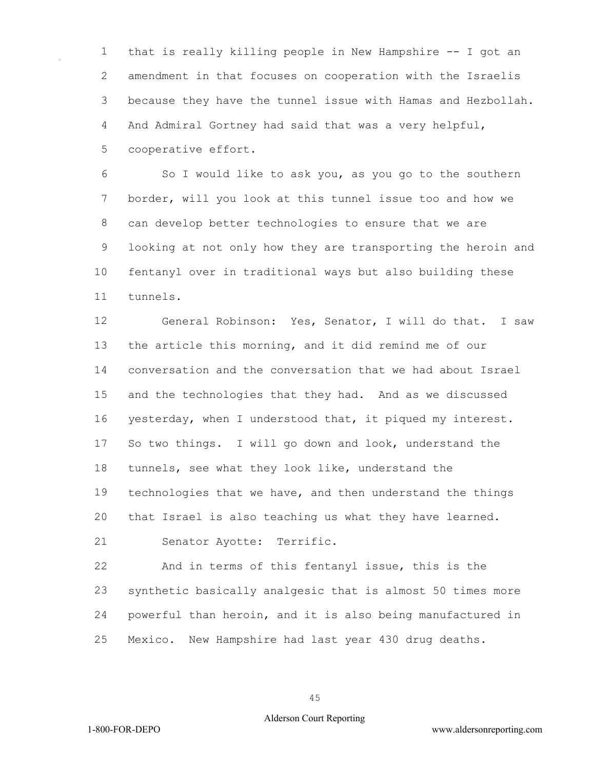that is really killing people in New Hampshire -- I got an amendment in that focuses on cooperation with the Israelis because they have the tunnel issue with Hamas and Hezbollah. And Admiral Gortney had said that was a very helpful, cooperative effort.

So I would like to ask you, as you go to the southern border, will you look at this tunnel issue too and how we can develop better technologies to ensure that we are looking at not only how they are transporting the heroin and fentanyl over in traditional ways but also building these tunnels.

General Robinson: Yes, Senator, I will do that. I saw the article this morning, and it did remind me of our conversation and the conversation that we had about Israel and the technologies that they had. And as we discussed yesterday, when I understood that, it piqued my interest. So two things. I will go down and look, understand the tunnels, see what they look like, understand the technologies that we have, and then understand the things that Israel is also teaching us what they have learned.

Senator Ayotte: Terrific.

And in terms of this fentanyl issue, this is the synthetic basically analgesic that is almost 50 times more powerful than heroin, and it is also being manufactured in Mexico. New Hampshire had last year 430 drug deaths.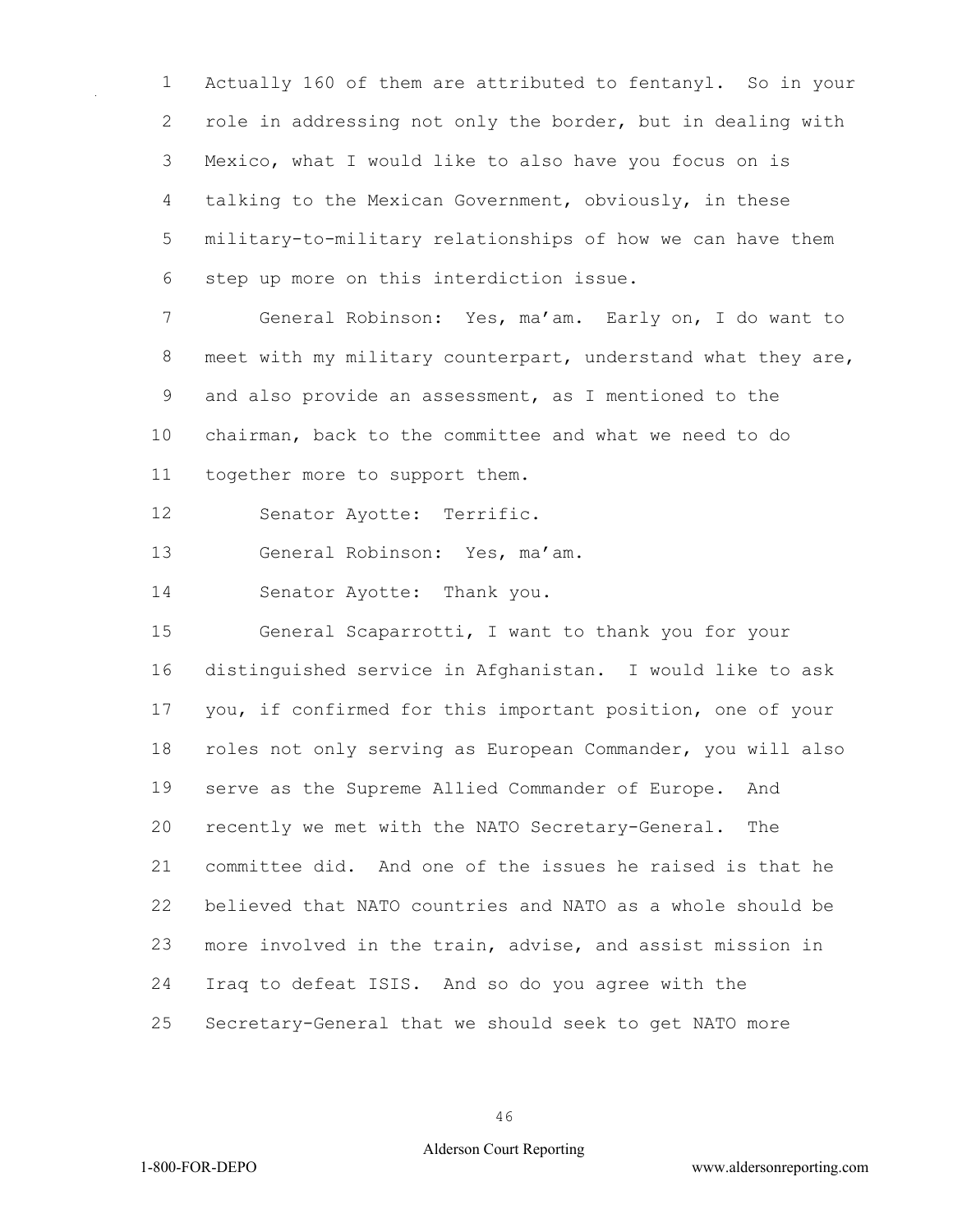Actually 160 of them are attributed to fentanyl. So in your role in addressing not only the border, but in dealing with Mexico, what I would like to also have you focus on is talking to the Mexican Government, obviously, in these military-to-military relationships of how we can have them step up more on this interdiction issue.

General Robinson: Yes, ma'am. Early on, I do want to meet with my military counterpart, understand what they are, and also provide an assessment, as I mentioned to the chairman, back to the committee and what we need to do together more to support them.

Senator Ayotte: Terrific.

General Robinson: Yes, ma'am.

Senator Ayotte: Thank you.

General Scaparrotti, I want to thank you for your distinguished service in Afghanistan. I would like to ask you, if confirmed for this important position, one of your roles not only serving as European Commander, you will also serve as the Supreme Allied Commander of Europe. And recently we met with the NATO Secretary-General. The committee did. And one of the issues he raised is that he believed that NATO countries and NATO as a whole should be more involved in the train, advise, and assist mission in Iraq to defeat ISIS. And so do you agree with the Secretary-General that we should seek to get NATO more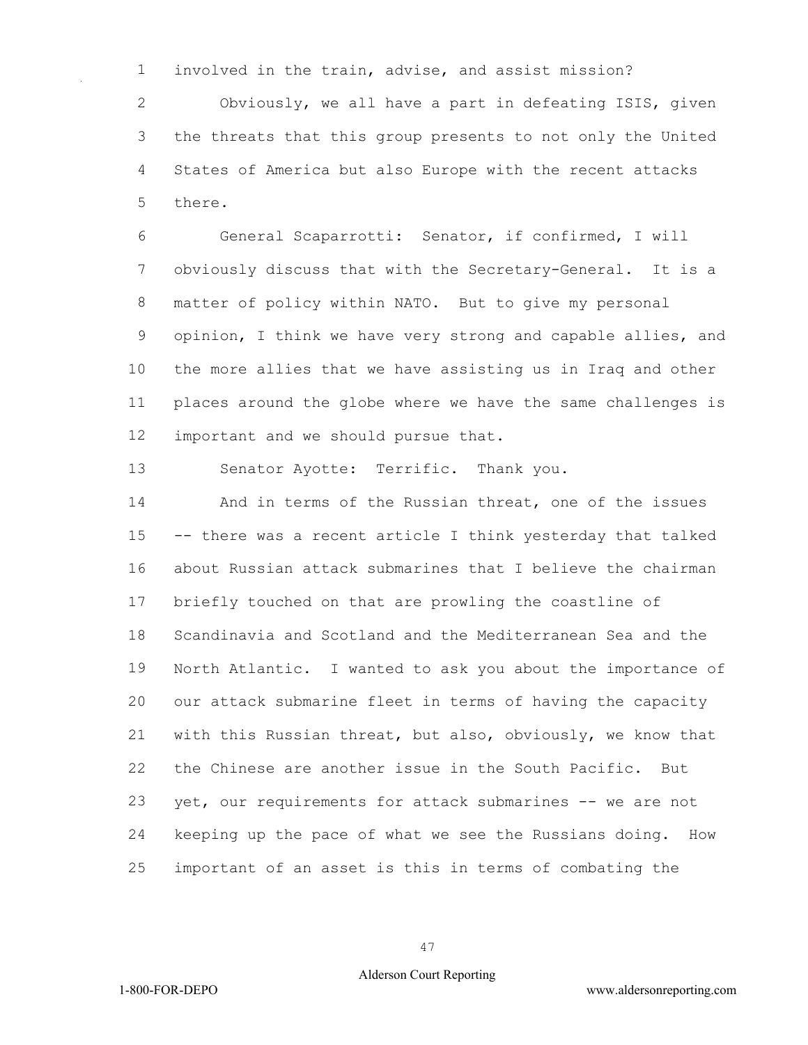involved in the train, advise, and assist mission?

Obviously, we all have a part in defeating ISIS, given the threats that this group presents to not only the United States of America but also Europe with the recent attacks there.

General Scaparrotti: Senator, if confirmed, I will obviously discuss that with the Secretary-General. It is a matter of policy within NATO. But to give my personal opinion, I think we have very strong and capable allies, and the more allies that we have assisting us in Iraq and other places around the globe where we have the same challenges is important and we should pursue that.

Senator Ayotte: Terrific. Thank you.

And in terms of the Russian threat, one of the issues -- there was a recent article I think yesterday that talked about Russian attack submarines that I believe the chairman briefly touched on that are prowling the coastline of Scandinavia and Scotland and the Mediterranean Sea and the North Atlantic. I wanted to ask you about the importance of our attack submarine fleet in terms of having the capacity with this Russian threat, but also, obviously, we know that the Chinese are another issue in the South Pacific. But yet, our requirements for attack submarines -- we are not keeping up the pace of what we see the Russians doing. How important of an asset is this in terms of combating the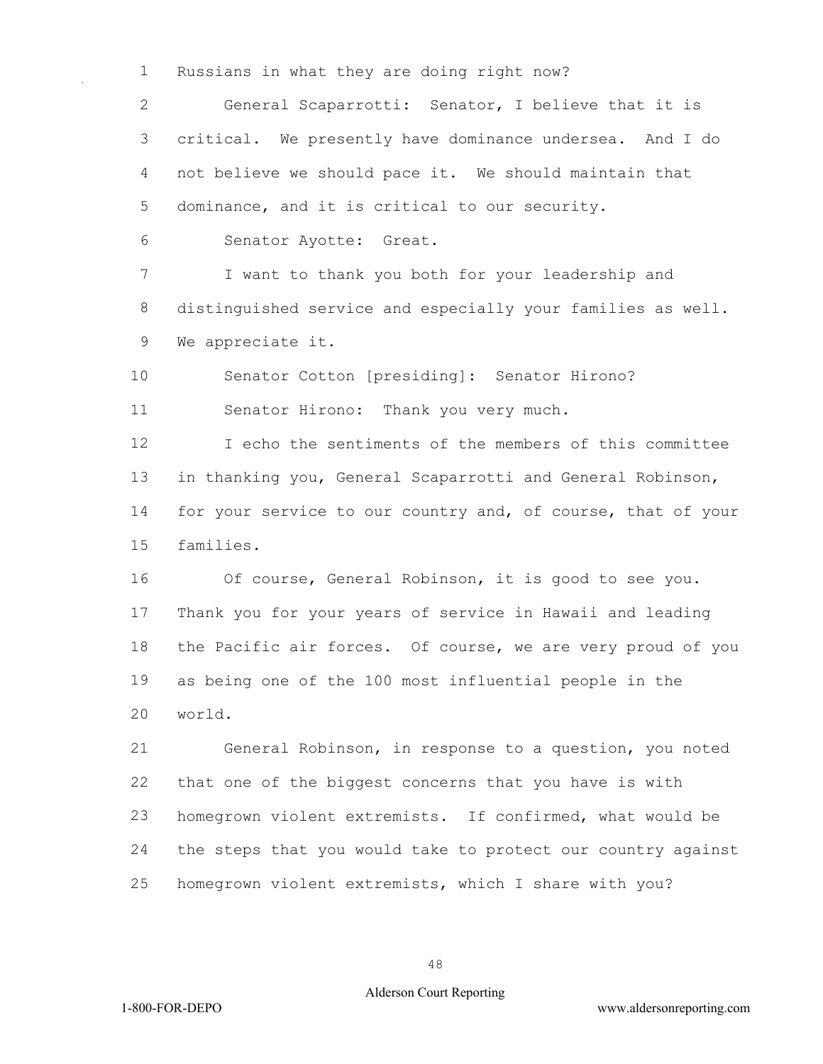Russians in what they are doing right now?

General Scaparrotti: Senator, I believe that it is critical. We presently have dominance undersea. And I do not believe we should pace it. We should maintain that dominance, and it is critical to our security.

Senator Ayotte: Great.

I want to thank you both for your leadership and distinguished service and especially your families as well. We appreciate it.

Senator Cotton [presiding]: Senator Hirono?

Senator Hirono: Thank you very much.

I echo the sentiments of the members of this committee in thanking you, General Scaparrotti and General Robinson, for your service to our country and, of course, that of your families.

Of course, General Robinson, it is good to see you. Thank you for your years of service in Hawaii and leading the Pacific air forces. Of course, we are very proud of you as being one of the 100 most influential people in the world.

General Robinson, in response to a question, you noted that one of the biggest concerns that you have is with homegrown violent extremists. If confirmed, what would be the steps that you would take to protect our country against homegrown violent extremists, which I share with you?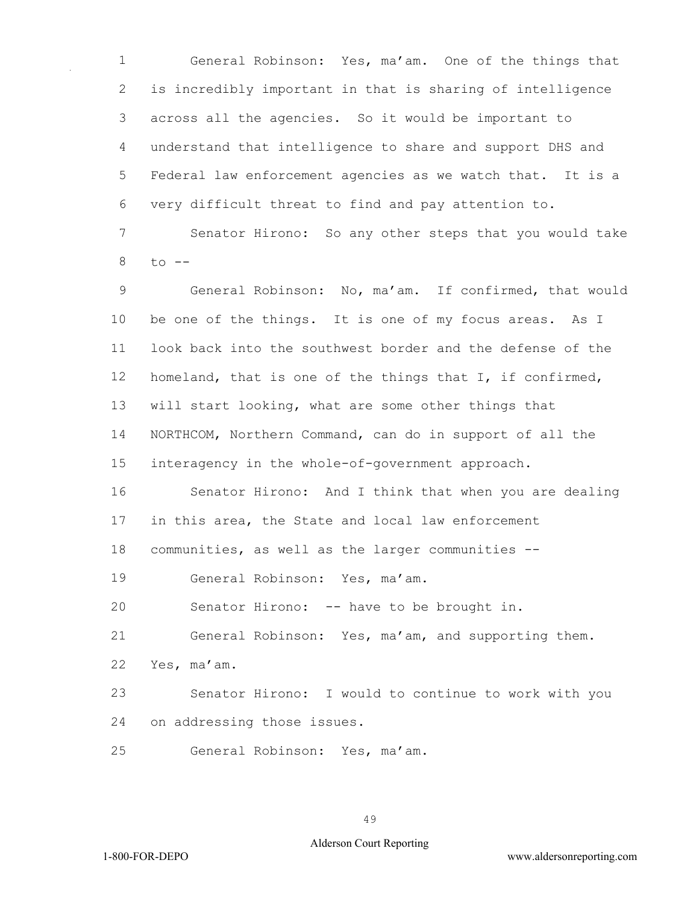General Robinson: Yes, ma'am. One of the things that is incredibly important in that is sharing of intelligence across all the agencies. So it would be important to understand that intelligence to share and support DHS and Federal law enforcement agencies as we watch that. It is a very difficult threat to find and pay attention to.

Senator Hirono: So any other steps that you would take to --

General Robinson: No, ma'am. If confirmed, that would be one of the things. It is one of my focus areas. As I look back into the southwest border and the defense of the homeland, that is one of the things that I, if confirmed, will start looking, what are some other things that NORTHCOM, Northern Command, can do in support of all the interagency in the whole-of-government approach.

Senator Hirono: And I think that when you are dealing in this area, the State and local law enforcement communities, as well as the larger communities --

General Robinson: Yes, ma'am.

Senator Hirono: -- have to be brought in.

General Robinson: Yes, ma'am, and supporting them. Yes, ma'am.

Senator Hirono: I would to continue to work with you on addressing those issues.

General Robinson: Yes, ma'am.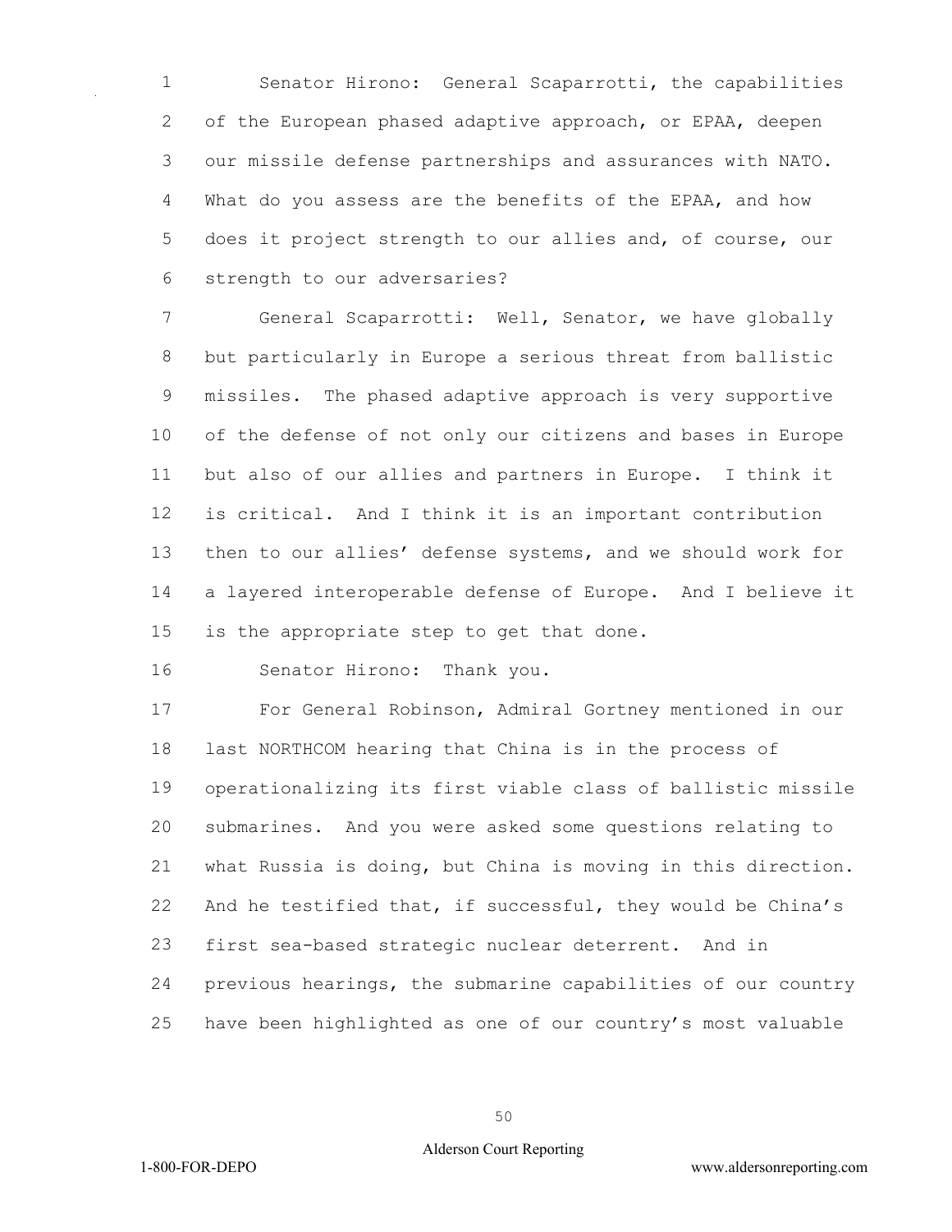Senator Hirono: General Scaparrotti, the capabilities of the European phased adaptive approach, or EPAA, deepen our missile defense partnerships and assurances with NATO. What do you assess are the benefits of the EPAA, and how does it project strength to our allies and, of course, our strength to our adversaries?

General Scaparrotti: Well, Senator, we have globally but particularly in Europe a serious threat from ballistic missiles. The phased adaptive approach is very supportive of the defense of not only our citizens and bases in Europe but also of our allies and partners in Europe. I think it is critical. And I think it is an important contribution then to our allies' defense systems, and we should work for a layered interoperable defense of Europe. And I believe it is the appropriate step to get that done.

Senator Hirono: Thank you.

For General Robinson, Admiral Gortney mentioned in our last NORTHCOM hearing that China is in the process of operationalizing its first viable class of ballistic missile submarines. And you were asked some questions relating to what Russia is doing, but China is moving in this direction. And he testified that, if successful, they would be China's first sea-based strategic nuclear deterrent. And in previous hearings, the submarine capabilities of our country have been highlighted as one of our country's most valuable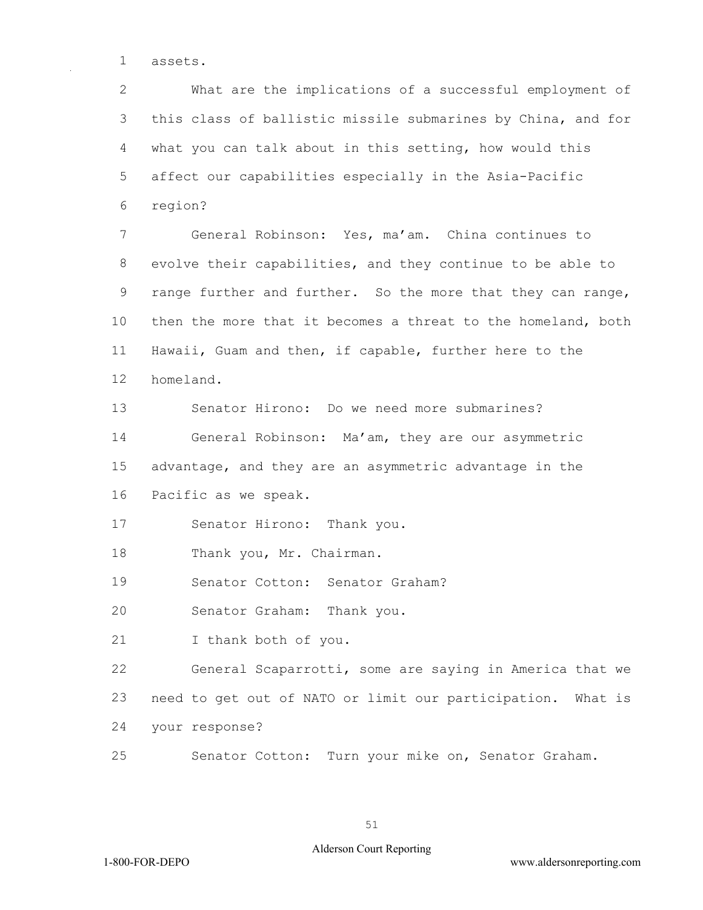assets.

What are the implications of a successful employment of this class of ballistic missile submarines by China, and for what you can talk about in this setting, how would this affect our capabilities especially in the Asia-Pacific region?

General Robinson: Yes, ma'am. China continues to evolve their capabilities, and they continue to be able to range further and further. So the more that they can range, then the more that it becomes a threat to the homeland, both Hawaii, Guam and then, if capable, further here to the homeland.

Senator Hirono: Do we need more submarines?

General Robinson: Ma'am, they are our asymmetric advantage, and they are an asymmetric advantage in the Pacific as we speak.

Senator Hirono: Thank you.

Thank you, Mr. Chairman.

Senator Cotton: Senator Graham?

Senator Graham: Thank you.

I thank both of you.

General Scaparrotti, some are saying in America that we need to get out of NATO or limit our participation. What is your response?

Senator Cotton: Turn your mike on, Senator Graham.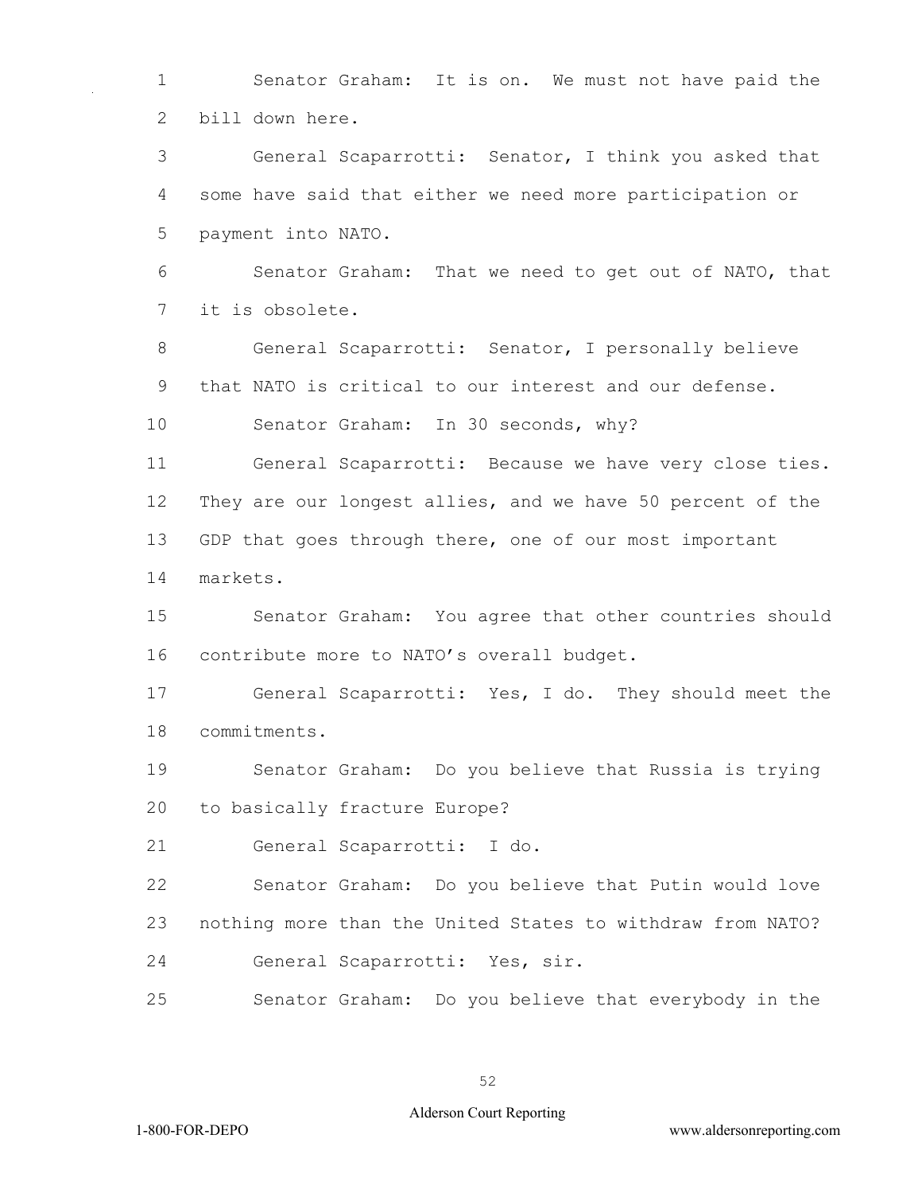Senator Graham: It is on. We must not have paid the bill down here.

General Scaparrotti: Senator, I think you asked that some have said that either we need more participation or payment into NATO.

Senator Graham: That we need to get out of NATO, that it is obsolete.

General Scaparrotti: Senator, I personally believe that NATO is critical to our interest and our defense.

Senator Graham: In 30 seconds, why?

General Scaparrotti: Because we have very close ties. They are our longest allies, and we have 50 percent of the GDP that goes through there, one of our most important markets.

Senator Graham: You agree that other countries should contribute more to NATO's overall budget.

General Scaparrotti: Yes, I do. They should meet the commitments.

Senator Graham: Do you believe that Russia is trying to basically fracture Europe?

General Scaparrotti: I do.

Senator Graham: Do you believe that Putin would love nothing more than the United States to withdraw from NATO?

General Scaparrotti: Yes, sir.

Senator Graham: Do you believe that everybody in the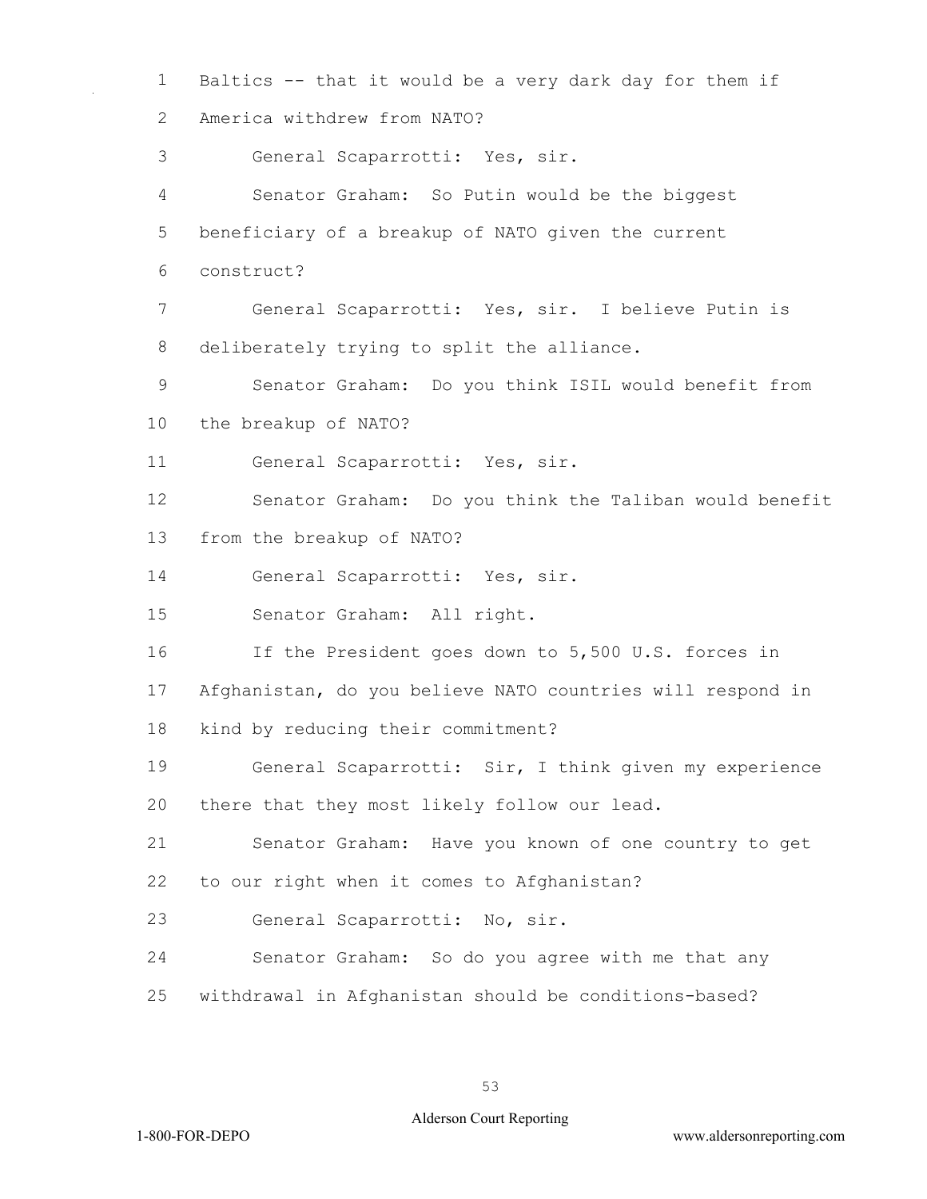Baltics -- that it would be a very dark day for them if America withdrew from NATO?

General Scaparrotti: Yes, sir.

Senator Graham: So Putin would be the biggest beneficiary of a breakup of NATO given the current construct?

General Scaparrotti: Yes, sir. I believe Putin is deliberately trying to split the alliance.

Senator Graham: Do you think ISIL would benefit from the breakup of NATO?

General Scaparrotti: Yes, sir.

Senator Graham: Do you think the Taliban would benefit from the breakup of NATO?

General Scaparrotti: Yes, sir.

Senator Graham: All right.

If the President goes down to 5,500 U.S. forces in Afghanistan, do you believe NATO countries will respond in kind by reducing their commitment?

General Scaparrotti: Sir, I think given my experience there that they most likely follow our lead.

Senator Graham: Have you known of one country to get to our right when it comes to Afghanistan?

General Scaparrotti: No, sir.

Senator Graham: So do you agree with me that any withdrawal in Afghanistan should be conditions-based?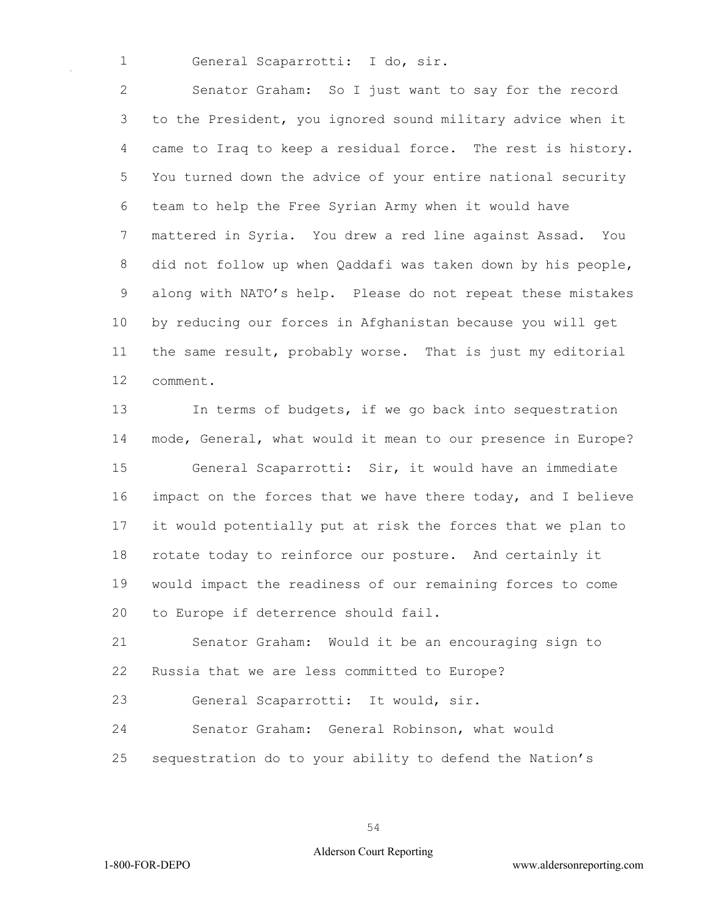General Scaparrotti: I do, sir.

Senator Graham: So I just want to say for the record to the President, you ignored sound military advice when it came to Iraq to keep a residual force. The rest is history. You turned down the advice of your entire national security team to help the Free Syrian Army when it would have mattered in Syria. You drew a red line against Assad. You did not follow up when Qaddafi was taken down by his people, along with NATO's help. Please do not repeat these mistakes by reducing our forces in Afghanistan because you will get the same result, probably worse. That is just my editorial comment.

In terms of budgets, if we go back into sequestration mode, General, what would it mean to our presence in Europe?

General Scaparrotti: Sir, it would have an immediate impact on the forces that we have there today, and I believe it would potentially put at risk the forces that we plan to rotate today to reinforce our posture. And certainly it would impact the readiness of our remaining forces to come to Europe if deterrence should fail.

Senator Graham: Would it be an encouraging sign to Russia that we are less committed to Europe?

General Scaparrotti: It would, sir.

Senator Graham: General Robinson, what would sequestration do to your ability to defend the Nation's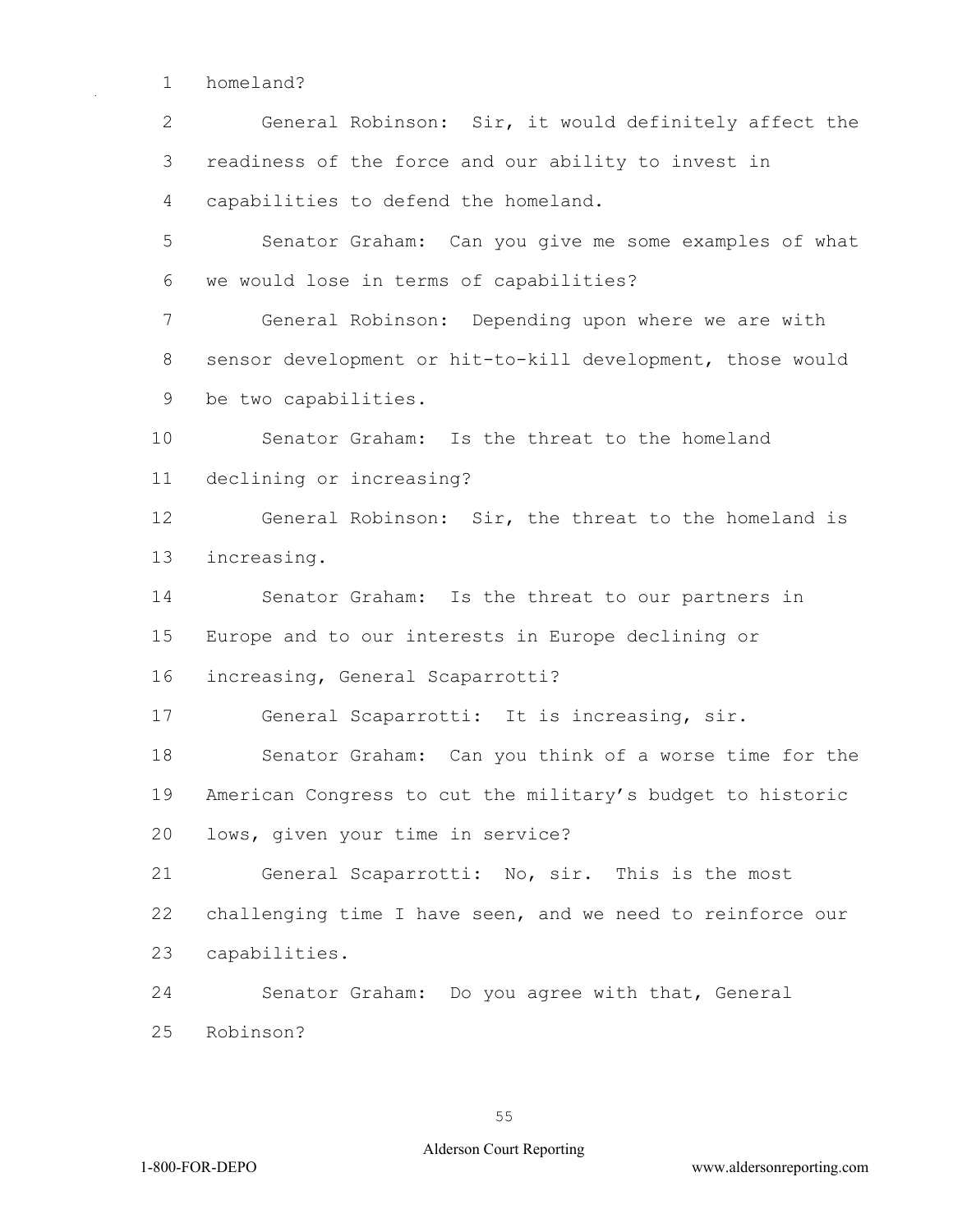homeland?

General Robinson: Sir, it would definitely affect the readiness of the force and our ability to invest in capabilities to defend the homeland.

Senator Graham: Can you give me some examples of what we would lose in terms of capabilities?

General Robinson: Depending upon where we are with sensor development or hit-to-kill development, those would be two capabilities.

Senator Graham: Is the threat to the homeland declining or increasing?

General Robinson: Sir, the threat to the homeland is increasing.

Senator Graham: Is the threat to our partners in Europe and to our interests in Europe declining or increasing, General Scaparrotti?

General Scaparrotti: It is increasing, sir.

Senator Graham: Can you think of a worse time for the American Congress to cut the military's budget to historic lows, given your time in service?

General Scaparrotti: No, sir. This is the most challenging time I have seen, and we need to reinforce our capabilities.

Senator Graham: Do you agree with that, General Robinson?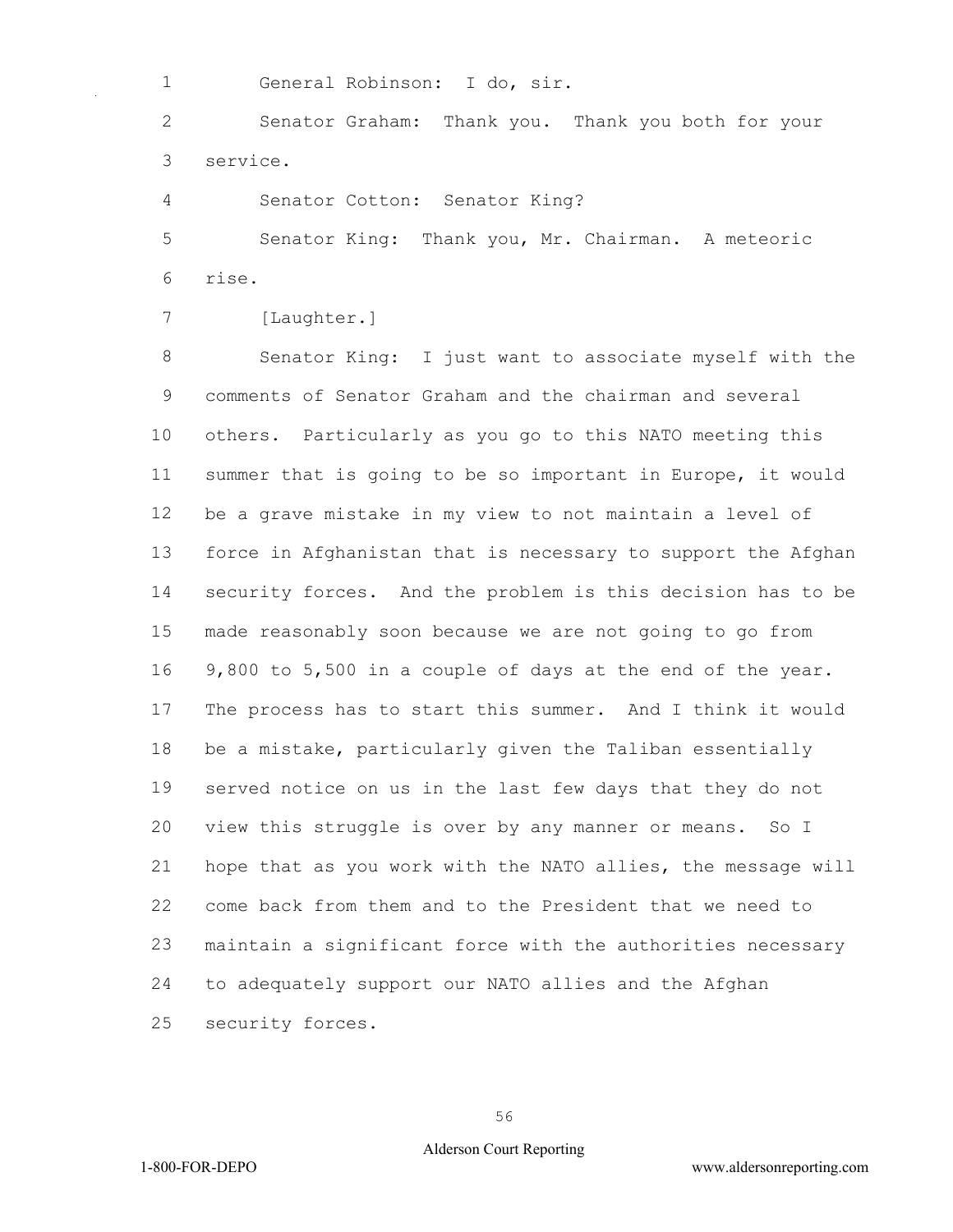General Robinson: I do, sir.

Senator Graham: Thank you. Thank you both for your service.

Senator Cotton: Senator King?

Senator King: Thank you, Mr. Chairman. A meteoric rise.

[Laughter.]

Senator King: I just want to associate myself with the comments of Senator Graham and the chairman and several others. Particularly as you go to this NATO meeting this summer that is going to be so important in Europe, it would be a grave mistake in my view to not maintain a level of force in Afghanistan that is necessary to support the Afghan security forces. And the problem is this decision has to be made reasonably soon because we are not going to go from 9,800 to 5,500 in a couple of days at the end of the year. The process has to start this summer. And I think it would be a mistake, particularly given the Taliban essentially served notice on us in the last few days that they do not view this struggle is over by any manner or means. So I hope that as you work with the NATO allies, the message will come back from them and to the President that we need to maintain a significant force with the authorities necessary to adequately support our NATO allies and the Afghan security forces.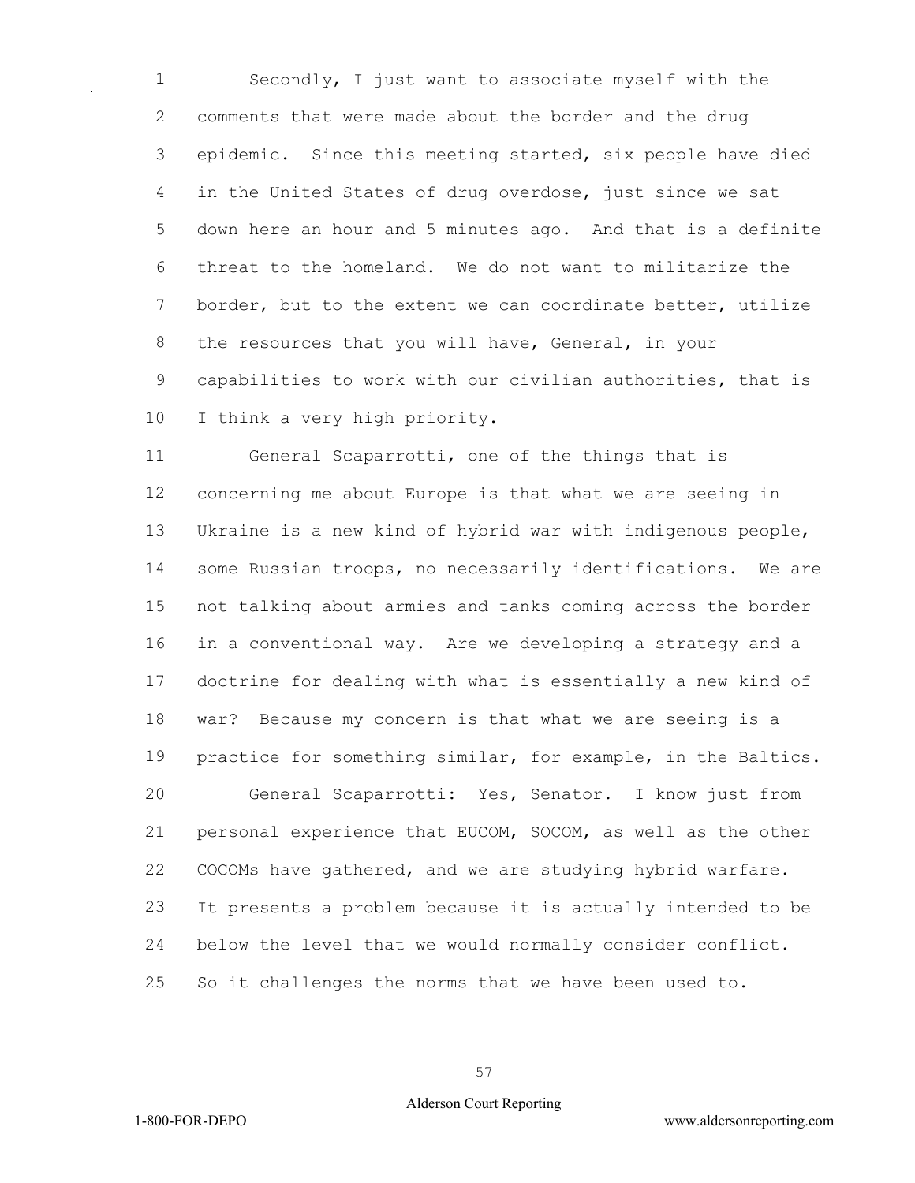Secondly, I just want to associate myself with the comments that were made about the border and the drug epidemic. Since this meeting started, six people have died in the United States of drug overdose, just since we sat down here an hour and 5 minutes ago. And that is a definite threat to the homeland. We do not want to militarize the border, but to the extent we can coordinate better, utilize the resources that you will have, General, in your capabilities to work with our civilian authorities, that is I think a very high priority.

General Scaparrotti, one of the things that is concerning me about Europe is that what we are seeing in Ukraine is a new kind of hybrid war with indigenous people, some Russian troops, no necessarily identifications. We are not talking about armies and tanks coming across the border in a conventional way. Are we developing a strategy and a doctrine for dealing with what is essentially a new kind of war? Because my concern is that what we are seeing is a practice for something similar, for example, in the Baltics.

General Scaparrotti: Yes, Senator. I know just from personal experience that EUCOM, SOCOM, as well as the other COCOMs have gathered, and we are studying hybrid warfare. It presents a problem because it is actually intended to be below the level that we would normally consider conflict. So it challenges the norms that we have been used to.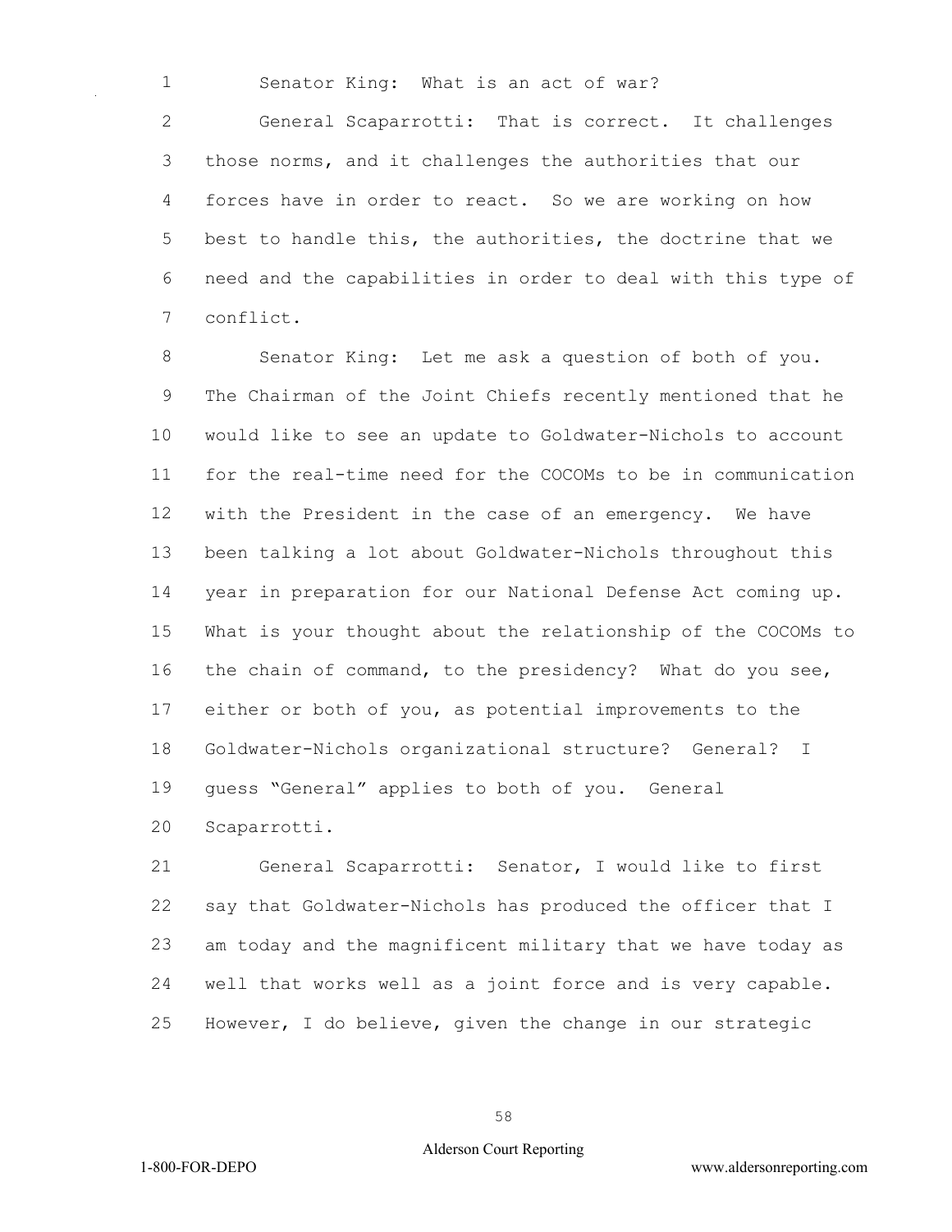Senator King: What is an act of war?

General Scaparrotti: That is correct. It challenges those norms, and it challenges the authorities that our forces have in order to react. So we are working on how best to handle this, the authorities, the doctrine that we need and the capabilities in order to deal with this type of conflict.

Senator King: Let me ask a question of both of you. The Chairman of the Joint Chiefs recently mentioned that he would like to see an update to Goldwater-Nichols to account for the real-time need for the COCOMs to be in communication with the President in the case of an emergency. We have been talking a lot about Goldwater-Nichols throughout this year in preparation for our National Defense Act coming up. What is your thought about the relationship of the COCOMs to the chain of command, to the presidency? What do you see, either or both of you, as potential improvements to the Goldwater-Nichols organizational structure? General? I guess "General" applies to both of you. General Scaparrotti.

General Scaparrotti: Senator, I would like to first say that Goldwater-Nichols has produced the officer that I am today and the magnificent military that we have today as well that works well as a joint force and is very capable. However, I do believe, given the change in our strategic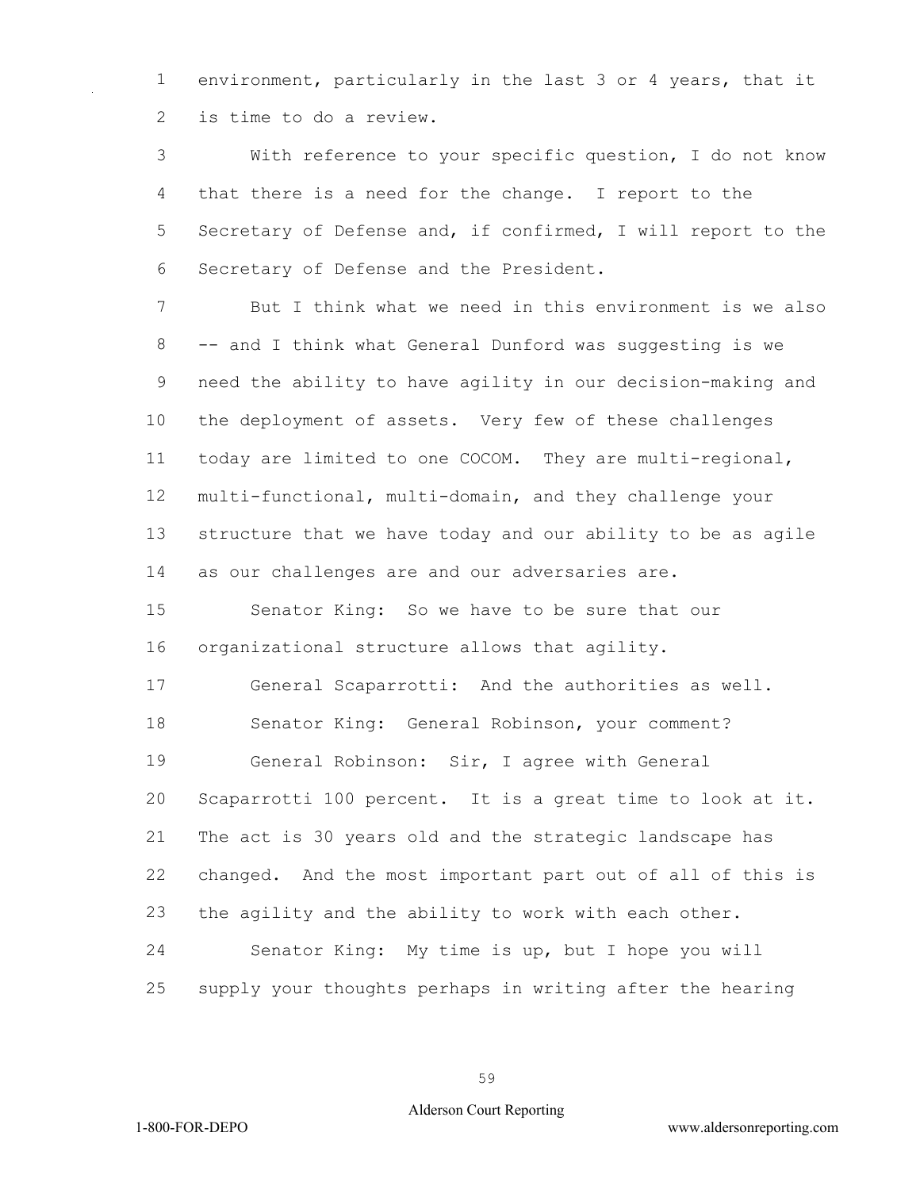environment, particularly in the last 3 or 4 years, that it is time to do a review.

With reference to your specific question, I do not know that there is a need for the change. I report to the Secretary of Defense and, if confirmed, I will report to the Secretary of Defense and the President.

But I think what we need in this environment is we also -- and I think what General Dunford was suggesting is we need the ability to have agility in our decision-making and the deployment of assets. Very few of these challenges today are limited to one COCOM. They are multi-regional, multi-functional, multi-domain, and they challenge your structure that we have today and our ability to be as agile as our challenges are and our adversaries are.

Senator King: So we have to be sure that our organizational structure allows that agility.

General Scaparrotti: And the authorities as well.

Senator King: General Robinson, your comment?

General Robinson: Sir, I agree with General Scaparrotti 100 percent. It is a great time to look at it. The act is 30 years old and the strategic landscape has changed. And the most important part out of all of this is the agility and the ability to work with each other.

Senator King: My time is up, but I hope you will supply your thoughts perhaps in writing after the hearing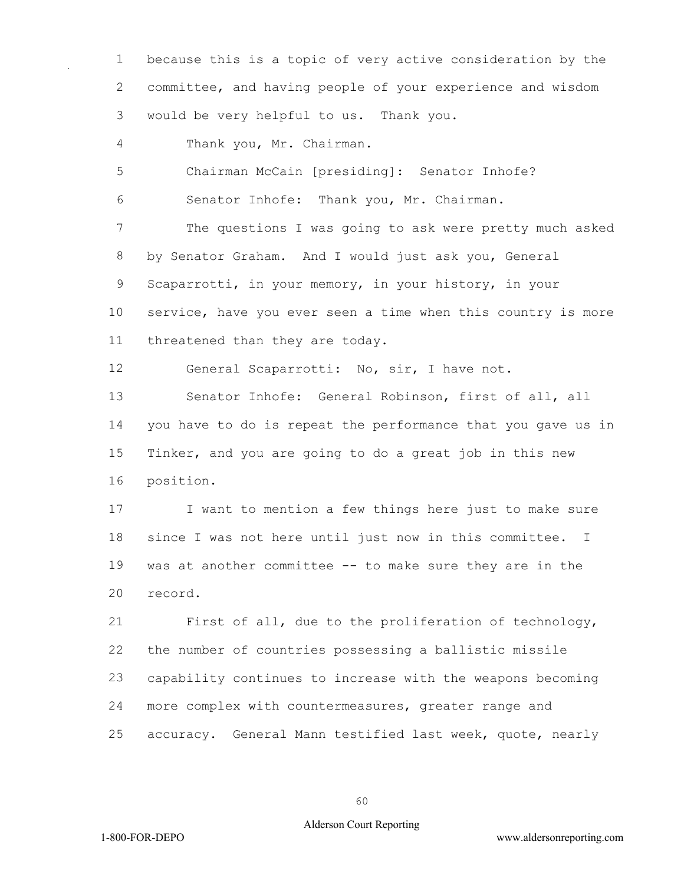because this is a topic of very active consideration by the committee, and having people of your experience and wisdom would be very helpful to us. Thank you.

Thank you, Mr. Chairman.

Chairman McCain [presiding]: Senator Inhofe?

Senator Inhofe: Thank you, Mr. Chairman.

The questions I was going to ask were pretty much asked by Senator Graham. And I would just ask you, General Scaparrotti, in your memory, in your history, in your service, have you ever seen a time when this country is more threatened than they are today.

General Scaparrotti: No, sir, I have not.

Senator Inhofe: General Robinson, first of all, all you have to do is repeat the performance that you gave us in Tinker, and you are going to do a great job in this new position.

I want to mention a few things here just to make sure since I was not here until just now in this committee. I was at another committee -- to make sure they are in the record.

First of all, due to the proliferation of technology, the number of countries possessing a ballistic missile capability continues to increase with the weapons becoming more complex with countermeasures, greater range and accuracy. General Mann testified last week, quote, nearly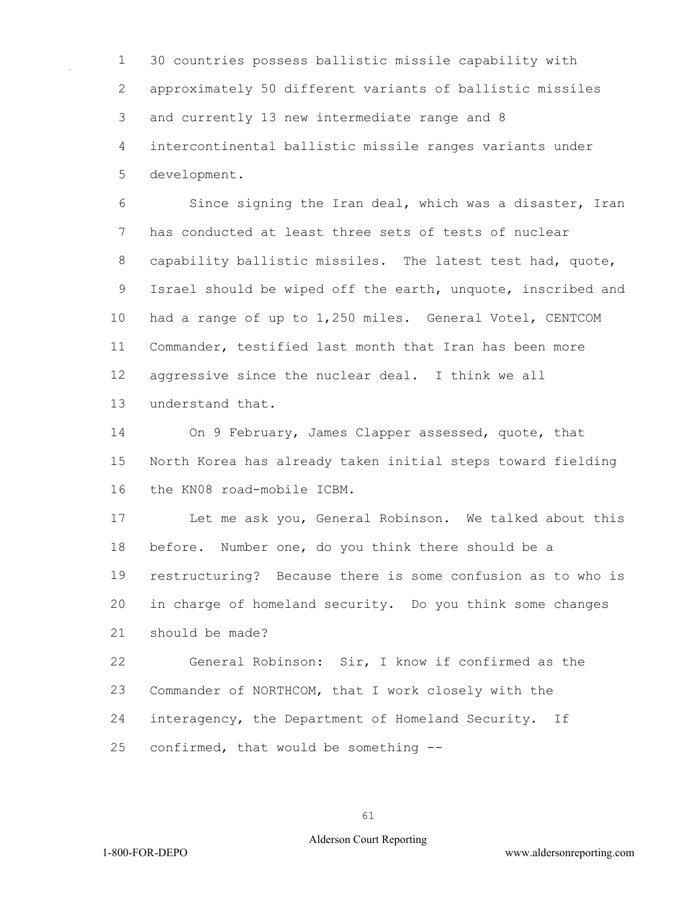30 countries possess ballistic missile capability with approximately 50 different variants of ballistic missiles and currently 13 new intermediate range and 8 intercontinental ballistic missile ranges variants under development.

Since signing the Iran deal, which was a disaster, Iran has conducted at least three sets of tests of nuclear capability ballistic missiles. The latest test had, quote, Israel should be wiped off the earth, unquote, inscribed and had a range of up to 1,250 miles. General Votel, CENTCOM Commander, testified last month that Iran has been more aggressive since the nuclear deal. I think we all understand that.

On 9 February, James Clapper assessed, quote, that North Korea has already taken initial steps toward fielding the KN08 road-mobile ICBM.

Let me ask you, General Robinson. We talked about this before. Number one, do you think there should be a restructuring? Because there is some confusion as to who is in charge of homeland security. Do you think some changes should be made?

General Robinson: Sir, I know if confirmed as the Commander of NORTHCOM, that I work closely with the interagency, the Department of Homeland Security. If confirmed, that would be something --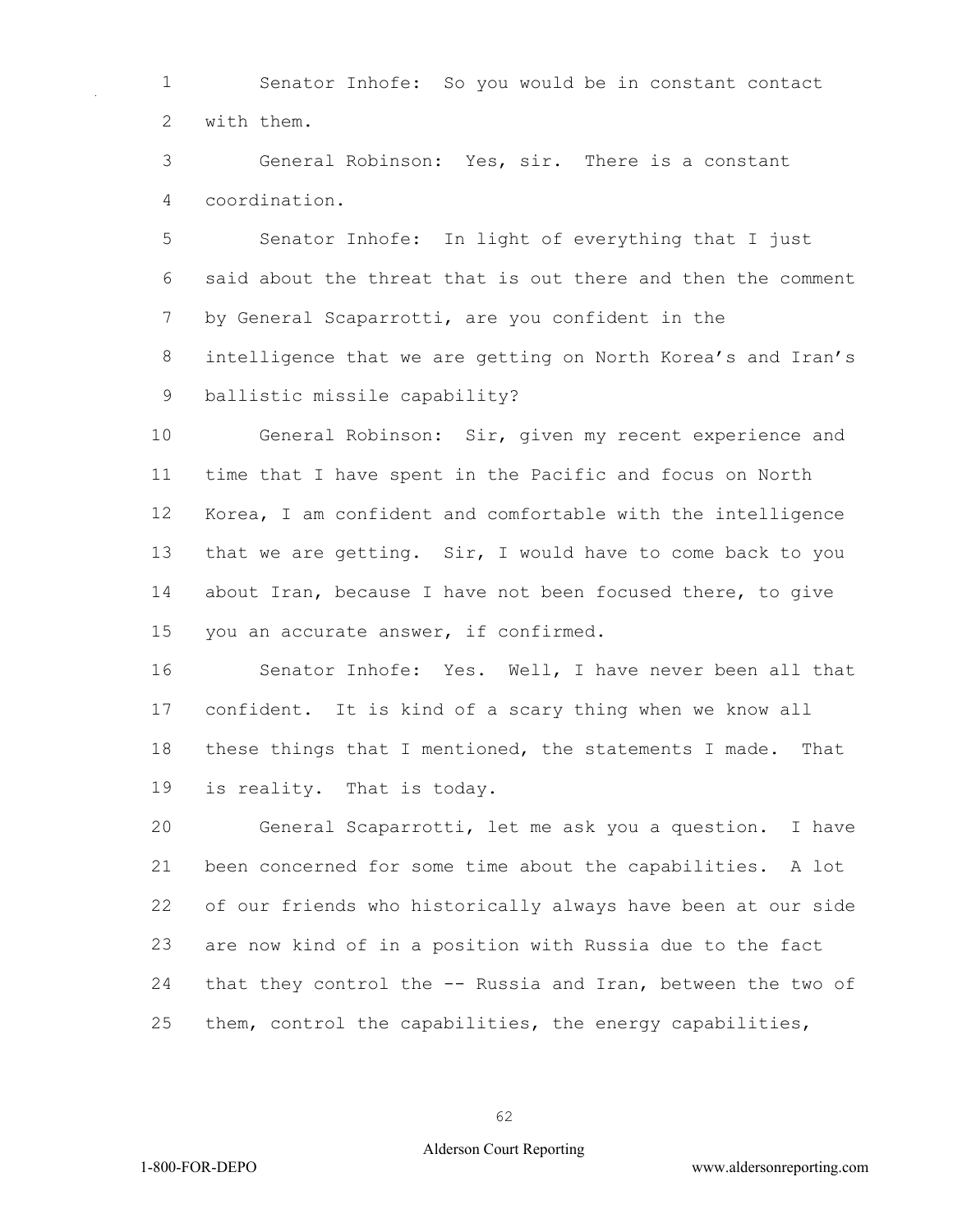Senator Inhofe: So you would be in constant contact with them.

General Robinson: Yes, sir. There is a constant coordination.

Senator Inhofe: In light of everything that I just said about the threat that is out there and then the comment by General Scaparrotti, are you confident in the intelligence that we are getting on North Korea's and Iran's ballistic missile capability?

General Robinson: Sir, given my recent experience and time that I have spent in the Pacific and focus on North Korea, I am confident and comfortable with the intelligence that we are getting. Sir, I would have to come back to you about Iran, because I have not been focused there, to give you an accurate answer, if confirmed.

Senator Inhofe: Yes. Well, I have never been all that confident. It is kind of a scary thing when we know all these things that I mentioned, the statements I made. That is reality. That is today.

General Scaparrotti, let me ask you a question. I have been concerned for some time about the capabilities. A lot of our friends who historically always have been at our side are now kind of in a position with Russia due to the fact that they control the -- Russia and Iran, between the two of them, control the capabilities, the energy capabilities,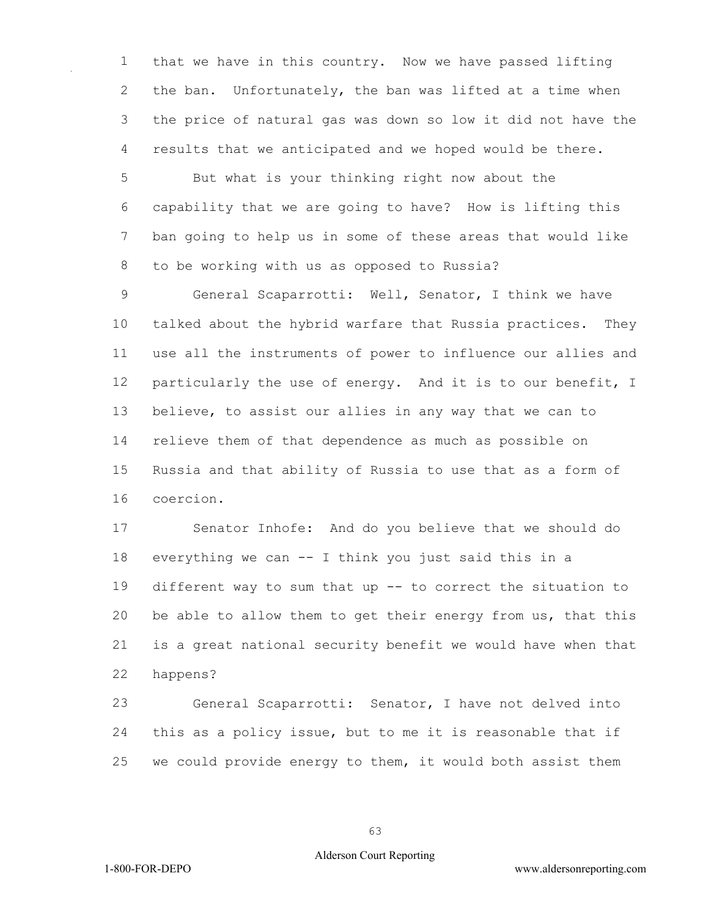that we have in this country. Now we have passed lifting the ban. Unfortunately, the ban was lifted at a time when the price of natural gas was down so low it did not have the results that we anticipated and we hoped would be there.

But what is your thinking right now about the capability that we are going to have? How is lifting this ban going to help us in some of these areas that would like to be working with us as opposed to Russia?

General Scaparrotti: Well, Senator, I think we have talked about the hybrid warfare that Russia practices. They use all the instruments of power to influence our allies and particularly the use of energy. And it is to our benefit, I believe, to assist our allies in any way that we can to relieve them of that dependence as much as possible on Russia and that ability of Russia to use that as a form of coercion.

Senator Inhofe: And do you believe that we should do everything we can -- I think you just said this in a different way to sum that up -- to correct the situation to be able to allow them to get their energy from us, that this is a great national security benefit we would have when that happens?

General Scaparrotti: Senator, I have not delved into this as a policy issue, but to me it is reasonable that if we could provide energy to them, it would both assist them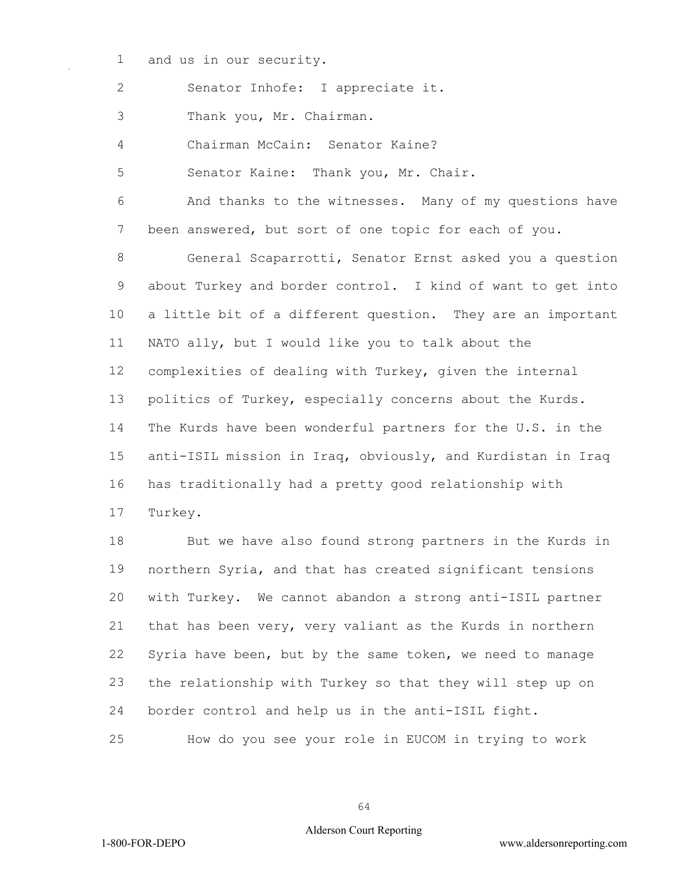and us in our security.

Senator Inhofe: I appreciate it.

Thank you, Mr. Chairman.

Chairman McCain: Senator Kaine?

Senator Kaine: Thank you, Mr. Chair.

And thanks to the witnesses. Many of my questions have been answered, but sort of one topic for each of you.

General Scaparrotti, Senator Ernst asked you a question about Turkey and border control. I kind of want to get into a little bit of a different question. They are an important NATO ally, but I would like you to talk about the complexities of dealing with Turkey, given the internal politics of Turkey, especially concerns about the Kurds. The Kurds have been wonderful partners for the U.S. in the anti-ISIL mission in Iraq, obviously, and Kurdistan in Iraq has traditionally had a pretty good relationship with Turkey.

But we have also found strong partners in the Kurds in northern Syria, and that has created significant tensions with Turkey. We cannot abandon a strong anti-ISIL partner that has been very, very valiant as the Kurds in northern Syria have been, but by the same token, we need to manage the relationship with Turkey so that they will step up on border control and help us in the anti-ISIL fight.

How do you see your role in EUCOM in trying to work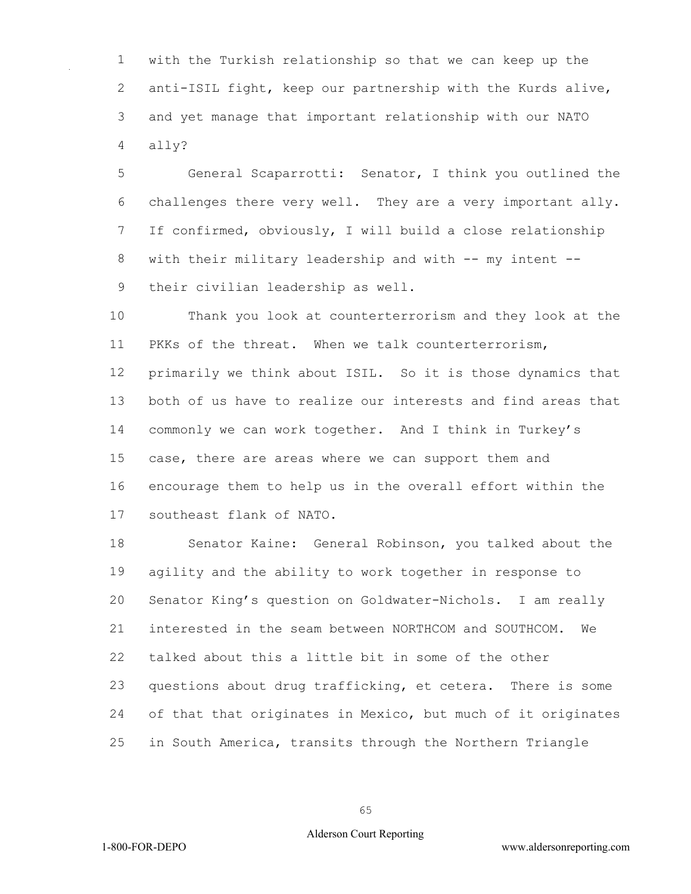with the Turkish relationship so that we can keep up the anti-ISIL fight, keep our partnership with the Kurds alive, and yet manage that important relationship with our NATO ally?

General Scaparrotti: Senator, I think you outlined the challenges there very well. They are a very important ally. If confirmed, obviously, I will build a close relationship with their military leadership and with -- my intent -- their civilian leadership as well.

Thank you look at counterterrorism and they look at the PKKs of the threat. When we talk counterterrorism, primarily we think about ISIL. So it is those dynamics that both of us have to realize our interests and find areas that commonly we can work together. And I think in Turkey's case, there are areas where we can support them and encourage them to help us in the overall effort within the southeast flank of NATO.

Senator Kaine: General Robinson, you talked about the agility and the ability to work together in response to Senator King's question on Goldwater-Nichols. I am really interested in the seam between NORTHCOM and SOUTHCOM. We talked about this a little bit in some of the other questions about drug trafficking, et cetera. There is some of that that originates in Mexico, but much of it originates in South America, transits through the Northern Triangle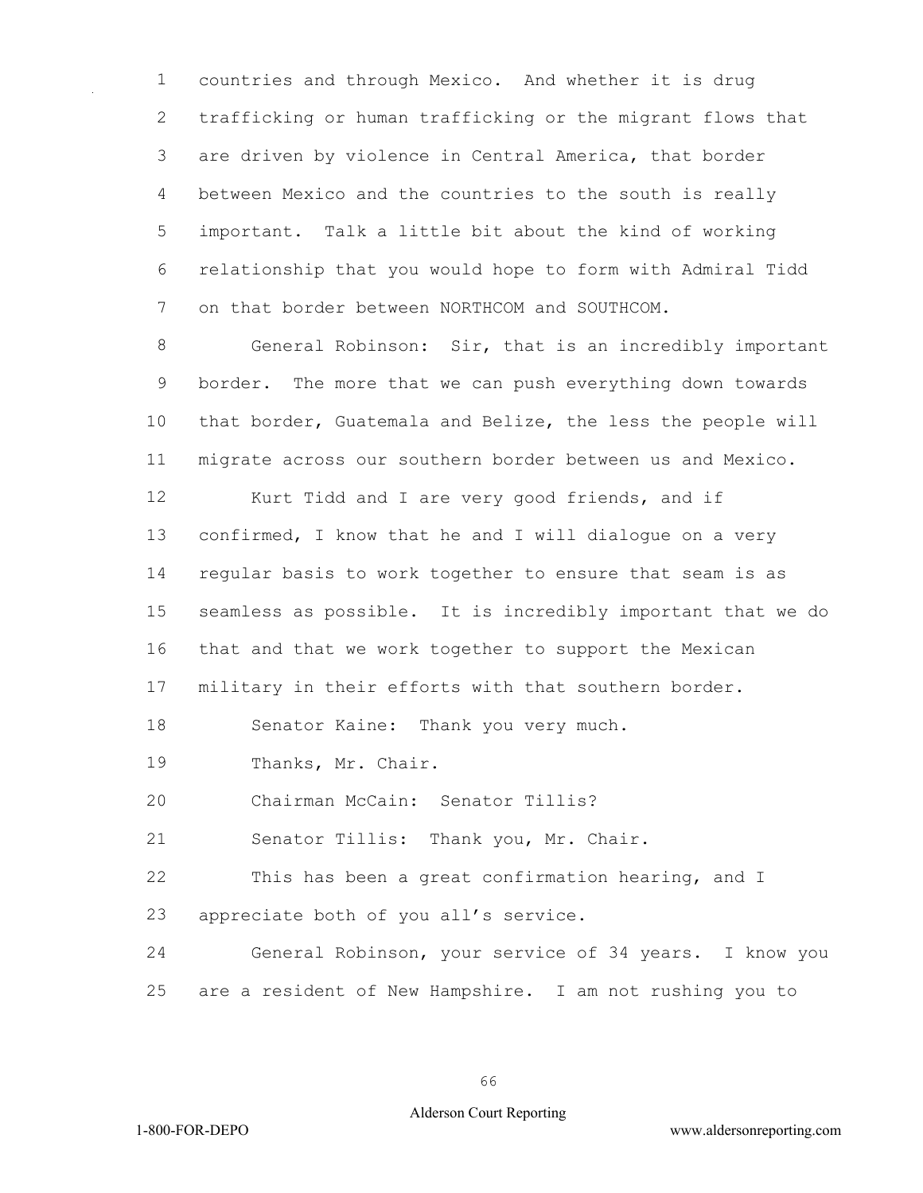countries and through Mexico. And whether it is drug trafficking or human trafficking or the migrant flows that are driven by violence in Central America, that border between Mexico and the countries to the south is really important. Talk a little bit about the kind of working relationship that you would hope to form with Admiral Tidd on that border between NORTHCOM and SOUTHCOM.

General Robinson: Sir, that is an incredibly important border. The more that we can push everything down towards that border, Guatemala and Belize, the less the people will migrate across our southern border between us and Mexico.

Kurt Tidd and I are very good friends, and if confirmed, I know that he and I will dialogue on a very regular basis to work together to ensure that seam is as seamless as possible. It is incredibly important that we do that and that we work together to support the Mexican military in their efforts with that southern border.

Senator Kaine: Thank you very much.

Thanks, Mr. Chair.

Chairman McCain: Senator Tillis?

Senator Tillis: Thank you, Mr. Chair.

This has been a great confirmation hearing, and I appreciate both of you all's service.

General Robinson, your service of 34 years. I know you are a resident of New Hampshire. I am not rushing you to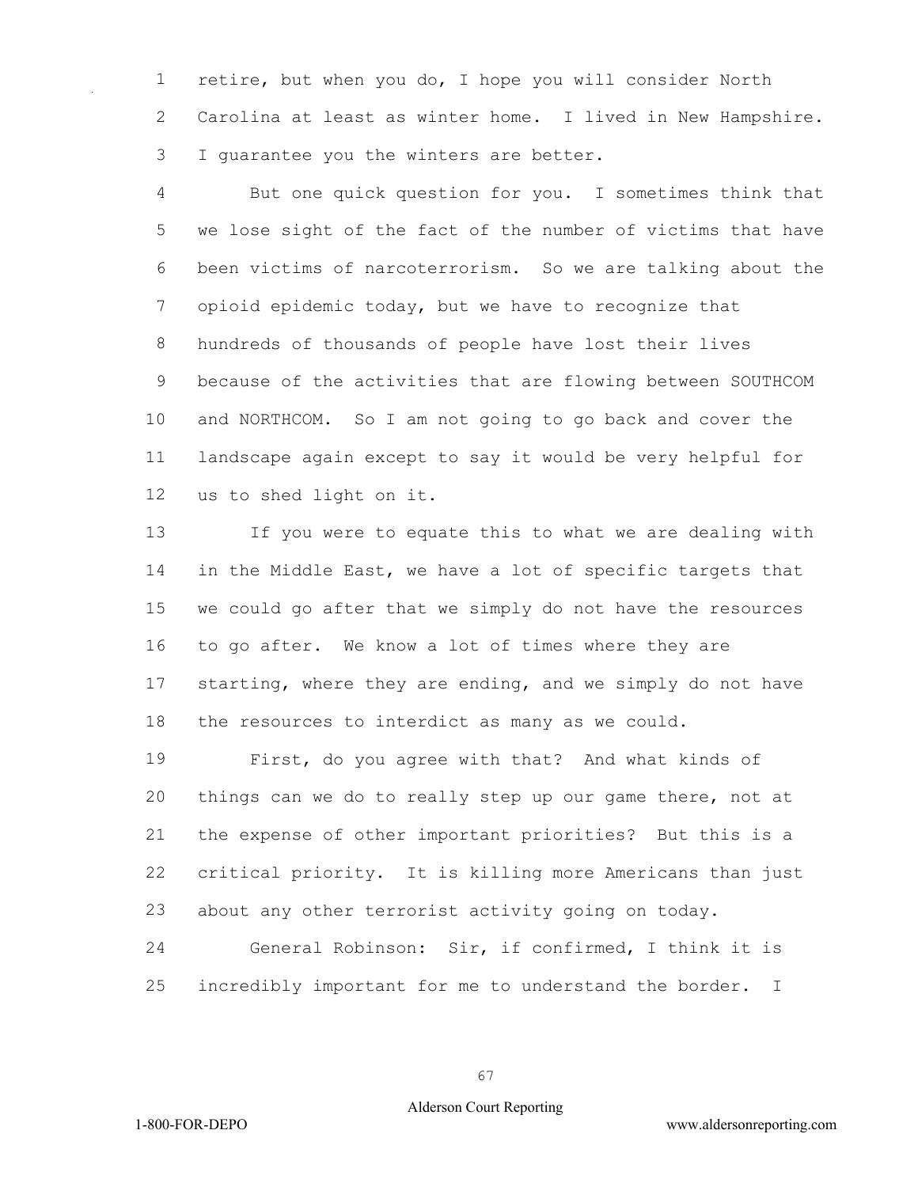retire, but when you do, I hope you will consider North Carolina at least as winter home. I lived in New Hampshire. I guarantee you the winters are better.

But one quick question for you. I sometimes think that we lose sight of the fact of the number of victims that have been victims of narcoterrorism. So we are talking about the opioid epidemic today, but we have to recognize that hundreds of thousands of people have lost their lives because of the activities that are flowing between SOUTHCOM and NORTHCOM. So I am not going to go back and cover the landscape again except to say it would be very helpful for us to shed light on it.

If you were to equate this to what we are dealing with in the Middle East, we have a lot of specific targets that we could go after that we simply do not have the resources to go after. We know a lot of times where they are starting, where they are ending, and we simply do not have the resources to interdict as many as we could.

First, do you agree with that? And what kinds of things can we do to really step up our game there, not at the expense of other important priorities? But this is a critical priority. It is killing more Americans than just about any other terrorist activity going on today.

General Robinson: Sir, if confirmed, I think it is incredibly important for me to understand the border. I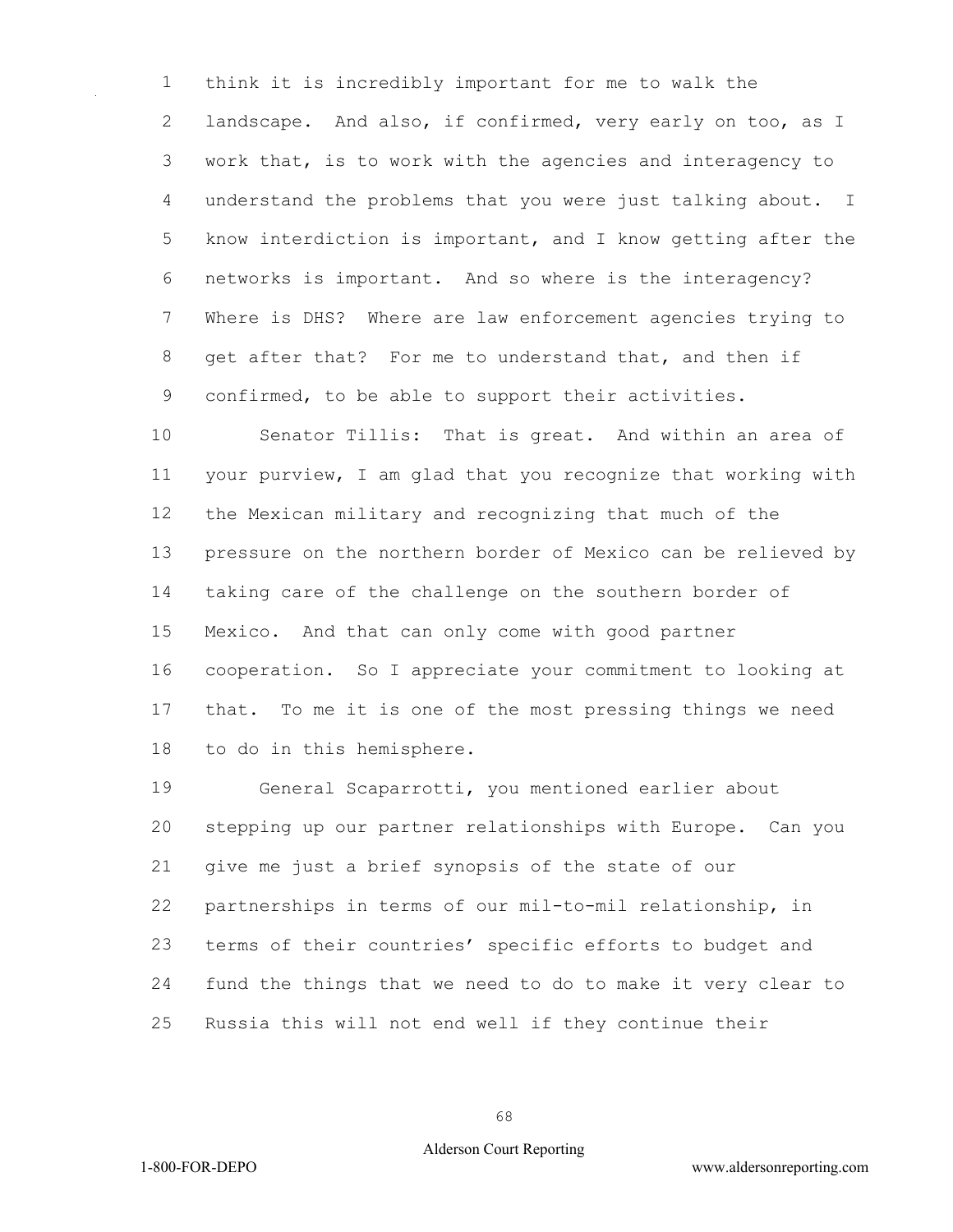think it is incredibly important for me to walk the landscape. And also, if confirmed, very early on too, as I work that, is to work with the agencies and interagency to understand the problems that you were just talking about. I know interdiction is important, and I know getting after the networks is important. And so where is the interagency? Where is DHS? Where are law enforcement agencies trying to get after that? For me to understand that, and then if confirmed, to be able to support their activities.

Senator Tillis: That is great. And within an area of your purview, I am glad that you recognize that working with the Mexican military and recognizing that much of the pressure on the northern border of Mexico can be relieved by taking care of the challenge on the southern border of Mexico. And that can only come with good partner cooperation. So I appreciate your commitment to looking at that. To me it is one of the most pressing things we need to do in this hemisphere.

General Scaparrotti, you mentioned earlier about stepping up our partner relationships with Europe. Can you give me just a brief synopsis of the state of our partnerships in terms of our mil-to-mil relationship, in terms of their countries' specific efforts to budget and fund the things that we need to do to make it very clear to Russia this will not end well if they continue their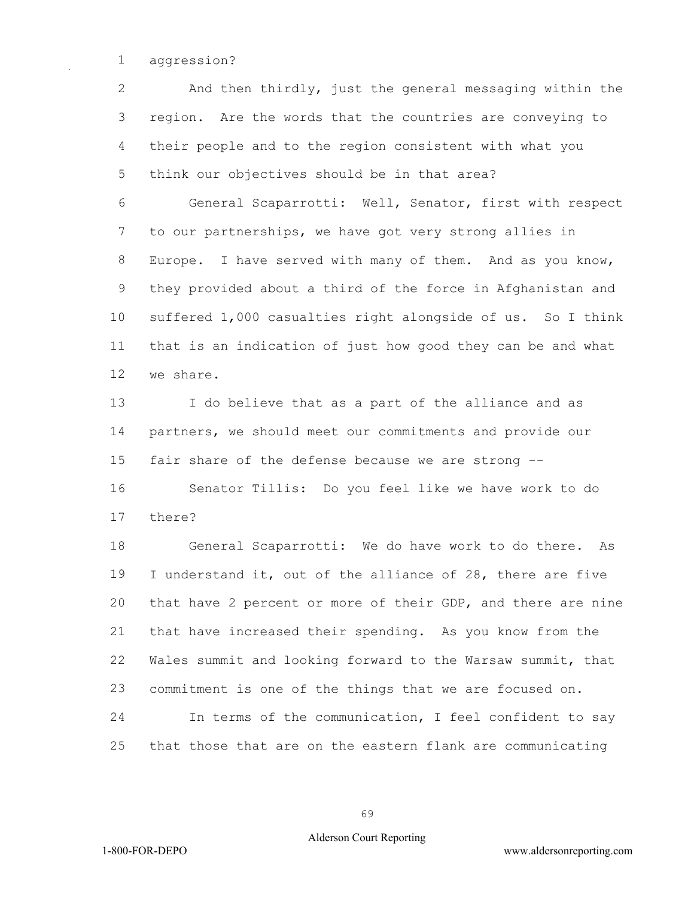aggression?

And then thirdly, just the general messaging within the region. Are the words that the countries are conveying to their people and to the region consistent with what you think our objectives should be in that area?

General Scaparrotti: Well, Senator, first with respect to our partnerships, we have got very strong allies in Europe. I have served with many of them. And as you know, they provided about a third of the force in Afghanistan and suffered 1,000 casualties right alongside of us. So I think that is an indication of just how good they can be and what we share.

I do believe that as a part of the alliance and as partners, we should meet our commitments and provide our fair share of the defense because we are strong --

Senator Tillis: Do you feel like we have work to do there?

General Scaparrotti: We do have work to do there. As I understand it, out of the alliance of 28, there are five that have 2 percent or more of their GDP, and there are nine that have increased their spending. As you know from the Wales summit and looking forward to the Warsaw summit, that commitment is one of the things that we are focused on.

In terms of the communication, I feel confident to say that those that are on the eastern flank are communicating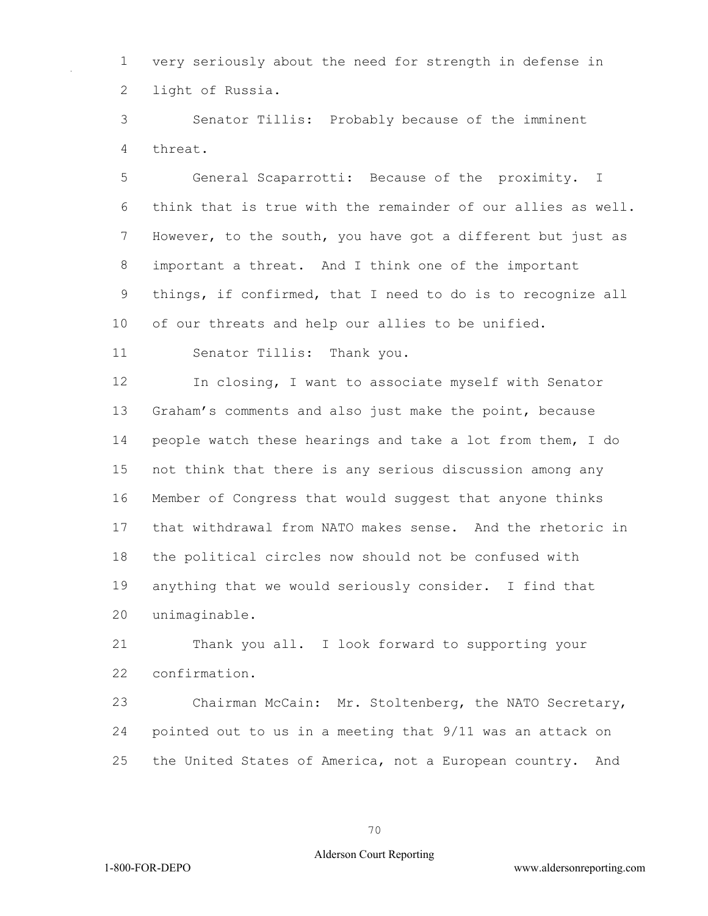very seriously about the need for strength in defense in light of Russia.

Senator Tillis: Probably because of the imminent threat.

General Scaparrotti: Because of the proximity. I think that is true with the remainder of our allies as well. However, to the south, you have got a different but just as important a threat. And I think one of the important things, if confirmed, that I need to do is to recognize all of our threats and help our allies to be unified.

Senator Tillis: Thank you.

In closing, I want to associate myself with Senator Graham's comments and also just make the point, because people watch these hearings and take a lot from them, I do not think that there is any serious discussion among any Member of Congress that would suggest that anyone thinks that withdrawal from NATO makes sense. And the rhetoric in the political circles now should not be confused with anything that we would seriously consider. I find that unimaginable.

Thank you all. I look forward to supporting your confirmation.

Chairman McCain: Mr. Stoltenberg, the NATO Secretary, pointed out to us in a meeting that 9/11 was an attack on the United States of America, not a European country. And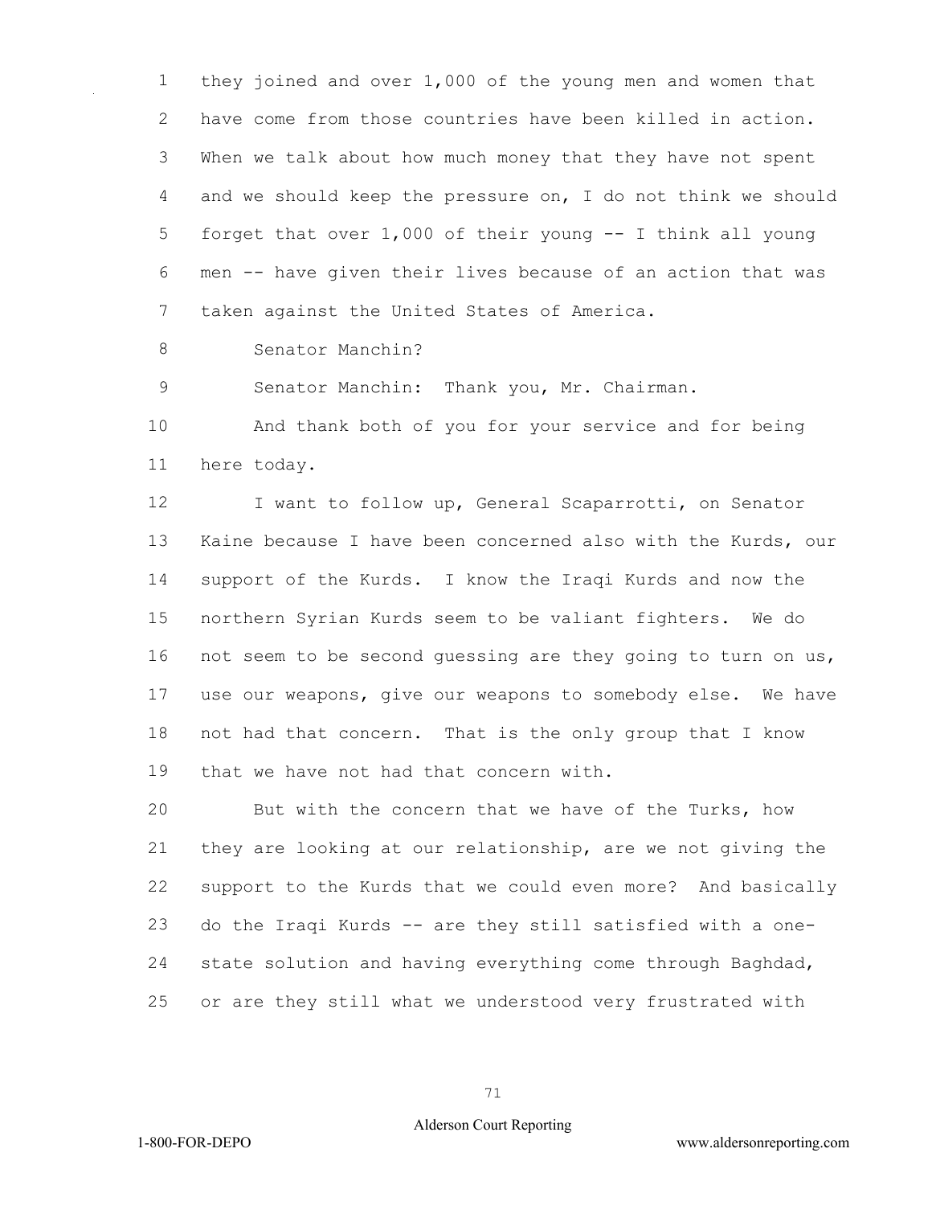they joined and over 1,000 of the young men and women that have come from those countries have been killed in action. When we talk about how much money that they have not spent and we should keep the pressure on, I do not think we should forget that over 1,000 of their young -- I think all young men -- have given their lives because of an action that was taken against the United States of America.

Senator Manchin?

Senator Manchin: Thank you, Mr. Chairman.

And thank both of you for your service and for being here today.

I want to follow up, General Scaparrotti, on Senator Kaine because I have been concerned also with the Kurds, our support of the Kurds. I know the Iraqi Kurds and now the northern Syrian Kurds seem to be valiant fighters. We do not seem to be second guessing are they going to turn on us, use our weapons, give our weapons to somebody else. We have not had that concern. That is the only group that I know that we have not had that concern with.

But with the concern that we have of the Turks, how they are looking at our relationship, are we not giving the support to the Kurds that we could even more? And basically do the Iraqi Kurds -- are they still satisfied with a one-state solution and having everything come through Baghdad, or are they still what we understood very frustrated with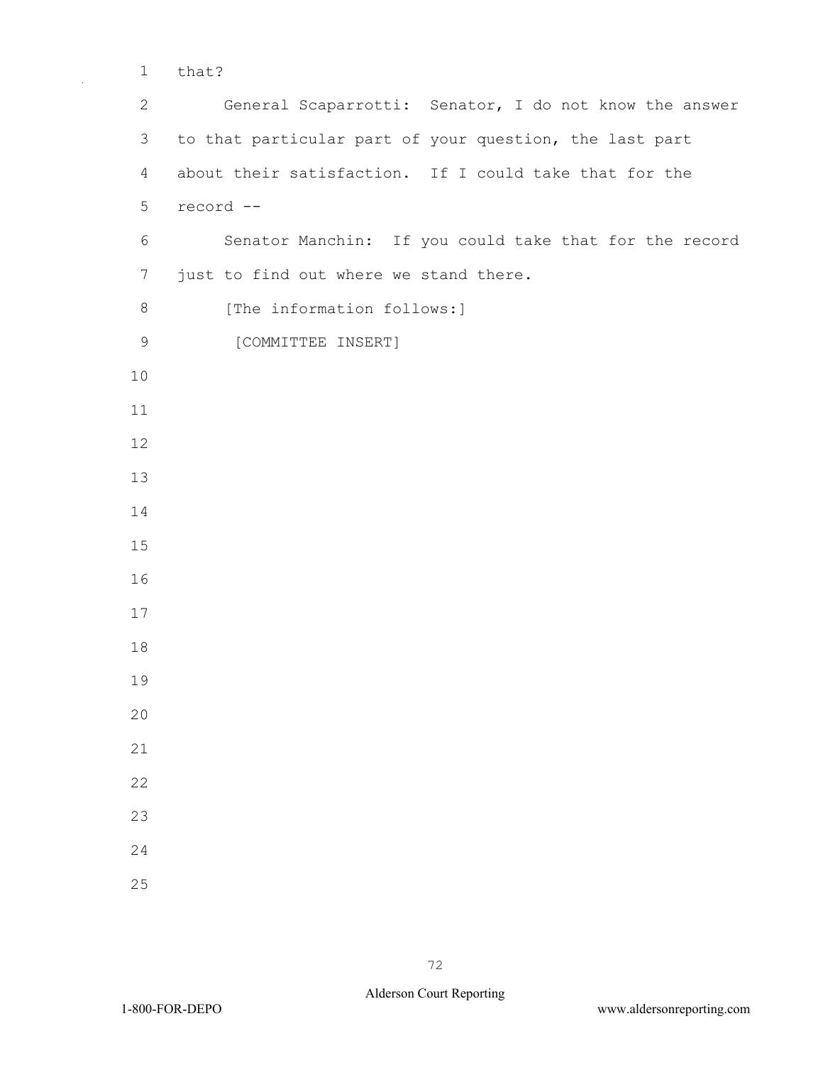that?

General Scaparrotti: Senator, I do not know the answer to that particular part of your question, the last part about their satisfaction. If I could take that for the record --

Senator Manchin: If you could take that for the record just to find out where we stand there.

[The information follows:]

[COMMITTEE INSERT]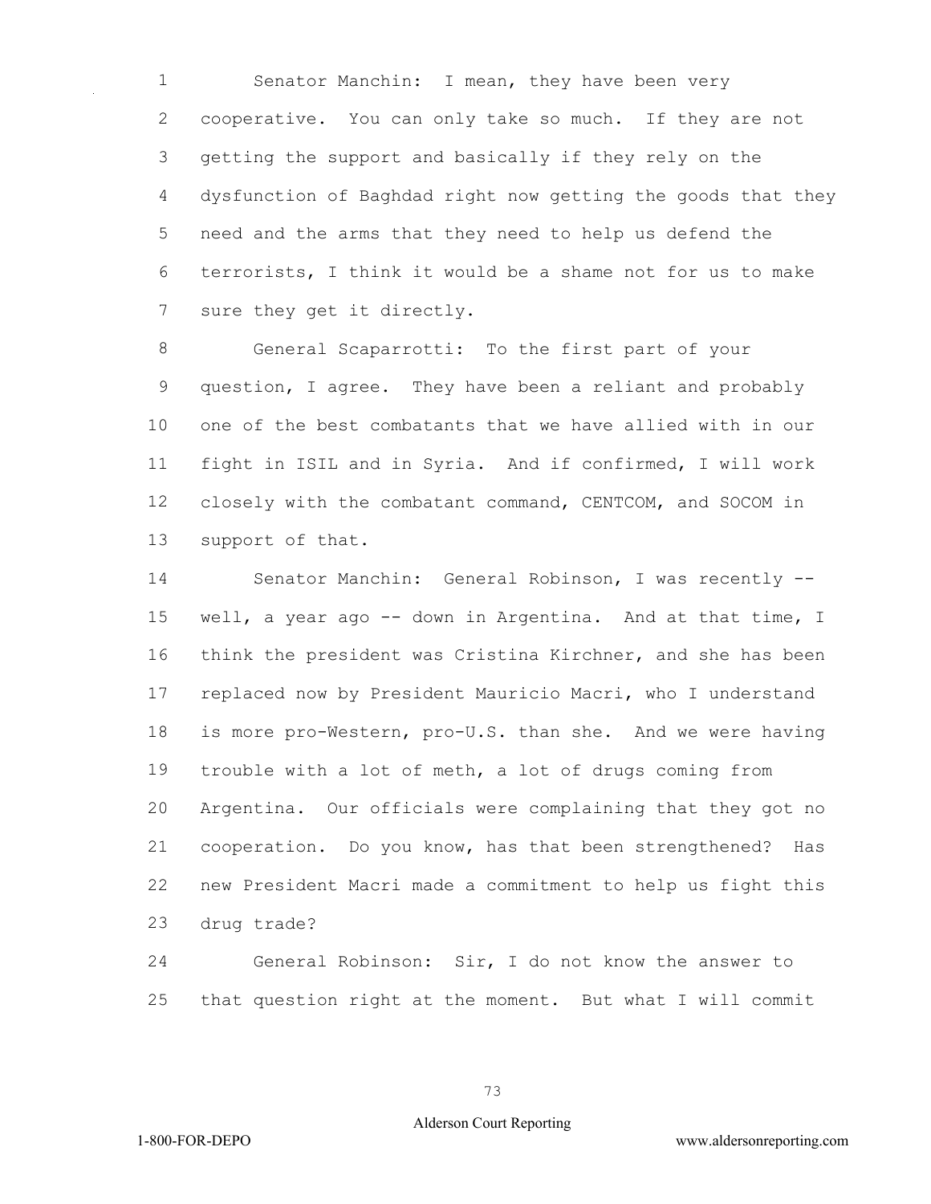Senator Manchin: I mean, they have been very cooperative. You can only take so much. If they are not getting the support and basically if they rely on the dysfunction of Baghdad right now getting the goods that they need and the arms that they need to help us defend the terrorists, I think it would be a shame not for us to make sure they get it directly.

General Scaparrotti: To the first part of your question, I agree. They have been a reliant and probably one of the best combatants that we have allied with in our fight in ISIL and in Syria. And if confirmed, I will work closely with the combatant command, CENTCOM, and SOCOM in support of that.

Senator Manchin: General Robinson, I was recently -- well, a year ago -- down in Argentina. And at that time, I think the president was Cristina Kirchner, and she has been replaced now by President Mauricio Macri, who I understand is more pro-Western, pro-U.S. than she. And we were having trouble with a lot of meth, a lot of drugs coming from Argentina. Our officials were complaining that they got no cooperation. Do you know, has that been strengthened? Has new President Macri made a commitment to help us fight this drug trade?

General Robinson: Sir, I do not know the answer to that question right at the moment. But what I will commit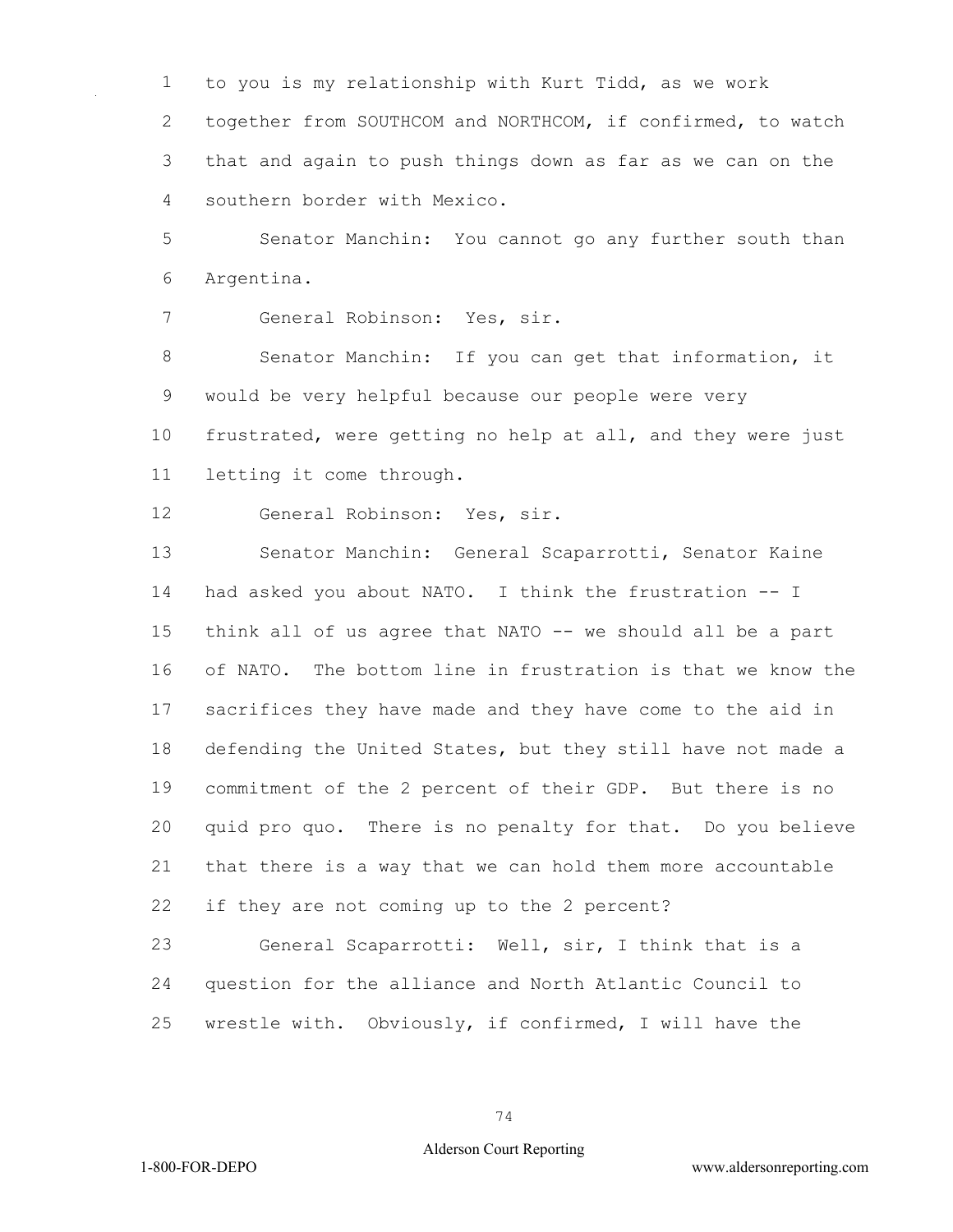to you is my relationship with Kurt Tidd, as we work together from SOUTHCOM and NORTHCOM, if confirmed, to watch that and again to push things down as far as we can on the southern border with Mexico.

Senator Manchin: You cannot go any further south than Argentina.

General Robinson: Yes, sir.

Senator Manchin: If you can get that information, it would be very helpful because our people were very frustrated, were getting no help at all, and they were just letting it come through.

General Robinson: Yes, sir.

Senator Manchin: General Scaparrotti, Senator Kaine had asked you about NATO. I think the frustration -- I think all of us agree that NATO -- we should all be a part of NATO. The bottom line in frustration is that we know the sacrifices they have made and they have come to the aid in defending the United States, but they still have not made a commitment of the 2 percent of their GDP. But there is no quid pro quo. There is no penalty for that. Do you believe that there is a way that we can hold them more accountable if they are not coming up to the 2 percent?

General Scaparrotti: Well, sir, I think that is a question for the alliance and North Atlantic Council to wrestle with. Obviously, if confirmed, I will have the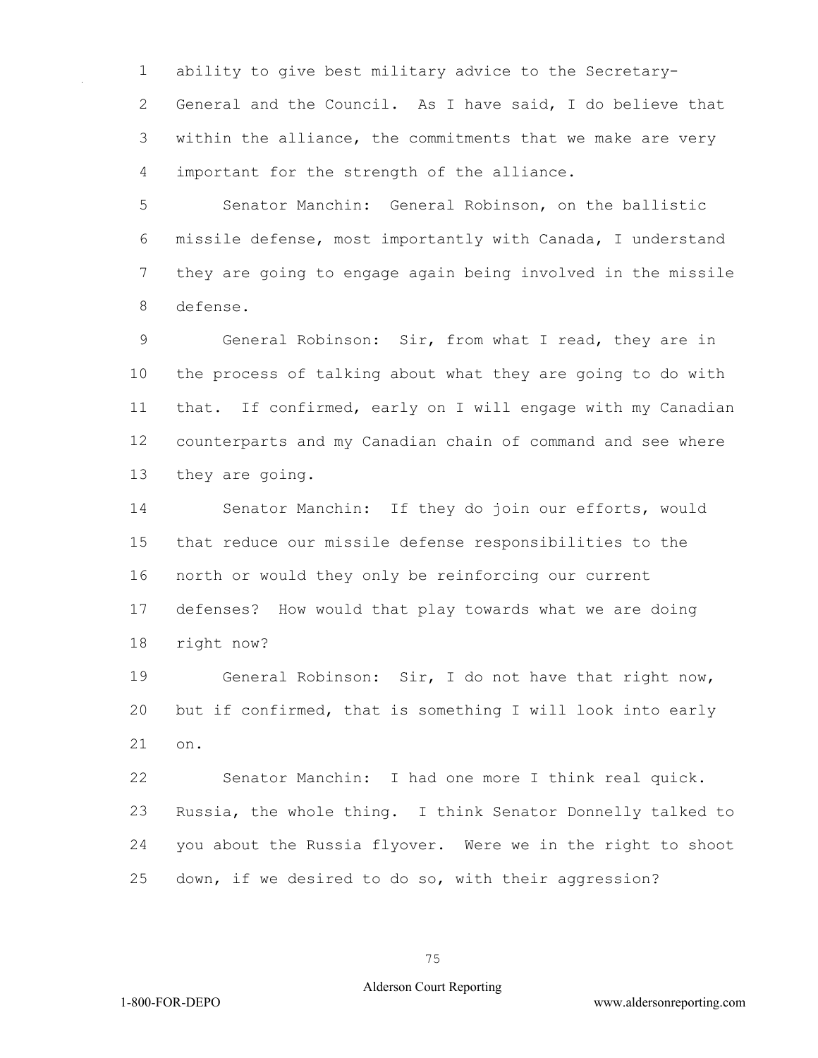ability to give best military advice to the Secretary-General and the Council. As I have said, I do believe that within the alliance, the commitments that we make are very important for the strength of the alliance.

Senator Manchin: General Robinson, on the ballistic missile defense, most importantly with Canada, I understand they are going to engage again being involved in the missile defense.

General Robinson: Sir, from what I read, they are in the process of talking about what they are going to do with that. If confirmed, early on I will engage with my Canadian counterparts and my Canadian chain of command and see where they are going.

Senator Manchin: If they do join our efforts, would that reduce our missile defense responsibilities to the north or would they only be reinforcing our current defenses? How would that play towards what we are doing right now?

General Robinson: Sir, I do not have that right now, but if confirmed, that is something I will look into early on.

Senator Manchin: I had one more I think real quick. Russia, the whole thing. I think Senator Donnelly talked to you about the Russia flyover. Were we in the right to shoot down, if we desired to do so, with their aggression?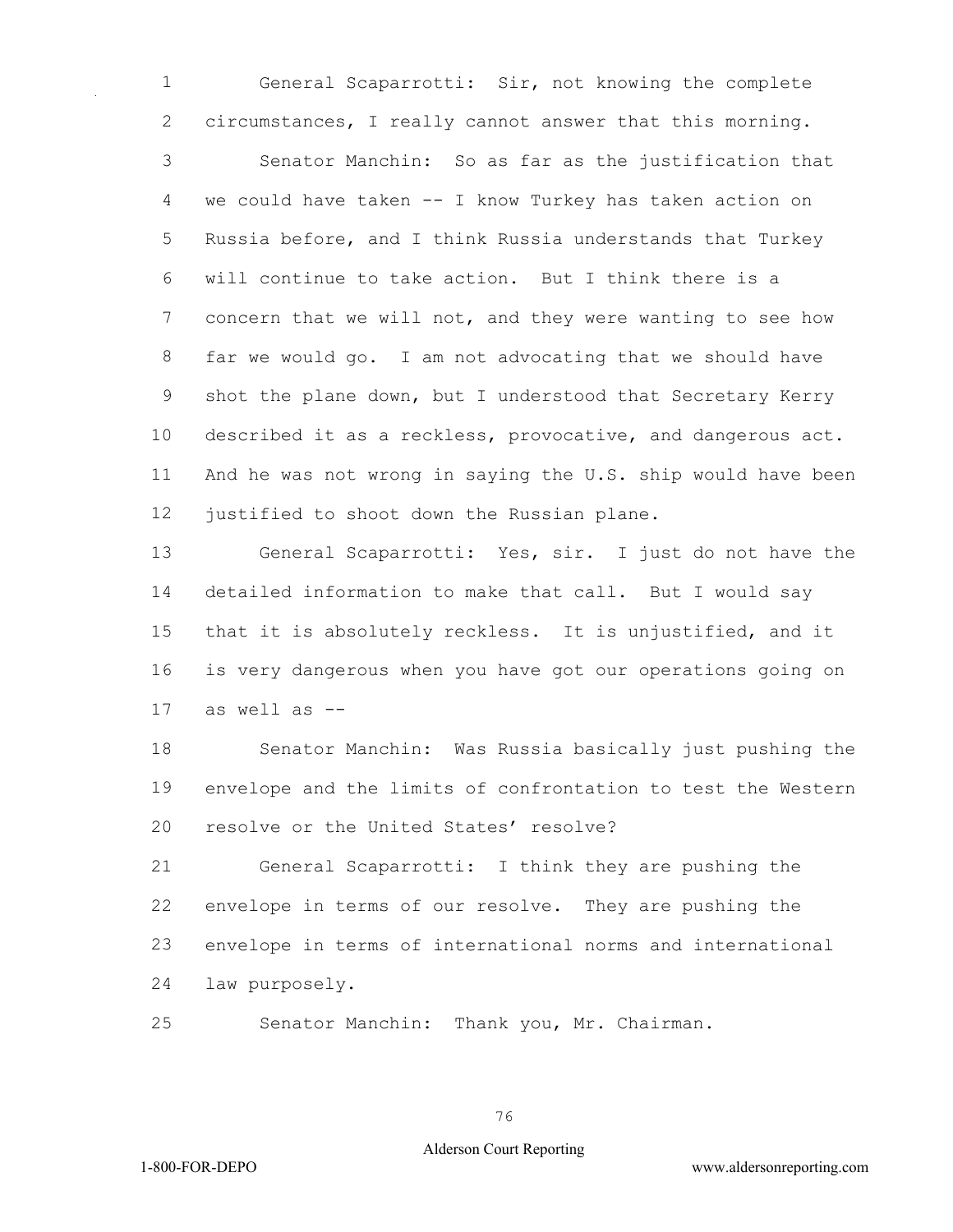General Scaparrotti: Sir, not knowing the complete circumstances, I really cannot answer that this morning.

Senator Manchin: So as far as the justification that we could have taken -- I know Turkey has taken action on Russia before, and I think Russia understands that Turkey will continue to take action. But I think there is a concern that we will not, and they were wanting to see how far we would go. I am not advocating that we should have shot the plane down, but I understood that Secretary Kerry described it as a reckless, provocative, and dangerous act. And he was not wrong in saying the U.S. ship would have been justified to shoot down the Russian plane.

General Scaparrotti: Yes, sir. I just do not have the detailed information to make that call. But I would say that it is absolutely reckless. It is unjustified, and it is very dangerous when you have got our operations going on as well as --

Senator Manchin: Was Russia basically just pushing the envelope and the limits of confrontation to test the Western resolve or the United States' resolve?

General Scaparrotti: I think they are pushing the envelope in terms of our resolve. They are pushing the envelope in terms of international norms and international law purposely.

Senator Manchin: Thank you, Mr. Chairman.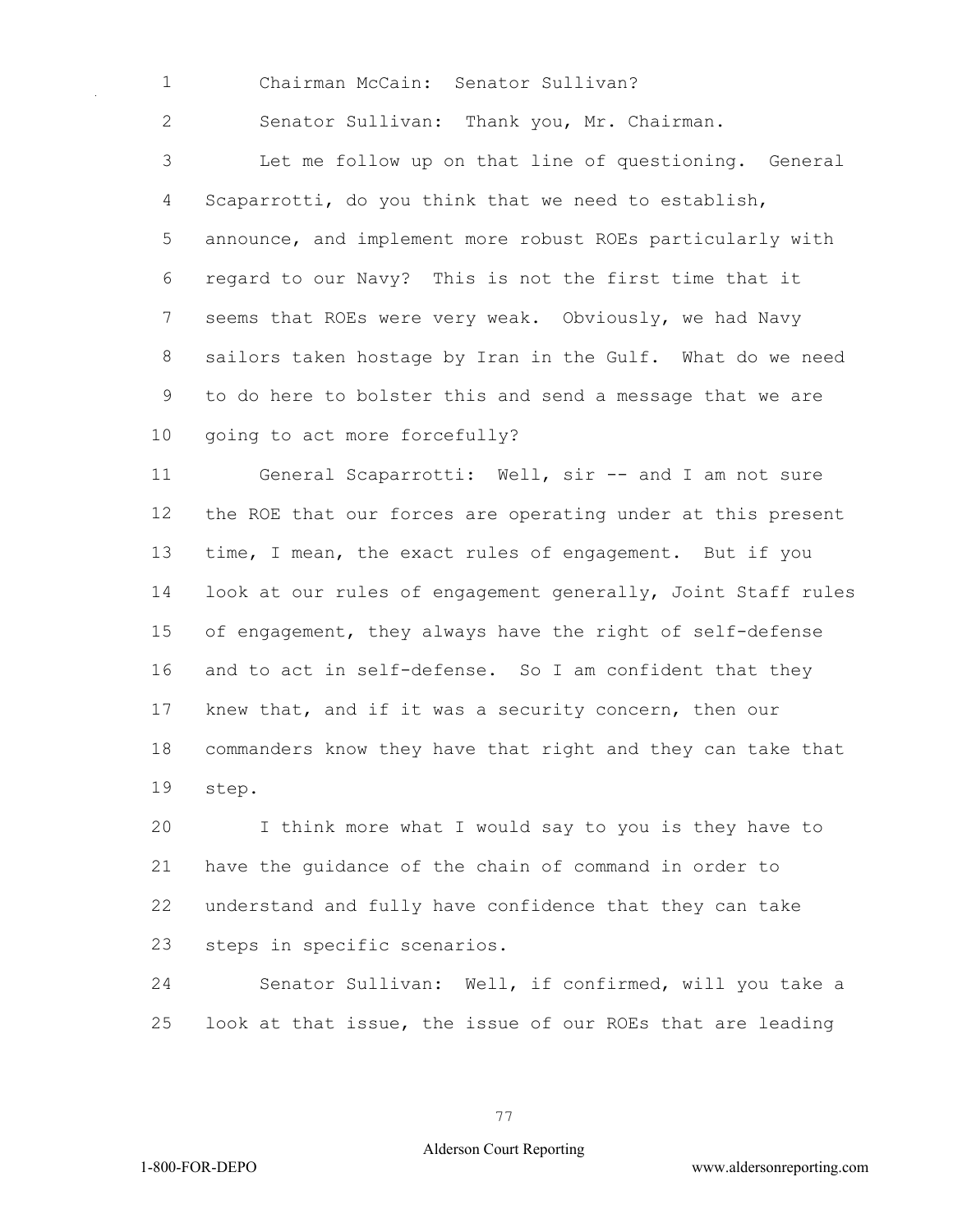Chairman McCain: Senator Sullivan?

Senator Sullivan: Thank you, Mr. Chairman.

Let me follow up on that line of questioning. General Scaparrotti, do you think that we need to establish, announce, and implement more robust ROEs particularly with regard to our Navy? This is not the first time that it seems that ROEs were very weak. Obviously, we had Navy sailors taken hostage by Iran in the Gulf. What do we need to do here to bolster this and send a message that we are going to act more forcefully?

General Scaparrotti: Well, sir -- and I am not sure the ROE that our forces are operating under at this present time, I mean, the exact rules of engagement. But if you look at our rules of engagement generally, Joint Staff rules of engagement, they always have the right of self-defense and to act in self-defense. So I am confident that they knew that, and if it was a security concern, then our commanders know they have that right and they can take that step.

I think more what I would say to you is they have to have the guidance of the chain of command in order to understand and fully have confidence that they can take steps in specific scenarios.

Senator Sullivan: Well, if confirmed, will you take a look at that issue, the issue of our ROEs that are leading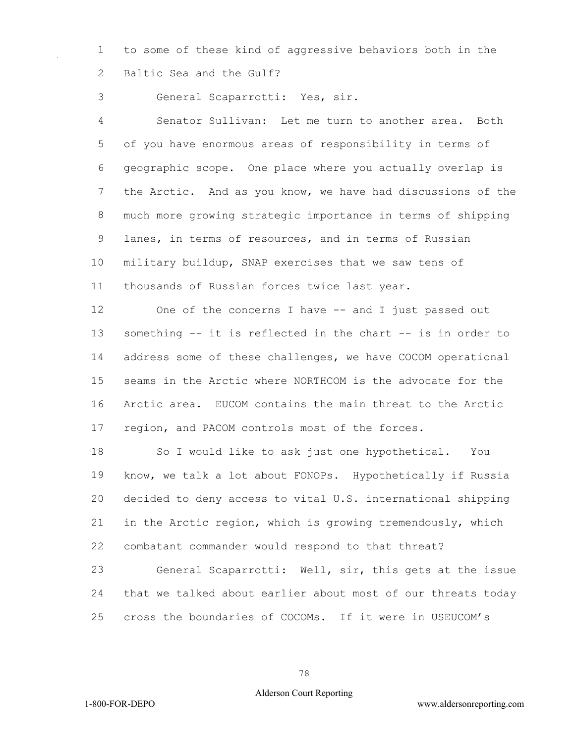to some of these kind of aggressive behaviors both in the Baltic Sea and the Gulf?

General Scaparrotti: Yes, sir.

Senator Sullivan: Let me turn to another area. Both of you have enormous areas of responsibility in terms of geographic scope. One place where you actually overlap is the Arctic. And as you know, we have had discussions of the much more growing strategic importance in terms of shipping lanes, in terms of resources, and in terms of Russian military buildup, SNAP exercises that we saw tens of thousands of Russian forces twice last year.

One of the concerns I have -- and I just passed out something -- it is reflected in the chart -- is in order to address some of these challenges, we have COCOM operational seams in the Arctic where NORTHCOM is the advocate for the Arctic area. EUCOM contains the main threat to the Arctic region, and PACOM controls most of the forces.

So I would like to ask just one hypothetical. You know, we talk a lot about FONOPs. Hypothetically if Russia decided to deny access to vital U.S. international shipping in the Arctic region, which is growing tremendously, which combatant commander would respond to that threat?

General Scaparrotti: Well, sir, this gets at the issue that we talked about earlier about most of our threats today cross the boundaries of COCOMs. If it were in USEUCOM's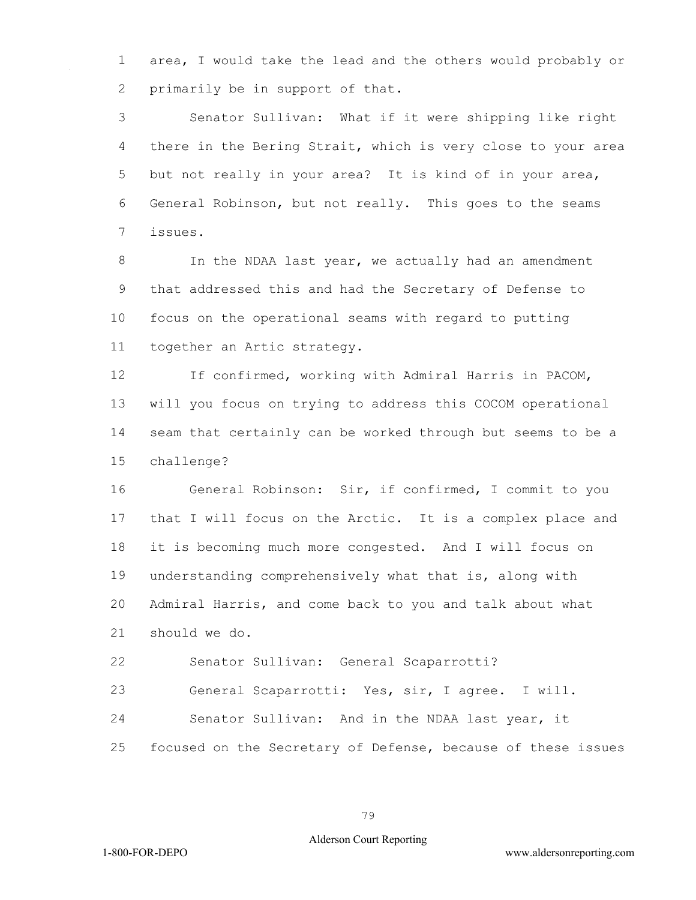area, I would take the lead and the others would probably or primarily be in support of that.

Senator Sullivan: What if it were shipping like right there in the Bering Strait, which is very close to your area but not really in your area? It is kind of in your area, General Robinson, but not really. This goes to the seams issues.

In the NDAA last year, we actually had an amendment that addressed this and had the Secretary of Defense to focus on the operational seams with regard to putting together an Artic strategy.

If confirmed, working with Admiral Harris in PACOM, will you focus on trying to address this COCOM operational seam that certainly can be worked through but seems to be a challenge?

General Robinson: Sir, if confirmed, I commit to you that I will focus on the Arctic. It is a complex place and it is becoming much more congested. And I will focus on understanding comprehensively what that is, along with Admiral Harris, and come back to you and talk about what should we do.

Senator Sullivan: General Scaparrotti?

General Scaparrotti: Yes, sir, I agree. I will.

Senator Sullivan: And in the NDAA last year, it focused on the Secretary of Defense, because of these issues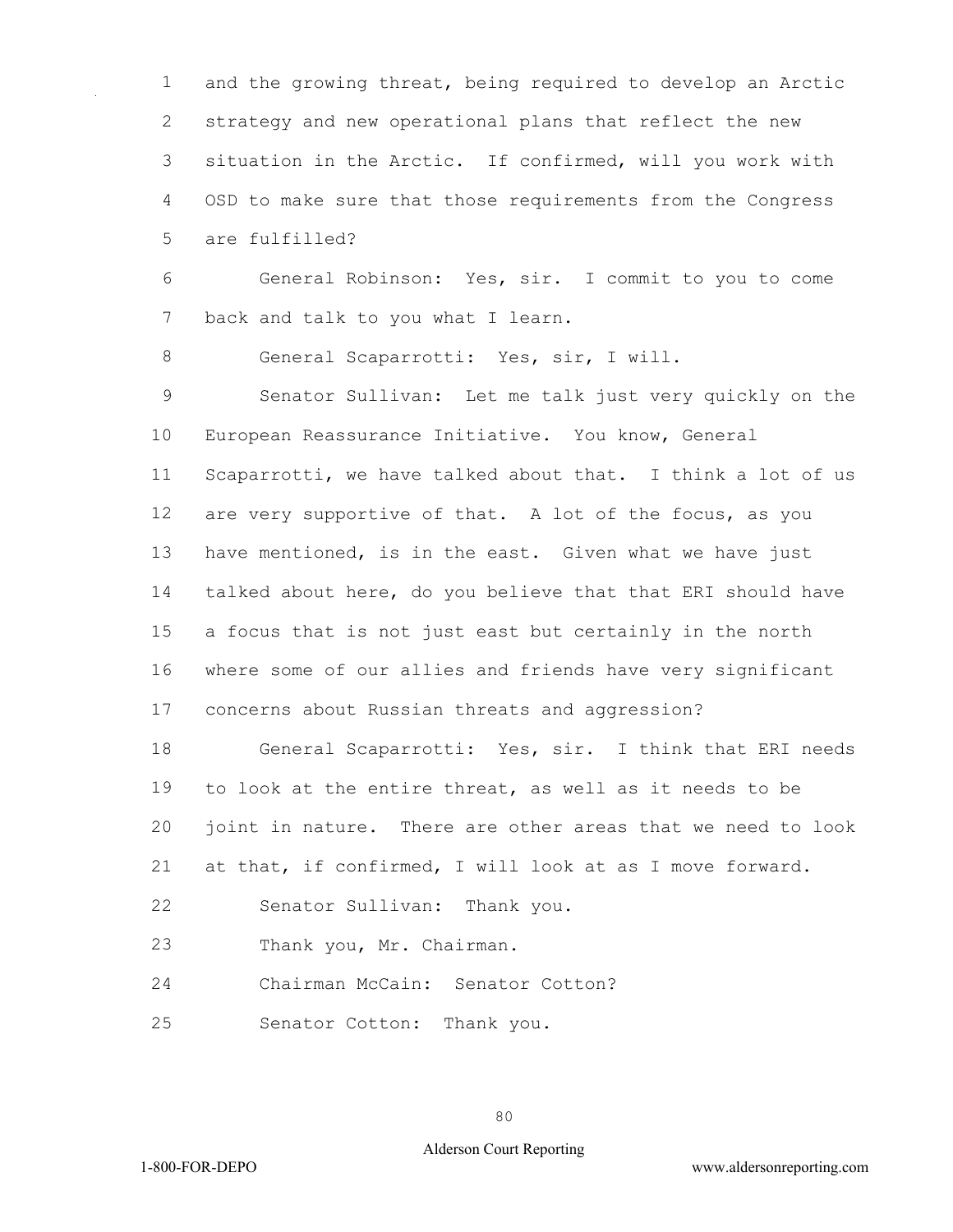and the growing threat, being required to develop an Arctic strategy and new operational plans that reflect the new situation in the Arctic. If confirmed, will you work with OSD to make sure that those requirements from the Congress are fulfilled?

General Robinson: Yes, sir. I commit to you to come back and talk to you what I learn.

General Scaparrotti: Yes, sir, I will.

Senator Sullivan: Let me talk just very quickly on the European Reassurance Initiative. You know, General Scaparrotti, we have talked about that. I think a lot of us are very supportive of that. A lot of the focus, as you have mentioned, is in the east. Given what we have just talked about here, do you believe that that ERI should have a focus that is not just east but certainly in the north where some of our allies and friends have very significant concerns about Russian threats and aggression?

General Scaparrotti: Yes, sir. I think that ERI needs to look at the entire threat, as well as it needs to be joint in nature. There are other areas that we need to look at that, if confirmed, I will look at as I move forward.

Senator Sullivan: Thank you.

Thank you, Mr. Chairman.

Chairman McCain: Senator Cotton?

Senator Cotton: Thank you.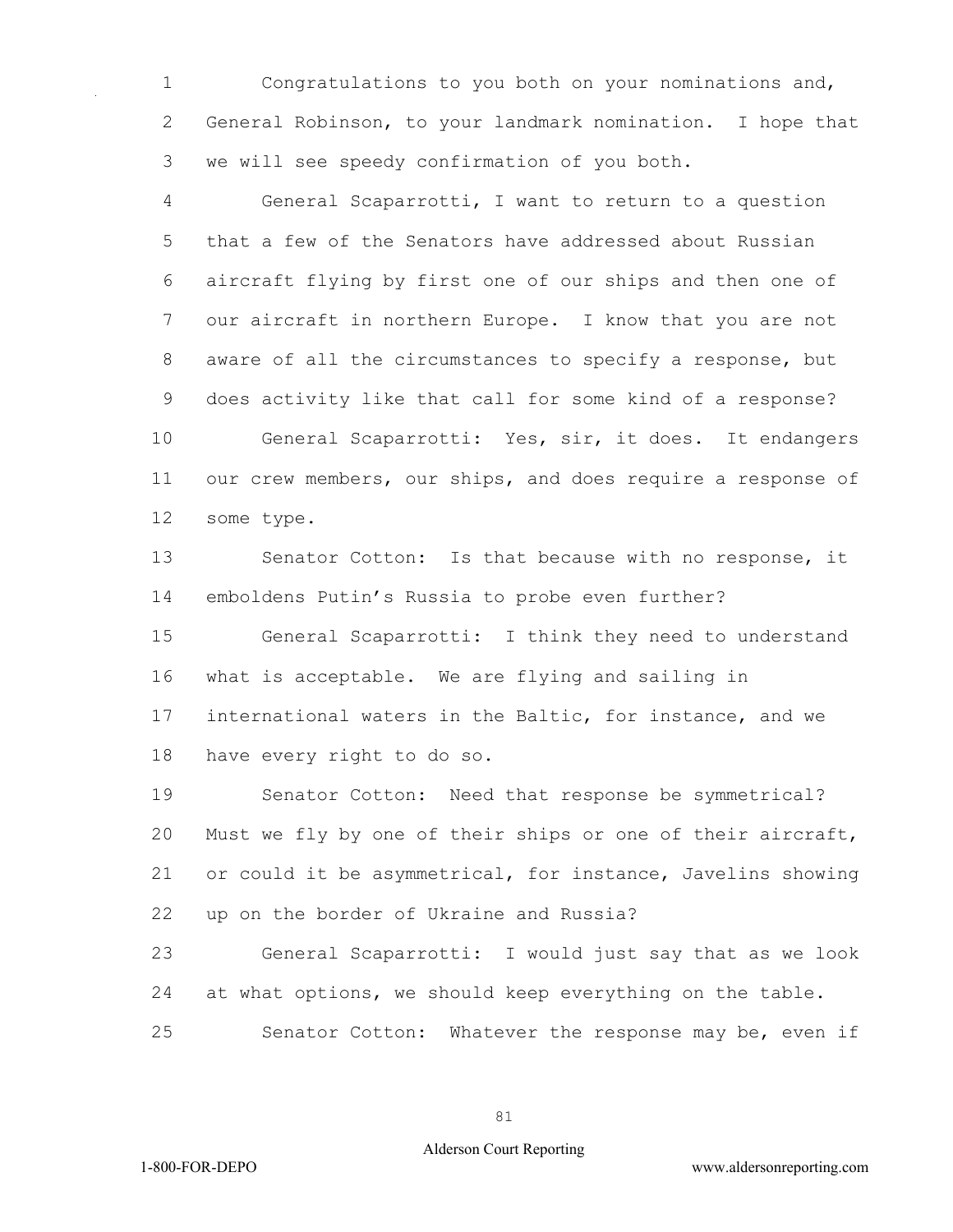Congratulations to you both on your nominations and, General Robinson, to your landmark nomination. I hope that we will see speedy confirmation of you both.

General Scaparrotti, I want to return to a question that a few of the Senators have addressed about Russian aircraft flying by first one of our ships and then one of our aircraft in northern Europe. I know that you are not aware of all the circumstances to specify a response, but does activity like that call for some kind of a response?

General Scaparrotti: Yes, sir, it does. It endangers our crew members, our ships, and does require a response of some type.

Senator Cotton: Is that because with no response, it emboldens Putin's Russia to probe even further?

General Scaparrotti: I think they need to understand what is acceptable. We are flying and sailing in international waters in the Baltic, for instance, and we have every right to do so.

Senator Cotton: Need that response be symmetrical? Must we fly by one of their ships or one of their aircraft, or could it be asymmetrical, for instance, Javelins showing up on the border of Ukraine and Russia?

General Scaparrotti: I would just say that as we look at what options, we should keep everything on the table.

Senator Cotton: Whatever the response may be, even if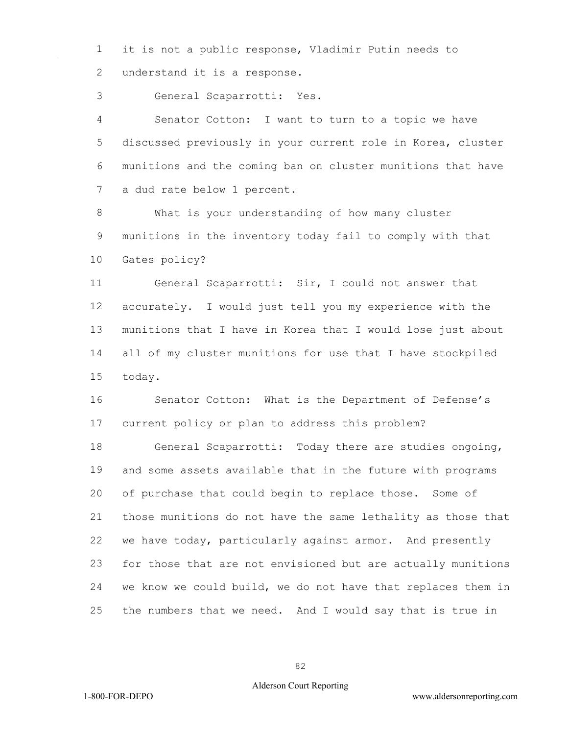it is not a public response, Vladimir Putin needs to understand it is a response.

General Scaparrotti: Yes.

Senator Cotton: I want to turn to a topic we have discussed previously in your current role in Korea, cluster munitions and the coming ban on cluster munitions that have a dud rate below 1 percent.

What is your understanding of how many cluster munitions in the inventory today fail to comply with that Gates policy?

General Scaparrotti: Sir, I could not answer that accurately. I would just tell you my experience with the munitions that I have in Korea that I would lose just about all of my cluster munitions for use that I have stockpiled today.

Senator Cotton: What is the Department of Defense's current policy or plan to address this problem?

General Scaparrotti: Today there are studies ongoing, and some assets available that in the future with programs of purchase that could begin to replace those. Some of those munitions do not have the same lethality as those that we have today, particularly against armor. And presently for those that are not envisioned but are actually munitions we know we could build, we do not have that replaces them in the numbers that we need. And I would say that is true in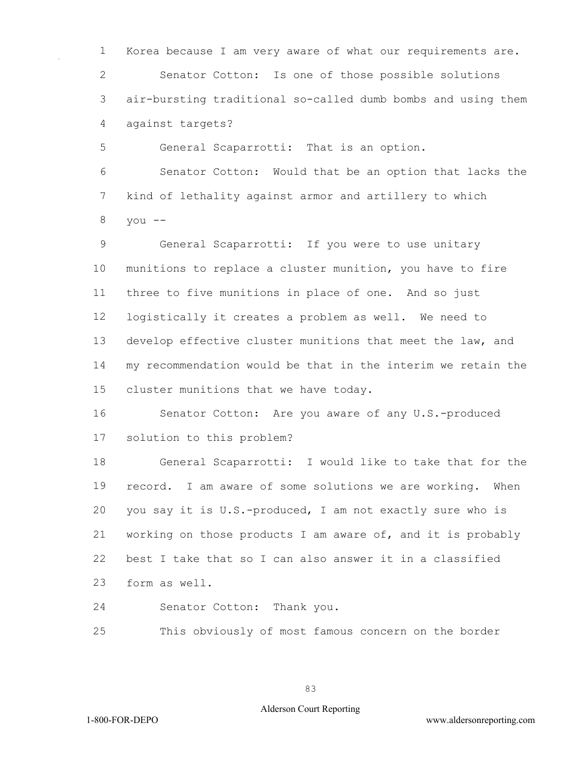Korea because I am very aware of what our requirements are.

Senator Cotton: Is one of those possible solutions air-bursting traditional so-called dumb bombs and using them against targets?

General Scaparrotti: That is an option.

Senator Cotton: Would that be an option that lacks the kind of lethality against armor and artillery to which you --

General Scaparrotti: If you were to use unitary munitions to replace a cluster munition, you have to fire three to five munitions in place of one. And so just logistically it creates a problem as well. We need to develop effective cluster munitions that meet the law, and my recommendation would be that in the interim we retain the cluster munitions that we have today.

Senator Cotton: Are you aware of any U.S.-produced solution to this problem?

General Scaparrotti: I would like to take that for the record. I am aware of some solutions we are working. When you say it is U.S.-produced, I am not exactly sure who is working on those products I am aware of, and it is probably best I take that so I can also answer it in a classified form as well.

Senator Cotton: Thank you.

This obviously of most famous concern on the border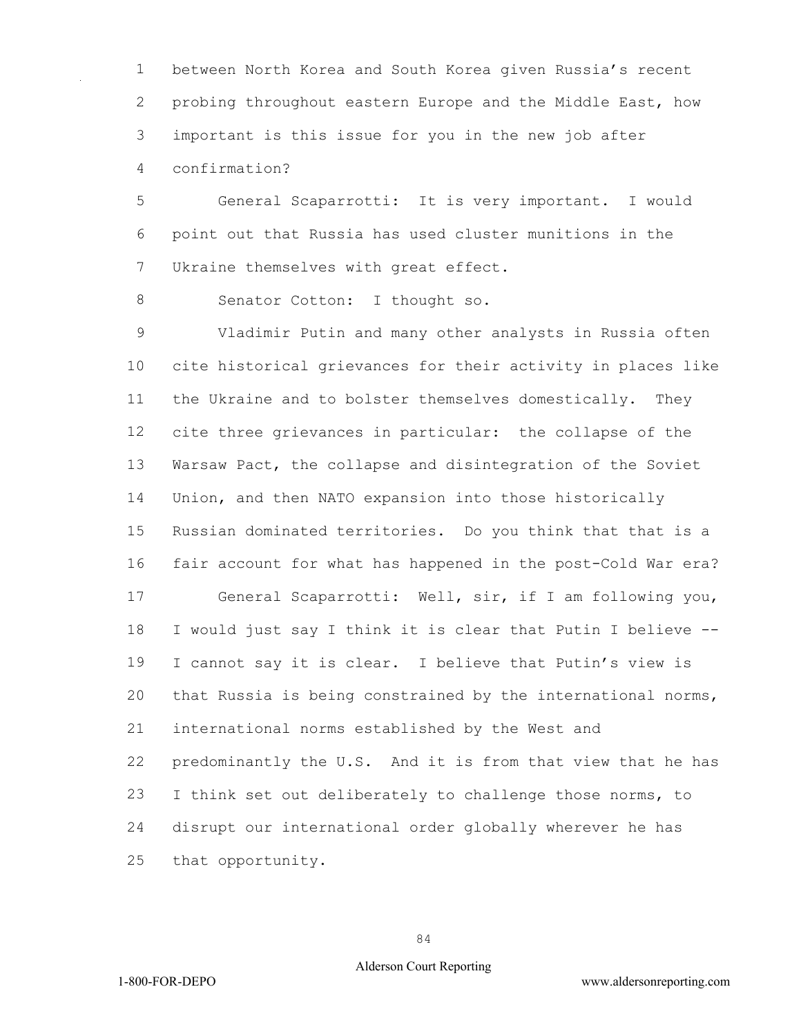between North Korea and South Korea given Russia's recent probing throughout eastern Europe and the Middle East, how important is this issue for you in the new job after confirmation?

General Scaparrotti: It is very important. I would point out that Russia has used cluster munitions in the Ukraine themselves with great effect.

Senator Cotton: I thought so.

Vladimir Putin and many other analysts in Russia often cite historical grievances for their activity in places like the Ukraine and to bolster themselves domestically. They cite three grievances in particular: the collapse of the Warsaw Pact, the collapse and disintegration of the Soviet Union, and then NATO expansion into those historically Russian dominated territories. Do you think that that is a fair account for what has happened in the post-Cold War era?

General Scaparrotti: Well, sir, if I am following you, I would just say I think it is clear that Putin I believe -- I cannot say it is clear. I believe that Putin's view is that Russia is being constrained by the international norms, international norms established by the West and predominantly the U.S. And it is from that view that he has I think set out deliberately to challenge those norms, to disrupt our international order globally wherever he has that opportunity.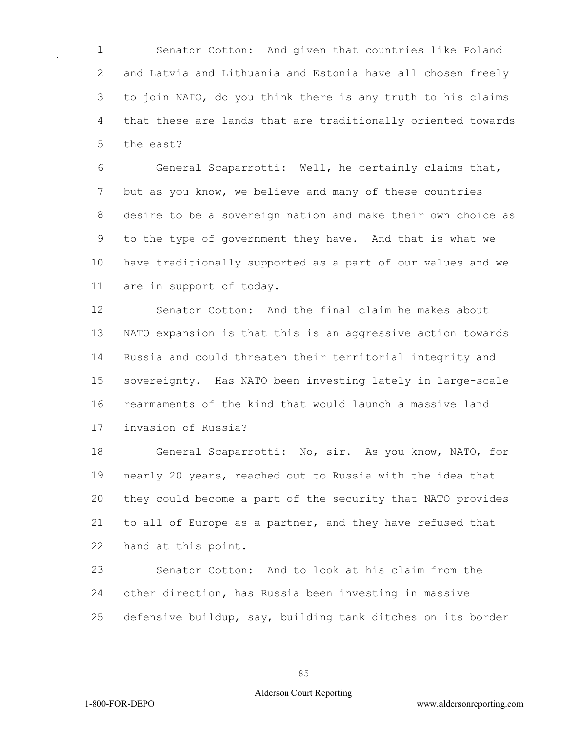Senator Cotton: And given that countries like Poland and Latvia and Lithuania and Estonia have all chosen freely to join NATO, do you think there is any truth to his claims that these are lands that are traditionally oriented towards the east?

General Scaparrotti: Well, he certainly claims that, but as you know, we believe and many of these countries desire to be a sovereign nation and make their own choice as to the type of government they have. And that is what we have traditionally supported as a part of our values and we are in support of today.

Senator Cotton: And the final claim he makes about NATO expansion is that this is an aggressive action towards Russia and could threaten their territorial integrity and sovereignty. Has NATO been investing lately in large-scale rearmaments of the kind that would launch a massive land invasion of Russia?

General Scaparrotti: No, sir. As you know, NATO, for nearly 20 years, reached out to Russia with the idea that they could become a part of the security that NATO provides to all of Europe as a partner, and they have refused that hand at this point.

Senator Cotton: And to look at his claim from the other direction, has Russia been investing in massive defensive buildup, say, building tank ditches on its border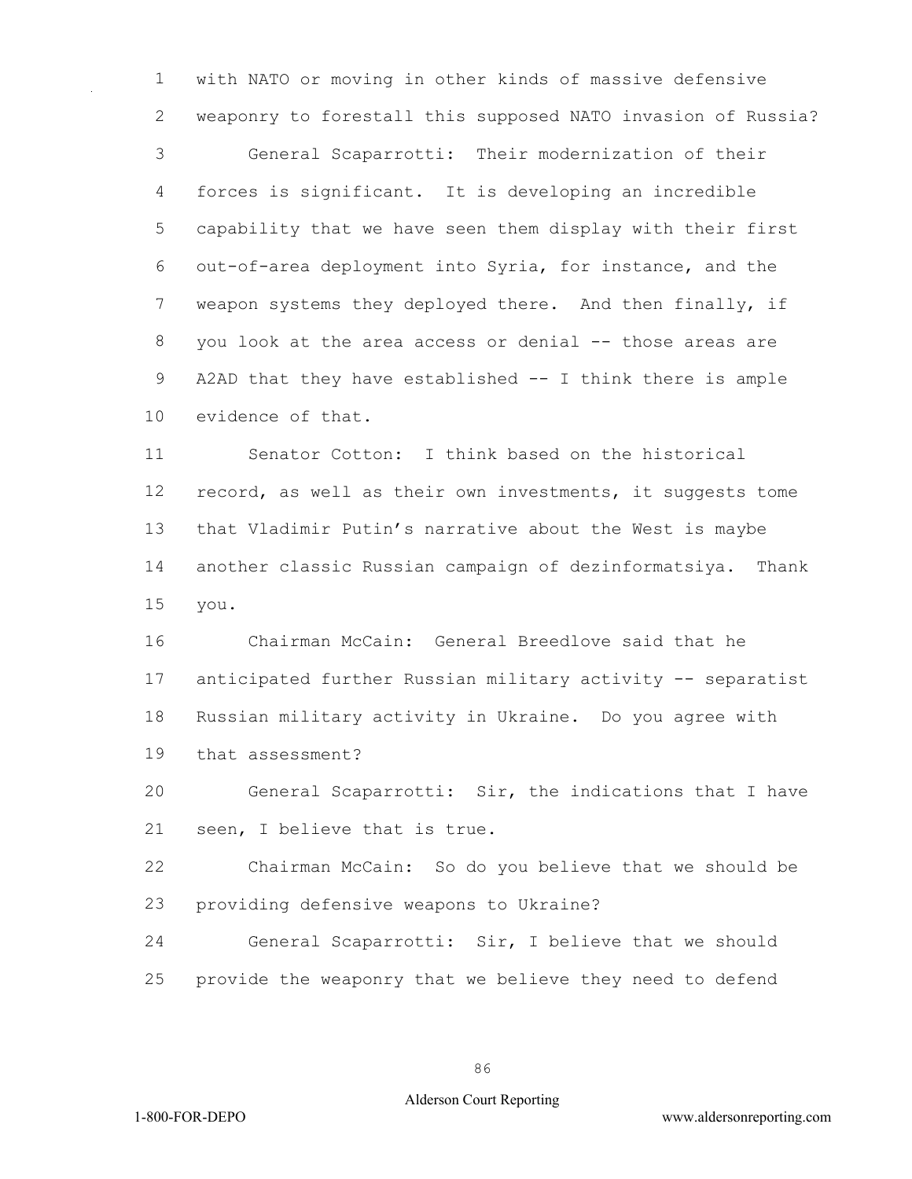with NATO or moving in other kinds of massive defensive weaponry to forestall this supposed NATO invasion of Russia?

General Scaparrotti: Their modernization of their forces is significant. It is developing an incredible capability that we have seen them display with their first out-of-area deployment into Syria, for instance, and the weapon systems they deployed there. And then finally, if you look at the area access or denial -- those areas are A2AD that they have established -- I think there is ample evidence of that.

Senator Cotton: I think based on the historical record, as well as their own investments, it suggests tome that Vladimir Putin's narrative about the West is maybe another classic Russian campaign of dezinformatsiya. Thank you.

Chairman McCain: General Breedlove said that he anticipated further Russian military activity -- separatist Russian military activity in Ukraine. Do you agree with that assessment?

General Scaparrotti: Sir, the indications that I have seen, I believe that is true.

Chairman McCain: So do you believe that we should be providing defensive weapons to Ukraine?

General Scaparrotti: Sir, I believe that we should provide the weaponry that we believe they need to defend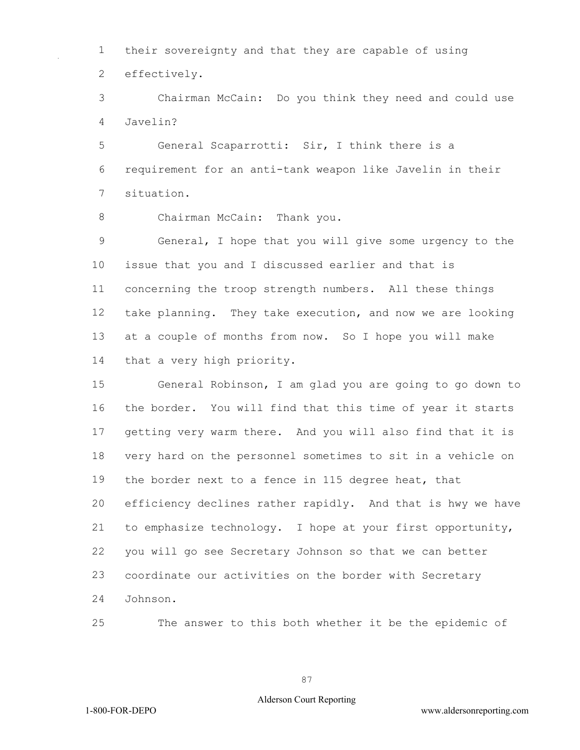their sovereignty and that they are capable of using effectively.

Chairman McCain: Do you think they need and could use Javelin?

General Scaparrotti: Sir, I think there is a requirement for an anti-tank weapon like Javelin in their situation.

Chairman McCain: Thank you.

General, I hope that you will give some urgency to the issue that you and I discussed earlier and that is concerning the troop strength numbers. All these things take planning. They take execution, and now we are looking at a couple of months from now. So I hope you will make that a very high priority.

General Robinson, I am glad you are going to go down to the border. You will find that this time of year it starts getting very warm there. And you will also find that it is very hard on the personnel sometimes to sit in a vehicle on the border next to a fence in 115 degree heat, that efficiency declines rather rapidly. And that is hwy we have to emphasize technology. I hope at your first opportunity, you will go see Secretary Johnson so that we can better coordinate our activities on the border with Secretary Johnson.

The answer to this both whether it be the epidemic of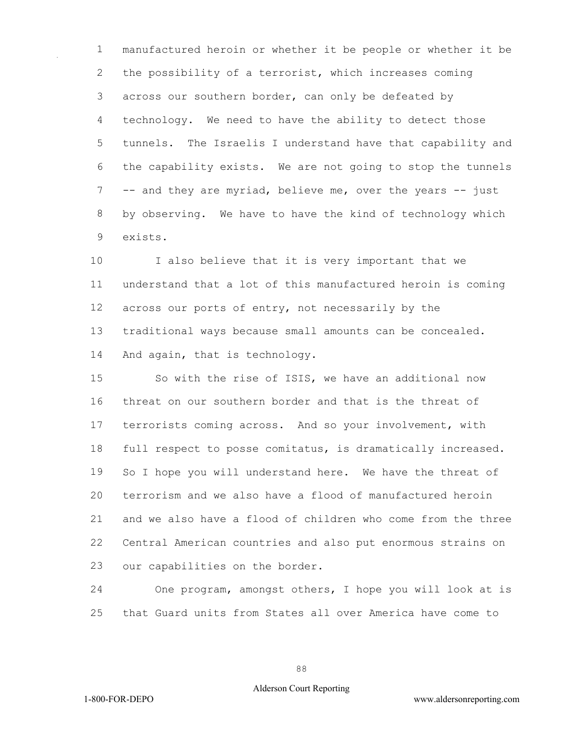manufactured heroin or whether it be people or whether it be the possibility of a terrorist, which increases coming across our southern border, can only be defeated by technology. We need to have the ability to detect those tunnels. The Israelis I understand have that capability and the capability exists. We are not going to stop the tunnels -- and they are myriad, believe me, over the years -- just by observing. We have to have the kind of technology which exists.

I also believe that it is very important that we understand that a lot of this manufactured heroin is coming across our ports of entry, not necessarily by the traditional ways because small amounts can be concealed. And again, that is technology.

So with the rise of ISIS, we have an additional now threat on our southern border and that is the threat of terrorists coming across. And so your involvement, with full respect to posse comitatus, is dramatically increased. So I hope you will understand here. We have the threat of terrorism and we also have a flood of manufactured heroin and we also have a flood of children who come from the three Central American countries and also put enormous strains on our capabilities on the border.

One program, amongst others, I hope you will look at is that Guard units from States all over America have come to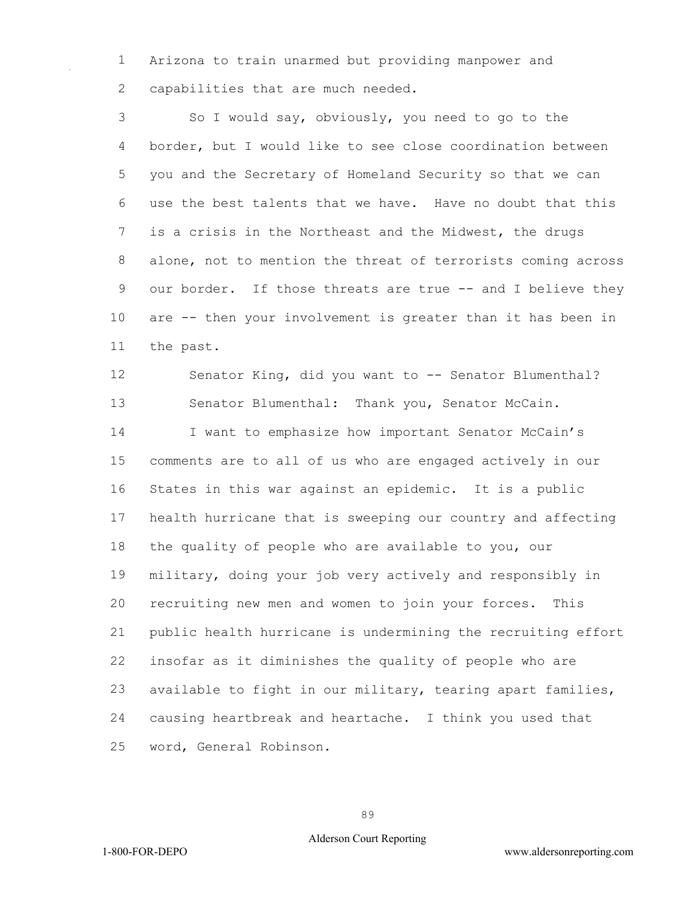Arizona to train unarmed but providing manpower and capabilities that are much needed.

So I would say, obviously, you need to go to the border, but I would like to see close coordination between you and the Secretary of Homeland Security so that we can use the best talents that we have. Have no doubt that this is a crisis in the Northeast and the Midwest, the drugs alone, not to mention the threat of terrorists coming across our border. If those threats are true -- and I believe they are -- then your involvement is greater than it has been in the past.

Senator King, did you want to -- Senator Blumenthal?

Senator Blumenthal: Thank you, Senator McCain.

I want to emphasize how important Senator McCain's comments are to all of us who are engaged actively in our States in this war against an epidemic. It is a public health hurricane that is sweeping our country and affecting the quality of people who are available to you, our military, doing your job very actively and responsibly in recruiting new men and women to join your forces. This public health hurricane is undermining the recruiting effort insofar as it diminishes the quality of people who are available to fight in our military, tearing apart families, causing heartbreak and heartache. I think you used that word, General Robinson.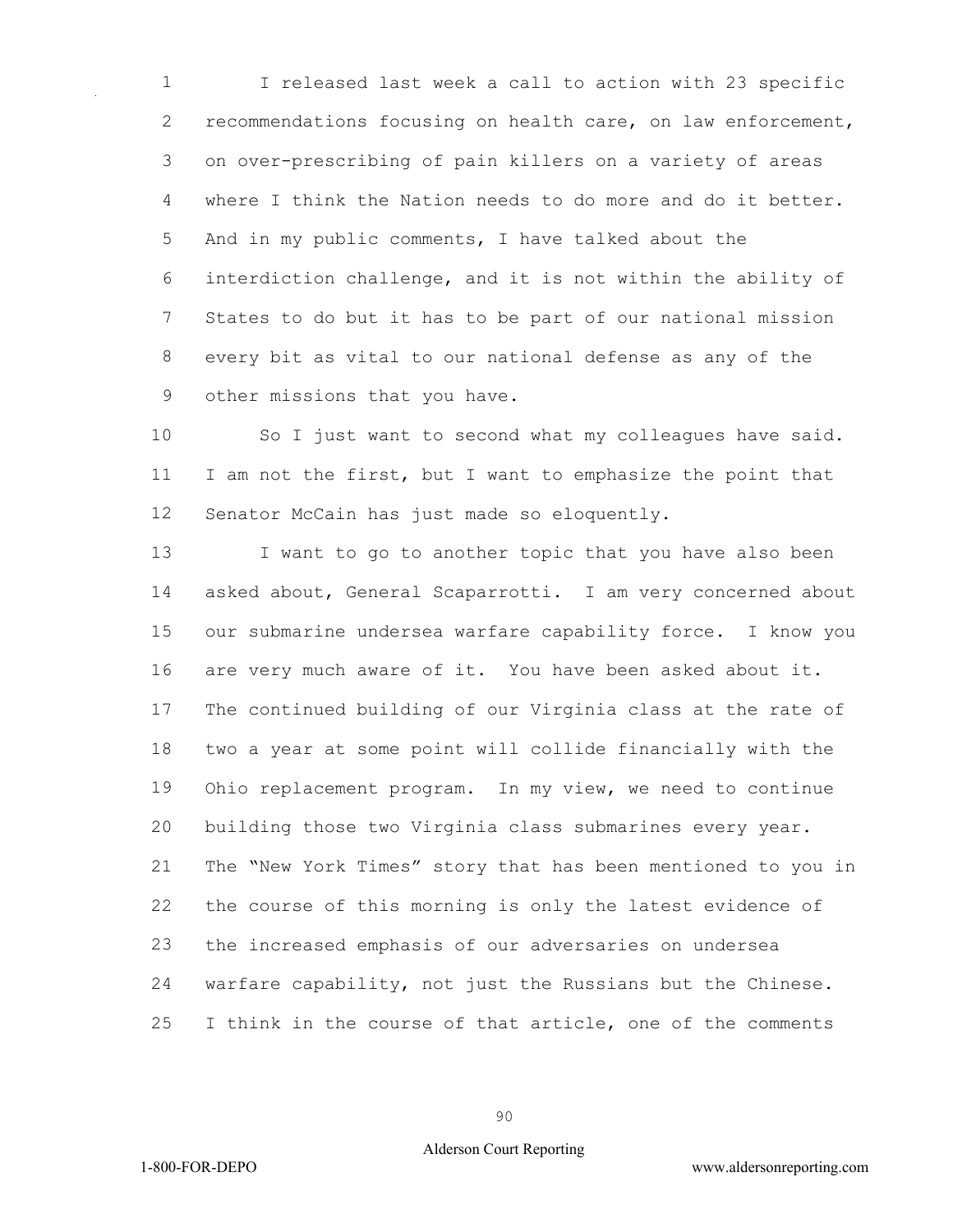I released last week a call to action with 23 specific recommendations focusing on health care, on law enforcement, on over-prescribing of pain killers on a variety of areas where I think the Nation needs to do more and do it better. And in my public comments, I have talked about the interdiction challenge, and it is not within the ability of States to do but it has to be part of our national mission every bit as vital to our national defense as any of the other missions that you have.

So I just want to second what my colleagues have said. I am not the first, but I want to emphasize the point that Senator McCain has just made so eloquently.

I want to go to another topic that you have also been asked about, General Scaparrotti. I am very concerned about our submarine undersea warfare capability force. I know you are very much aware of it. You have been asked about it. The continued building of our Virginia class at the rate of two a year at some point will collide financially with the Ohio replacement program. In my view, we need to continue building those two Virginia class submarines every year. The "New York Times" story that has been mentioned to you in the course of this morning is only the latest evidence of the increased emphasis of our adversaries on undersea warfare capability, not just the Russians but the Chinese. I think in the course of that article, one of the comments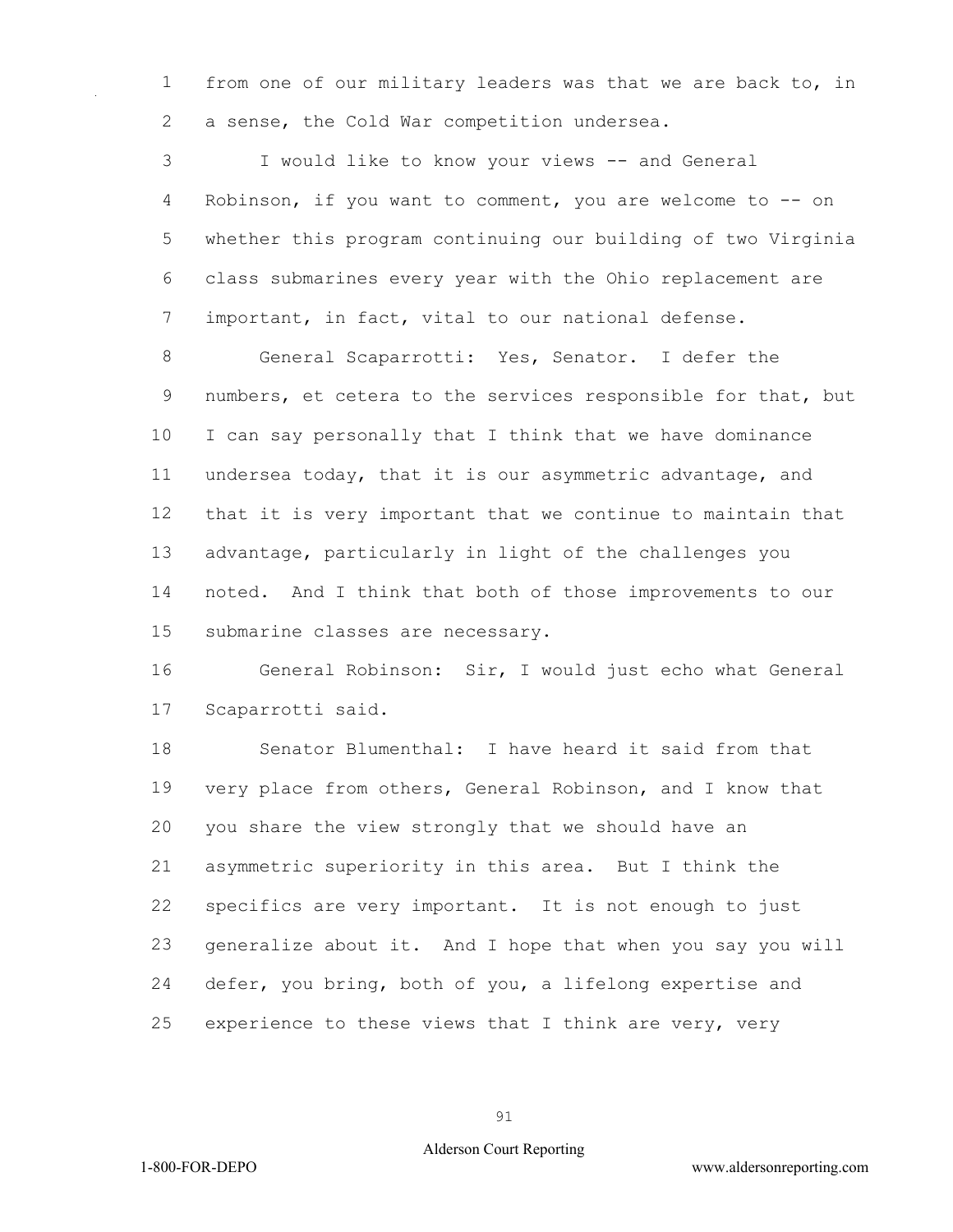from one of our military leaders was that we are back to, in a sense, the Cold War competition undersea.

I would like to know your views -- and General Robinson, if you want to comment, you are welcome to -- on whether this program continuing our building of two Virginia class submarines every year with the Ohio replacement are important, in fact, vital to our national defense.

General Scaparrotti: Yes, Senator. I defer the numbers, et cetera to the services responsible for that, but I can say personally that I think that we have dominance undersea today, that it is our asymmetric advantage, and that it is very important that we continue to maintain that advantage, particularly in light of the challenges you noted. And I think that both of those improvements to our submarine classes are necessary.

General Robinson: Sir, I would just echo what General Scaparrotti said.

Senator Blumenthal: I have heard it said from that very place from others, General Robinson, and I know that you share the view strongly that we should have an asymmetric superiority in this area. But I think the specifics are very important. It is not enough to just generalize about it. And I hope that when you say you will defer, you bring, both of you, a lifelong expertise and experience to these views that I think are very, very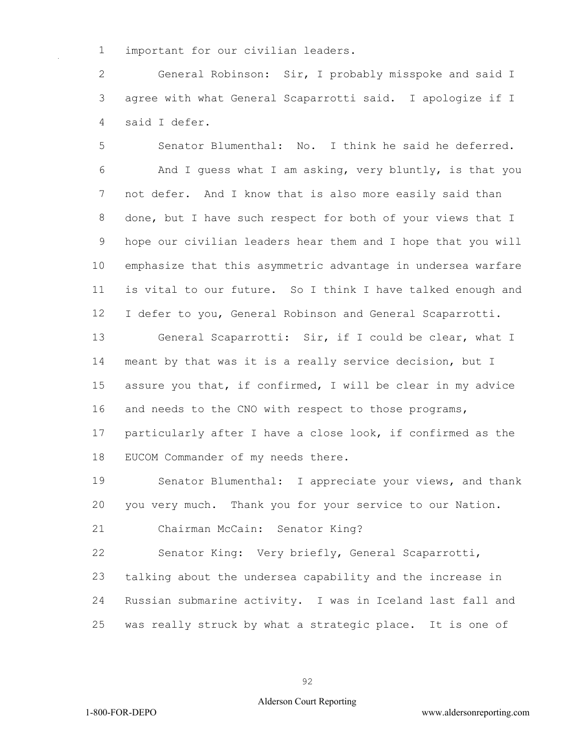important for our civilian leaders.

General Robinson: Sir, I probably misspoke and said I agree with what General Scaparrotti said. I apologize if I said I defer.

Senator Blumenthal: No. I think he said he deferred. And I guess what I am asking, very bluntly, is that you not defer. And I know that is also more easily said than done, but I have such respect for both of your views that I hope our civilian leaders hear them and I hope that you will emphasize that this asymmetric advantage in undersea warfare is vital to our future. So I think I have talked enough and I defer to you, General Robinson and General Scaparrotti.

General Scaparrotti: Sir, if I could be clear, what I meant by that was it is a really service decision, but I assure you that, if confirmed, I will be clear in my advice and needs to the CNO with respect to those programs, particularly after I have a close look, if confirmed as the EUCOM Commander of my needs there.

Senator Blumenthal: I appreciate your views, and thank you very much. Thank you for your service to our Nation.

Chairman McCain: Senator King?

Senator King: Very briefly, General Scaparrotti, talking about the undersea capability and the increase in Russian submarine activity. I was in Iceland last fall and was really struck by what a strategic place. It is one of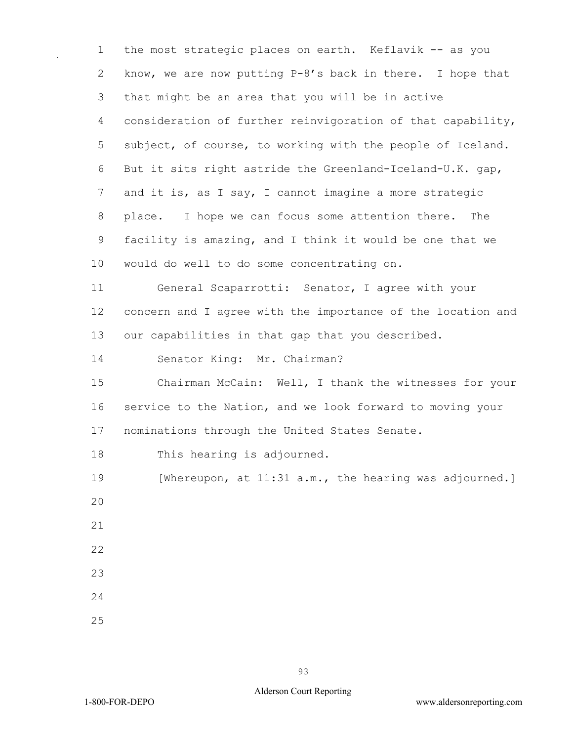the most strategic places on earth. Keflavik -- as you know, we are now putting P-8's back in there. I hope that that might be an area that you will be in active consideration of further reinvigoration of that capability, subject, of course, to working with the people of Iceland. But it sits right astride the Greenland-Iceland-U.K. gap, and it is, as I say, I cannot imagine a more strategic place. I hope we can focus some attention there. The facility is amazing, and I think it would be one that we would do well to do some concentrating on.

General Scaparrotti: Senator, I agree with your concern and I agree with the importance of the location and our capabilities in that gap that you described.

Senator King: Mr. Chairman?

Chairman McCain: Well, I thank the witnesses for your service to the Nation, and we look forward to moving your nominations through the United States Senate.

This hearing is adjourned.

[Whereupon, at 11:31 a.m., the hearing was adjourned.]